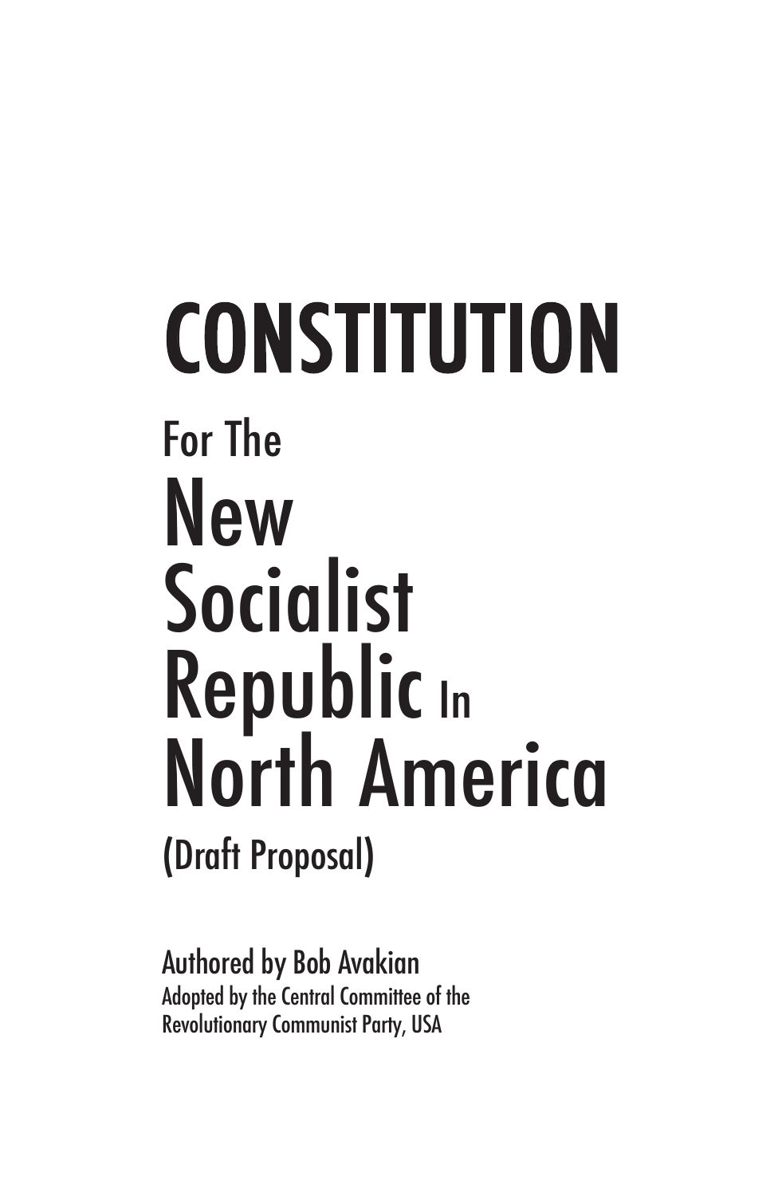# CONSTITUTION

## For The New Socialist Republic In North America

### (Draft Proposal)

Authored by Bob Avakian

Adopted by the Central Committee of the Revolutionary Communist Party, USA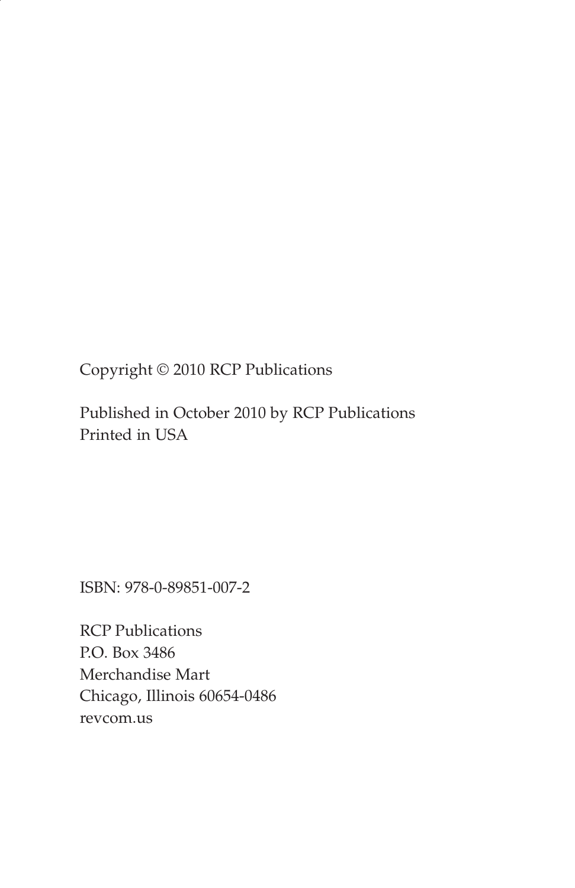Copyright © 2010 RCP Publications

Published in October 2010 by RCP Publications
Printed in USA

ISBN: 978-0-89851-007-2

RCP Publications
P.O. Box 3486
Merchandise Mart
Chicago, Illinois 60654-0486
revcom.us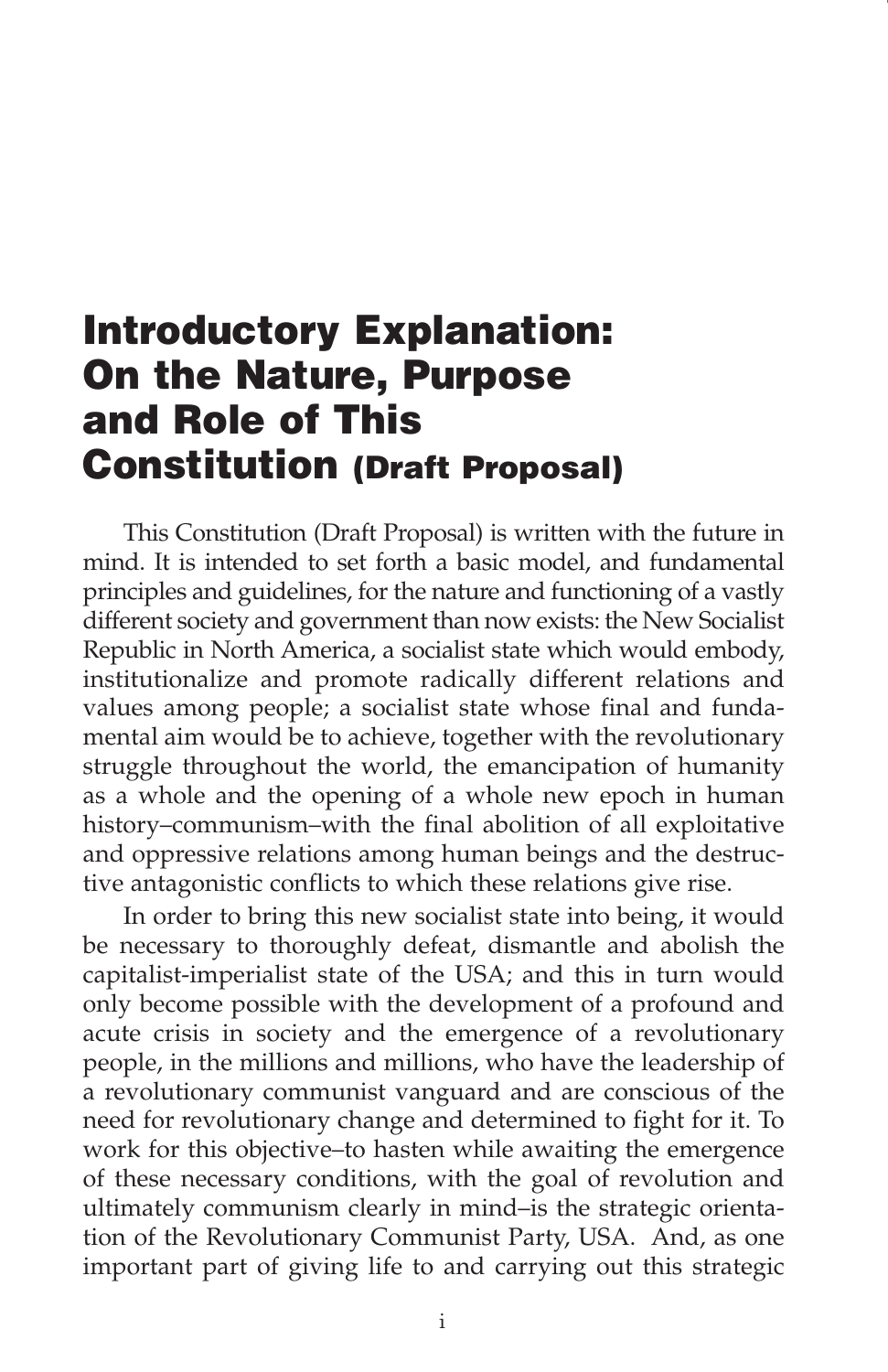# Introductory Explanation: On the Nature, Purpose and Role of This Constitution (Draft Proposal)

This Constitution (Draft Proposal) is written with the future in mind. It is intended to set forth a basic model, and fundamental principles and guidelines, for the nature and functioning of a vastly different society and government than now exists: the New Socialist Republic in North America, a socialist state which would embody, institutionalize and promote radically different relations and values among people; a socialist state whose final and fundamental aim would be to achieve, together with the revolutionary struggle throughout the world, the emancipation of humanity as a whole and the opening of a whole new epoch in human history–communism–with the final abolition of all exploitative and oppressive relations among human beings and the destructive antagonistic conflicts to which these relations give rise.

In order to bring this new socialist state into being, it would be necessary to thoroughly defeat, dismantle and abolish the capitalist-imperialist state of the USA; and this in turn would only become possible with the development of a profound and acute crisis in society and the emergence of a revolutionary people, in the millions and millions, who have the leadership of a revolutionary communist vanguard and are conscious of the need for revolutionary change and determined to fight for it. To work for this objective–to hasten while awaiting the emergence of these necessary conditions, with the goal of revolution and ultimately communism clearly in mind–is the strategic orientation of the Revolutionary Communist Party, USA. And, as one important part of giving life to and carrying out this strategic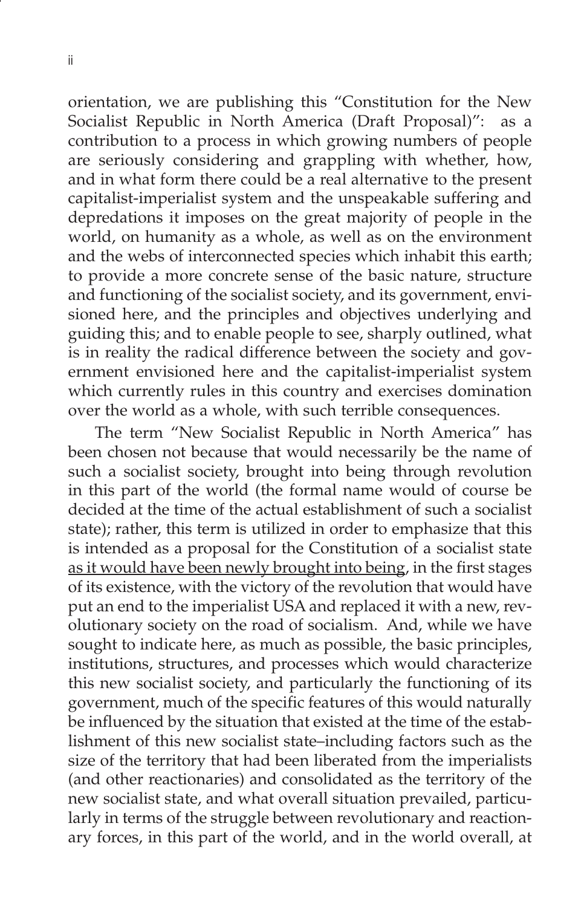orientation, we are publishing this "Constitution for the New Socialist Republic in North America (Draft Proposal)": as a contribution to a process in which growing numbers of people are seriously considering and grappling with whether, how, and in what form there could be a real alternative to the present capitalist-imperialist system and the unspeakable suffering and depredations it imposes on the great majority of people in the world, on humanity as a whole, as well as on the environment and the webs of interconnected species which inhabit this earth; to provide a more concrete sense of the basic nature, structure and functioning of the socialist society, and its government, envisioned here, and the principles and objectives underlying and guiding this; and to enable people to see, sharply outlined, what is in reality the radical difference between the society and government envisioned here and the capitalist-imperialist system which currently rules in this country and exercises domination over the world as a whole, with such terrible consequences.

The term "New Socialist Republic in North America" has been chosen not because that would necessarily be the name of such a socialist society, brought into being through revolution in this part of the world (the formal name would of course be decided at the time of the actual establishment of such a socialist state); rather, this term is utilized in order to emphasize that this is intended as a proposal for the Constitution of a socialist state <u>as it would have been newly brought into being</u>, in the first stages of its existence, with the victory of the revolution that would have put an end to the imperialist USA and replaced it with a new, revolutionary society on the road of socialism. And, while we have sought to indicate here, as much as possible, the basic principles, institutions, structures, and processes which would characterize this new socialist society, and particularly the functioning of its government, much of the specific features of this would naturally be influenced by the situation that existed at the time of the establishment of this new socialist state–including factors such as the size of the territory that had been liberated from the imperialists (and other reactionaries) and consolidated as the territory of the new socialist state, and what overall situation prevailed, particularly in terms of the struggle between revolutionary and reactionary forces, in this part of the world, and in the world overall, at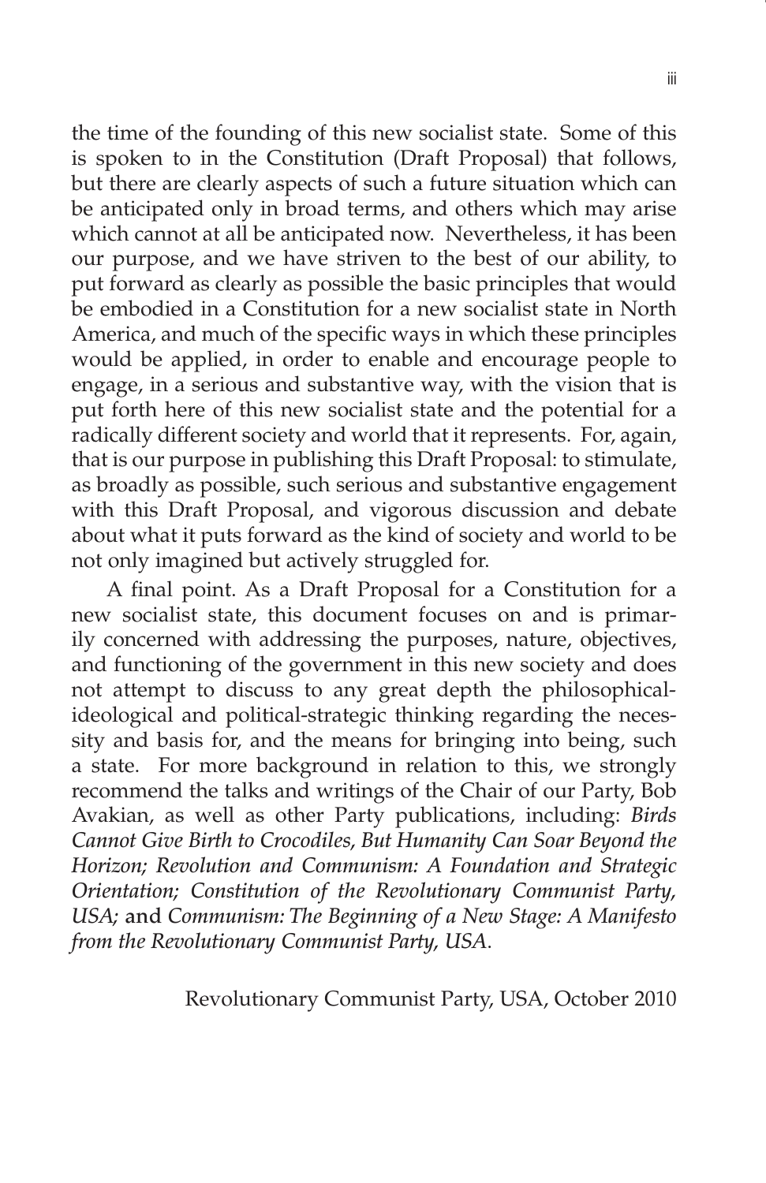the time of the founding of this new socialist state. Some of this is spoken to in the Constitution (Draft Proposal) that follows, but there are clearly aspects of such a future situation which can be anticipated only in broad terms, and others which may arise which cannot at all be anticipated now. Nevertheless, it has been our purpose, and we have striven to the best of our ability, to put forward as clearly as possible the basic principles that would be embodied in a Constitution for a new socialist state in North America, and much of the specific ways in which these principles would be applied, in order to enable and encourage people to engage, in a serious and substantive way, with the vision that is put forth here of this new socialist state and the potential for a radically different society and world that it represents. For, again, that is our purpose in publishing this Draft Proposal: to stimulate, as broadly as possible, such serious and substantive engagement with this Draft Proposal, and vigorous discussion and debate about what it puts forward as the kind of society and world to be not only imagined but actively struggled for.

A final point. As a Draft Proposal for a Constitution for a new socialist state, this document focuses on and is primarily concerned with addressing the purposes, nature, objectives, and functioning of the government in this new society and does not attempt to discuss to any great depth the philosophical-ideological and political-strategic thinking regarding the necessity and basis for, and the means for bringing into being, such a state. For more background in relation to this, we strongly recommend the talks and writings of the Chair of our Party, Bob Avakian, as well as other Party publications, including: *Birds Cannot Give Birth to Crocodiles, But Humanity Can Soar Beyond the Horizon; Revolution and Communism: A Foundation and Strategic Orientation; Constitution of the Revolutionary Communist Party, USA;* and *Communism: The Beginning of a New Stage: A Manifesto from the Revolutionary Communist Party, USA.*

Revolutionary Communist Party, USA, October 2010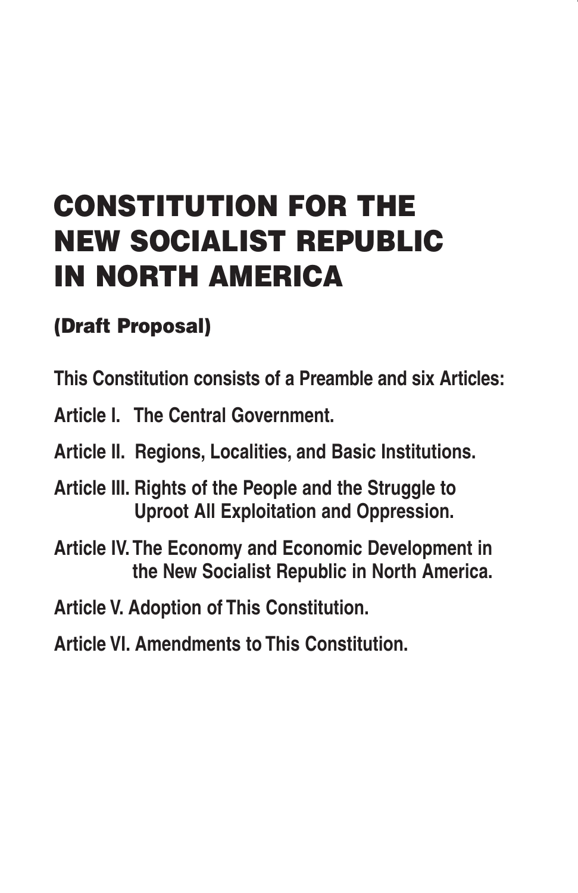# CONSTITUTION FOR THE NEW SOCIALIST REPUBLIC IN NORTH AMERICA

## (Draft Proposal)

**This Constitution consists of a Preamble and six Articles:**

**Article I. The Central Government.**

**Article II. Regions, Localities, and Basic Institutions.**

**Article III. Rights of the People and the Struggle to Uproot All Exploitation and Oppression.**

**Article IV. The Economy and Economic Development in the New Socialist Republic in North America.**

**Article V. Adoption of This Constitution.**

**Article VI. Amendments to This Constitution.**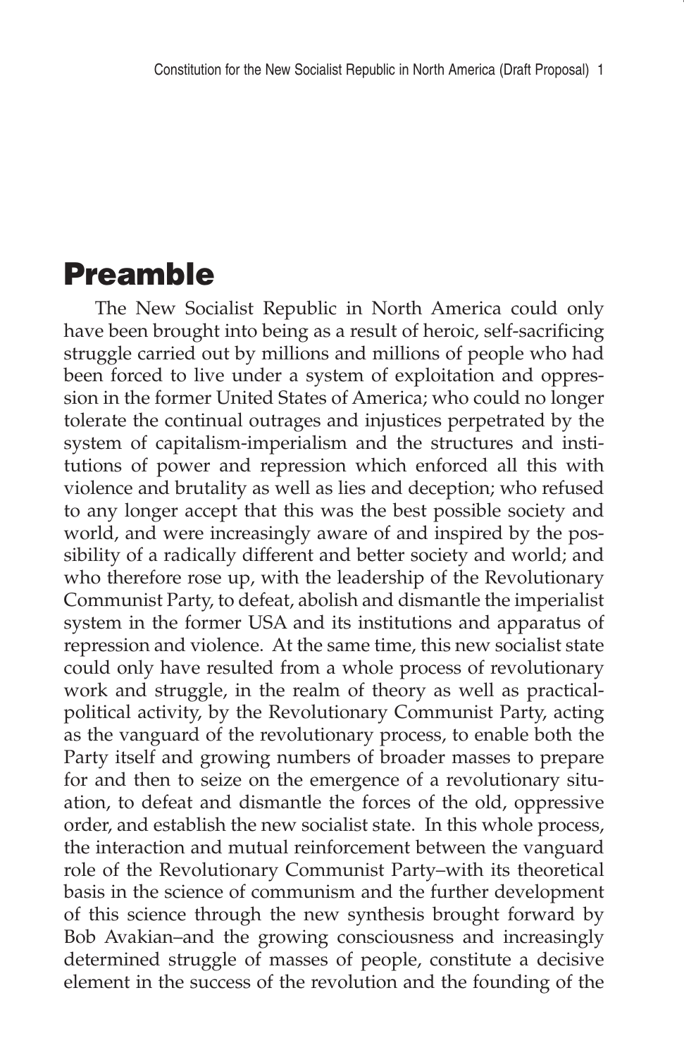# Preamble

The New Socialist Republic in North America could only have been brought into being as a result of heroic, self-sacrificing struggle carried out by millions and millions of people who had been forced to live under a system of exploitation and oppression in the former United States of America; who could no longer tolerate the continual outrages and injustices perpetrated by the system of capitalism-imperialism and the structures and institutions of power and repression which enforced all this with violence and brutality as well as lies and deception; who refused to any longer accept that this was the best possible society and world, and were increasingly aware of and inspired by the possibility of a radically different and better society and world; and who therefore rose up, with the leadership of the Revolutionary Communist Party, to defeat, abolish and dismantle the imperialist system in the former USA and its institutions and apparatus of repression and violence. At the same time, this new socialist state could only have resulted from a whole process of revolutionary work and struggle, in the realm of theory as well as practical-political activity, by the Revolutionary Communist Party, acting as the vanguard of the revolutionary process, to enable both the Party itself and growing numbers of broader masses to prepare for and then to seize on the emergence of a revolutionary situation, to defeat and dismantle the forces of the old, oppressive order, and establish the new socialist state. In this whole process, the interaction and mutual reinforcement between the vanguard role of the Revolutionary Communist Party–with its theoretical basis in the science of communism and the further development of this science through the new synthesis brought forward by Bob Avakian–and the growing consciousness and increasingly determined struggle of masses of people, constitute a decisive element in the success of the revolution and the founding of the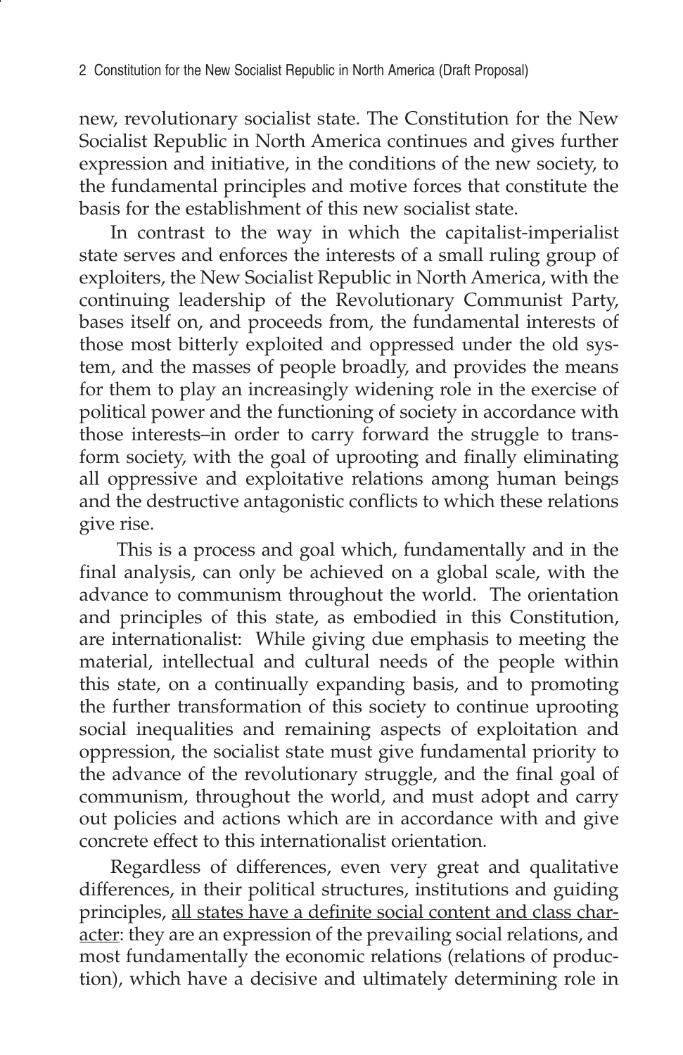new, revolutionary socialist state. The Constitution for the New Socialist Republic in North America continues and gives further expression and initiative, in the conditions of the new society, to the fundamental principles and motive forces that constitute the basis for the establishment of this new socialist state.

In contrast to the way in which the capitalist-imperialist state serves and enforces the interests of a small ruling group of exploiters, the New Socialist Republic in North America, with the continuing leadership of the Revolutionary Communist Party, bases itself on, and proceeds from, the fundamental interests of those most bitterly exploited and oppressed under the old system, and the masses of people broadly, and provides the means for them to play an increasingly widening role in the exercise of political power and the functioning of society in accordance with those interests–in order to carry forward the struggle to transform society, with the goal of uprooting and finally eliminating all oppressive and exploitative relations among human beings and the destructive antagonistic conflicts to which these relations give rise.

This is a process and goal which, fundamentally and in the final analysis, can only be achieved on a global scale, with the advance to communism throughout the world. The orientation and principles of this state, as embodied in this Constitution, are internationalist: While giving due emphasis to meeting the material, intellectual and cultural needs of the people within this state, on a continually expanding basis, and to promoting the further transformation of this society to continue uprooting social inequalities and remaining aspects of exploitation and oppression, the socialist state must give fundamental priority to the advance of the revolutionary struggle, and the final goal of communism, throughout the world, and must adopt and carry out policies and actions which are in accordance with and give concrete effect to this internationalist orientation.

Regardless of differences, even very great and qualitative differences, in their political structures, institutions and guiding principles, <u>all states have a definite social content and class character</u>: they are an expression of the prevailing social relations, and most fundamentally the economic relations (relations of production), which have a decisive and ultimately determining role in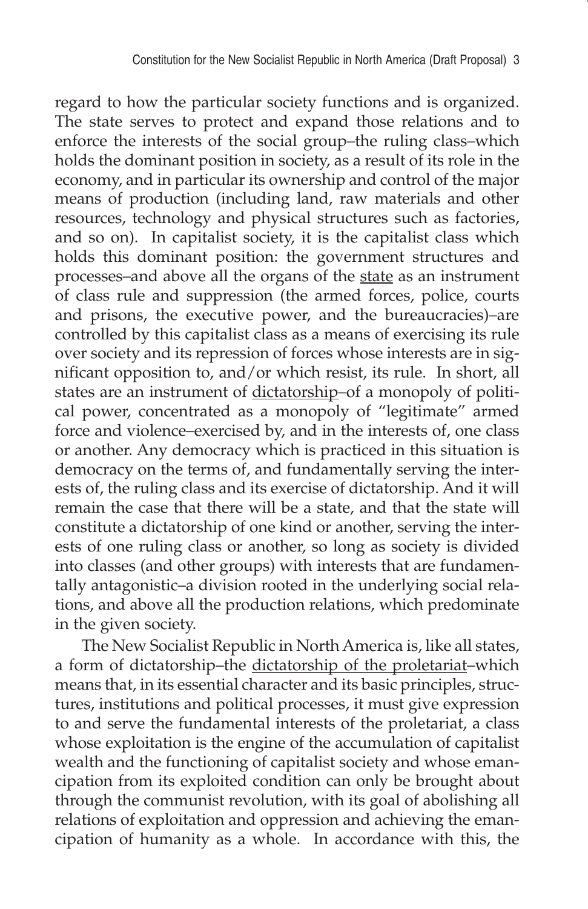regard to how the particular society functions and is organized. The state serves to protect and expand those relations and to enforce the interests of the social group–the ruling class–which holds the dominant position in society, as a result of its role in the economy, and in particular its ownership and control of the major means of production (including land, raw materials and other resources, technology and physical structures such as factories, and so on). In capitalist society, it is the capitalist class which holds this dominant position: the government structures and processes–and above all the organs of the <u>state</u> as an instrument of class rule and suppression (the armed forces, police, courts and prisons, the executive power, and the bureaucracies)–are controlled by this capitalist class as a means of exercising its rule over society and its repression of forces whose interests are in significant opposition to, and/or which resist, its rule. In short, all states are an instrument of <u>dictatorship</u>–of a monopoly of political power, concentrated as a monopoly of "legitimate" armed force and violence–exercised by, and in the interests of, one class or another. Any democracy which is practiced in this situation is democracy on the terms of, and fundamentally serving the interests of, the ruling class and its exercise of dictatorship. And it will remain the case that there will be a state, and that the state will constitute a dictatorship of one kind or another, serving the interests of one ruling class or another, so long as society is divided into classes (and other groups) with interests that are fundamentally antagonistic–a division rooted in the underlying social relations, and above all the production relations, which predominate in the given society.

The New Socialist Republic in North America is, like all states, a form of dictatorship–the <u>dictatorship of the proletariat</u>–which means that, in its essential character and its basic principles, structures, institutions and political processes, it must give expression to and serve the fundamental interests of the proletariat, a class whose exploitation is the engine of the accumulation of capitalist wealth and the functioning of capitalist society and whose emancipation from its exploited condition can only be brought about through the communist revolution, with its goal of abolishing all relations of exploitation and oppression and achieving the emancipation of humanity as a whole. In accordance with this, the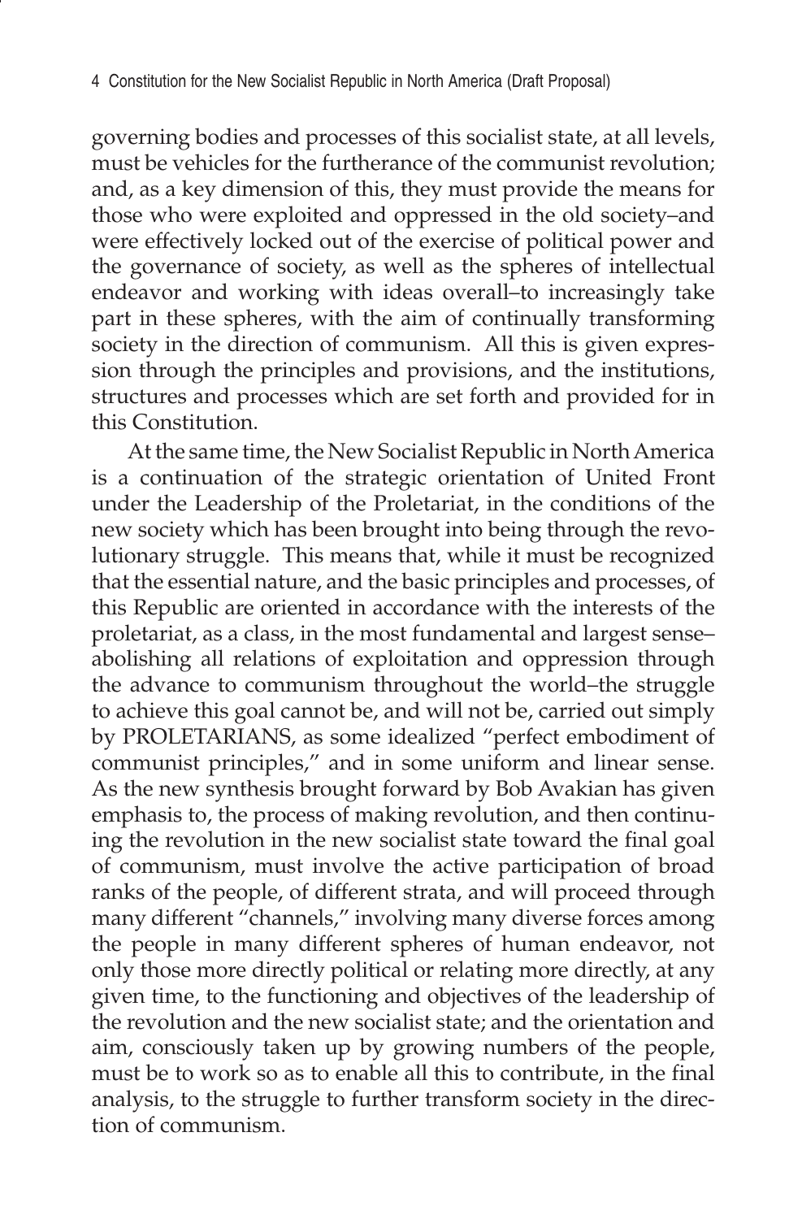governing bodies and processes of this socialist state, at all levels, must be vehicles for the furtherance of the communist revolution; and, as a key dimension of this, they must provide the means for those who were exploited and oppressed in the old society–and were effectively locked out of the exercise of political power and the governance of society, as well as the spheres of intellectual endeavor and working with ideas overall–to increasingly take part in these spheres, with the aim of continually transforming society in the direction of communism. All this is given expression through the principles and provisions, and the institutions, structures and processes which are set forth and provided for in this Constitution.

At the same time, the New Socialist Republic in North America is a continuation of the strategic orientation of United Front under the Leadership of the Proletariat, in the conditions of the new society which has been brought into being through the revolutionary struggle. This means that, while it must be recognized that the essential nature, and the basic principles and processes, of this Republic are oriented in accordance with the interests of the proletariat, as a class, in the most fundamental and largest sense–abolishing all relations of exploitation and oppression through the advance to communism throughout the world–the struggle to achieve this goal cannot be, and will not be, carried out simply by PROLETARIANS, as some idealized "perfect embodiment of communist principles," and in some uniform and linear sense. As the new synthesis brought forward by Bob Avakian has given emphasis to, the process of making revolution, and then continuing the revolution in the new socialist state toward the final goal of communism, must involve the active participation of broad ranks of the people, of different strata, and will proceed through many different "channels," involving many diverse forces among the people in many different spheres of human endeavor, not only those more directly political or relating more directly, at any given time, to the functioning and objectives of the leadership of the revolution and the new socialist state; and the orientation and aim, consciously taken up by growing numbers of the people, must be to work so as to enable all this to contribute, in the final analysis, to the struggle to further transform society in the direction of communism.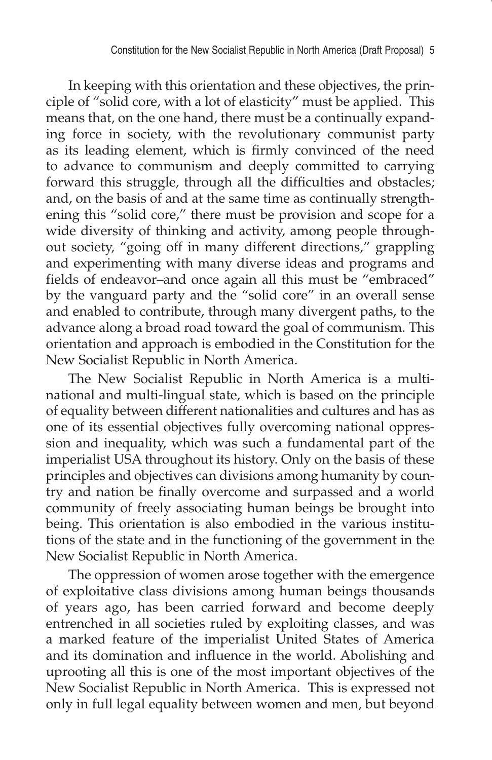In keeping with this orientation and these objectives, the principle of "solid core, with a lot of elasticity" must be applied. This means that, on the one hand, there must be a continually expanding force in society, with the revolutionary communist party as its leading element, which is firmly convinced of the need to advance to communism and deeply committed to carrying forward this struggle, through all the difficulties and obstacles; and, on the basis of and at the same time as continually strengthening this "solid core," there must be provision and scope for a wide diversity of thinking and activity, among people throughout society, "going off in many different directions," grappling and experimenting with many diverse ideas and programs and fields of endeavor–and once again all this must be "embraced" by the vanguard party and the "solid core" in an overall sense and enabled to contribute, through many divergent paths, to the advance along a broad road toward the goal of communism. This orientation and approach is embodied in the Constitution for the New Socialist Republic in North America.

The New Socialist Republic in North America is a multi-national and multi-lingual state, which is based on the principle of equality between different nationalities and cultures and has as one of its essential objectives fully overcoming national oppression and inequality, which was such a fundamental part of the imperialist USA throughout its history. Only on the basis of these principles and objectives can divisions among humanity by country and nation be finally overcome and surpassed and a world community of freely associating human beings be brought into being. This orientation is also embodied in the various institutions of the state and in the functioning of the government in the New Socialist Republic in North America.

The oppression of women arose together with the emergence of exploitative class divisions among human beings thousands of years ago, has been carried forward and become deeply entrenched in all societies ruled by exploiting classes, and was a marked feature of the imperialist United States of America and its domination and influence in the world. Abolishing and uprooting all this is one of the most important objectives of the New Socialist Republic in North America. This is expressed not only in full legal equality between women and men, but beyond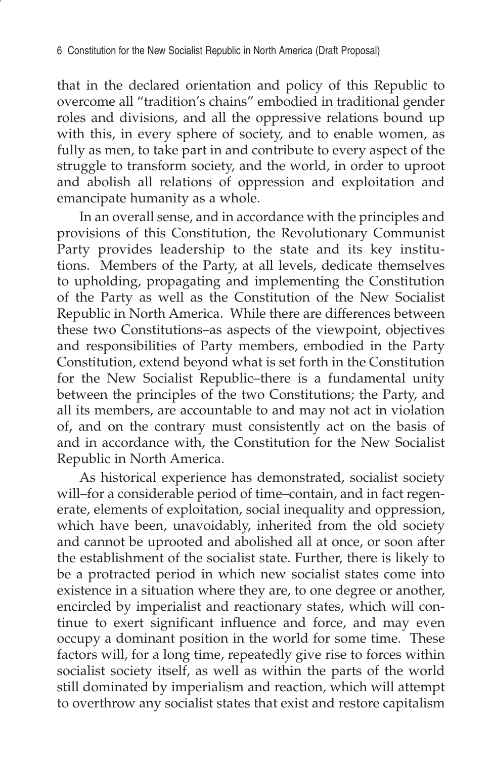that in the declared orientation and policy of this Republic to overcome all "tradition's chains" embodied in traditional gender roles and divisions, and all the oppressive relations bound up with this, in every sphere of society, and to enable women, as fully as men, to take part in and contribute to every aspect of the struggle to transform society, and the world, in order to uproot and abolish all relations of oppression and exploitation and emancipate humanity as a whole.

In an overall sense, and in accordance with the principles and provisions of this Constitution, the Revolutionary Communist Party provides leadership to the state and its key institutions. Members of the Party, at all levels, dedicate themselves to upholding, propagating and implementing the Constitution of the Party as well as the Constitution of the New Socialist Republic in North America. While there are differences between these two Constitutions–as aspects of the viewpoint, objectives and responsibilities of Party members, embodied in the Party Constitution, extend beyond what is set forth in the Constitution for the New Socialist Republic–there is a fundamental unity between the principles of the two Constitutions; the Party, and all its members, are accountable to and may not act in violation of, and on the contrary must consistently act on the basis of and in accordance with, the Constitution for the New Socialist Republic in North America.

As historical experience has demonstrated, socialist society will–for a considerable period of time–contain, and in fact regenerate, elements of exploitation, social inequality and oppression, which have been, unavoidably, inherited from the old society and cannot be uprooted and abolished all at once, or soon after the establishment of the socialist state. Further, there is likely to be a protracted period in which new socialist states come into existence in a situation where they are, to one degree or another, encircled by imperialist and reactionary states, which will continue to exert significant influence and force, and may even occupy a dominant position in the world for some time. These factors will, for a long time, repeatedly give rise to forces within socialist society itself, as well as within the parts of the world still dominated by imperialism and reaction, which will attempt to overthrow any socialist states that exist and restore capitalism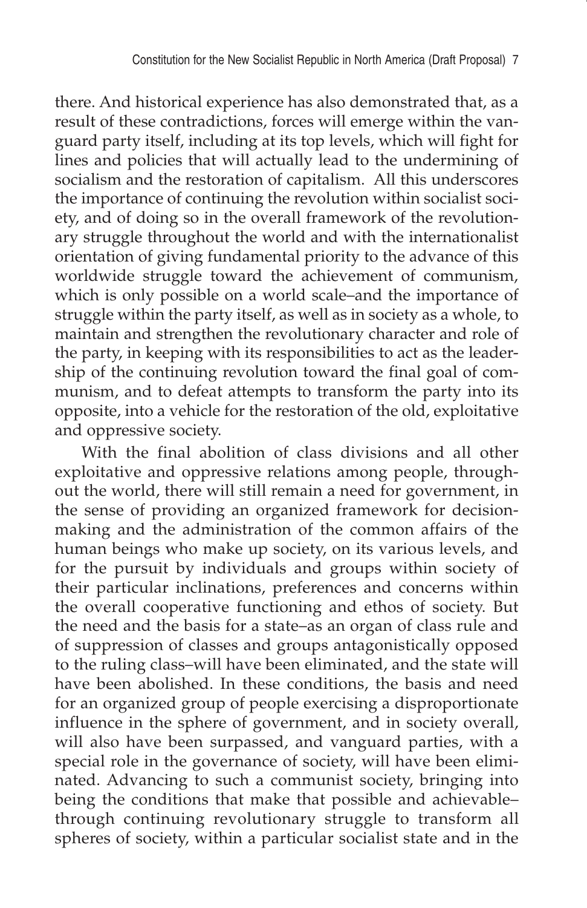there. And historical experience has also demonstrated that, as a result of these contradictions, forces will emerge within the vanguard party itself, including at its top levels, which will fight for lines and policies that will actually lead to the undermining of socialism and the restoration of capitalism. All this underscores the importance of continuing the revolution within socialist society, and of doing so in the overall framework of the revolutionary struggle throughout the world and with the internationalist orientation of giving fundamental priority to the advance of this worldwide struggle toward the achievement of communism, which is only possible on a world scale–and the importance of struggle within the party itself, as well as in society as a whole, to maintain and strengthen the revolutionary character and role of the party, in keeping with its responsibilities to act as the leadership of the continuing revolution toward the final goal of communism, and to defeat attempts to transform the party into its opposite, into a vehicle for the restoration of the old, exploitative and oppressive society.

With the final abolition of class divisions and all other exploitative and oppressive relations among people, throughout the world, there will still remain a need for government, in the sense of providing an organized framework for decision-making and the administration of the common affairs of the human beings who make up society, on its various levels, and for the pursuit by individuals and groups within society of their particular inclinations, preferences and concerns within the overall cooperative functioning and ethos of society. But the need and the basis for a state–as an organ of class rule and of suppression of classes and groups antagonistically opposed to the ruling class–will have been eliminated, and the state will have been abolished. In these conditions, the basis and need for an organized group of people exercising a disproportionate influence in the sphere of government, and in society overall, will also have been surpassed, and vanguard parties, with a special role in the governance of society, will have been eliminated. Advancing to such a communist society, bringing into being the conditions that make that possible and achievable–through continuing revolutionary struggle to transform all spheres of society, within a particular socialist state and in the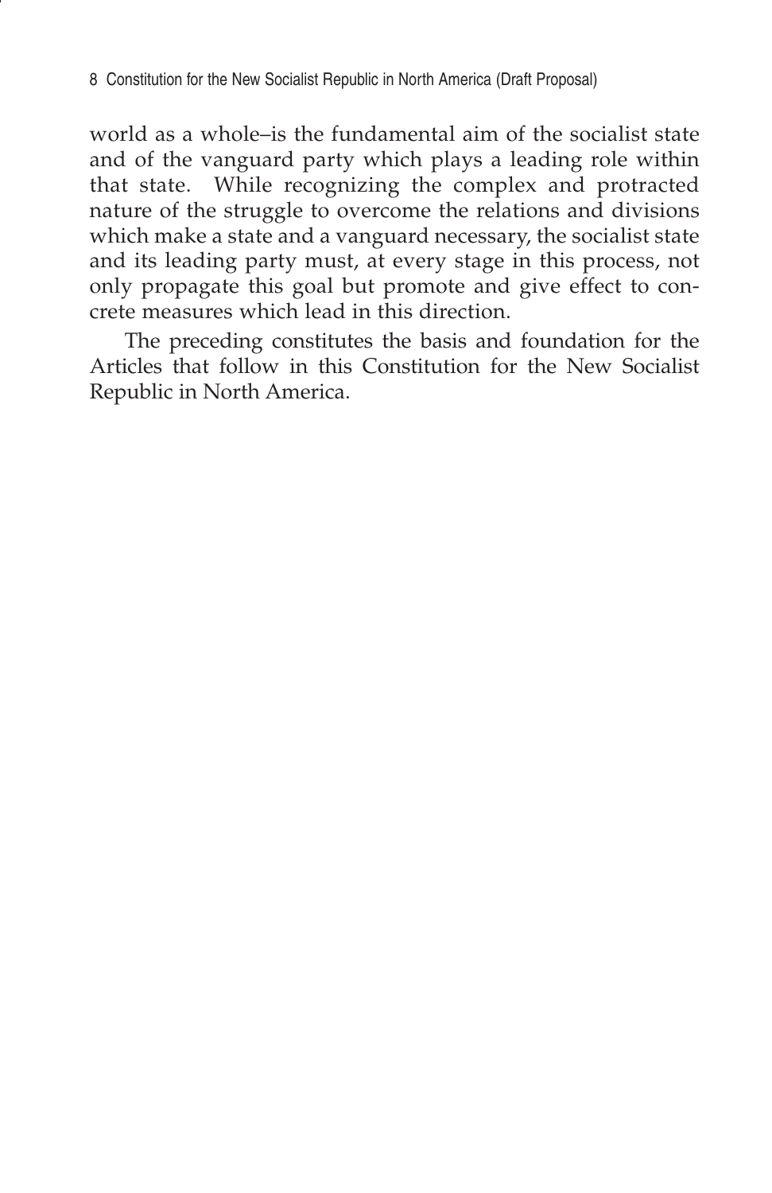world as a whole–is the fundamental aim of the socialist state and of the vanguard party which plays a leading role within that state. While recognizing the complex and protracted nature of the struggle to overcome the relations and divisions which make a state and a vanguard necessary, the socialist state and its leading party must, at every stage in this process, not only propagate this goal but promote and give effect to concrete measures which lead in this direction.

The preceding constitutes the basis and foundation for the Articles that follow in this Constitution for the New Socialist Republic in North America.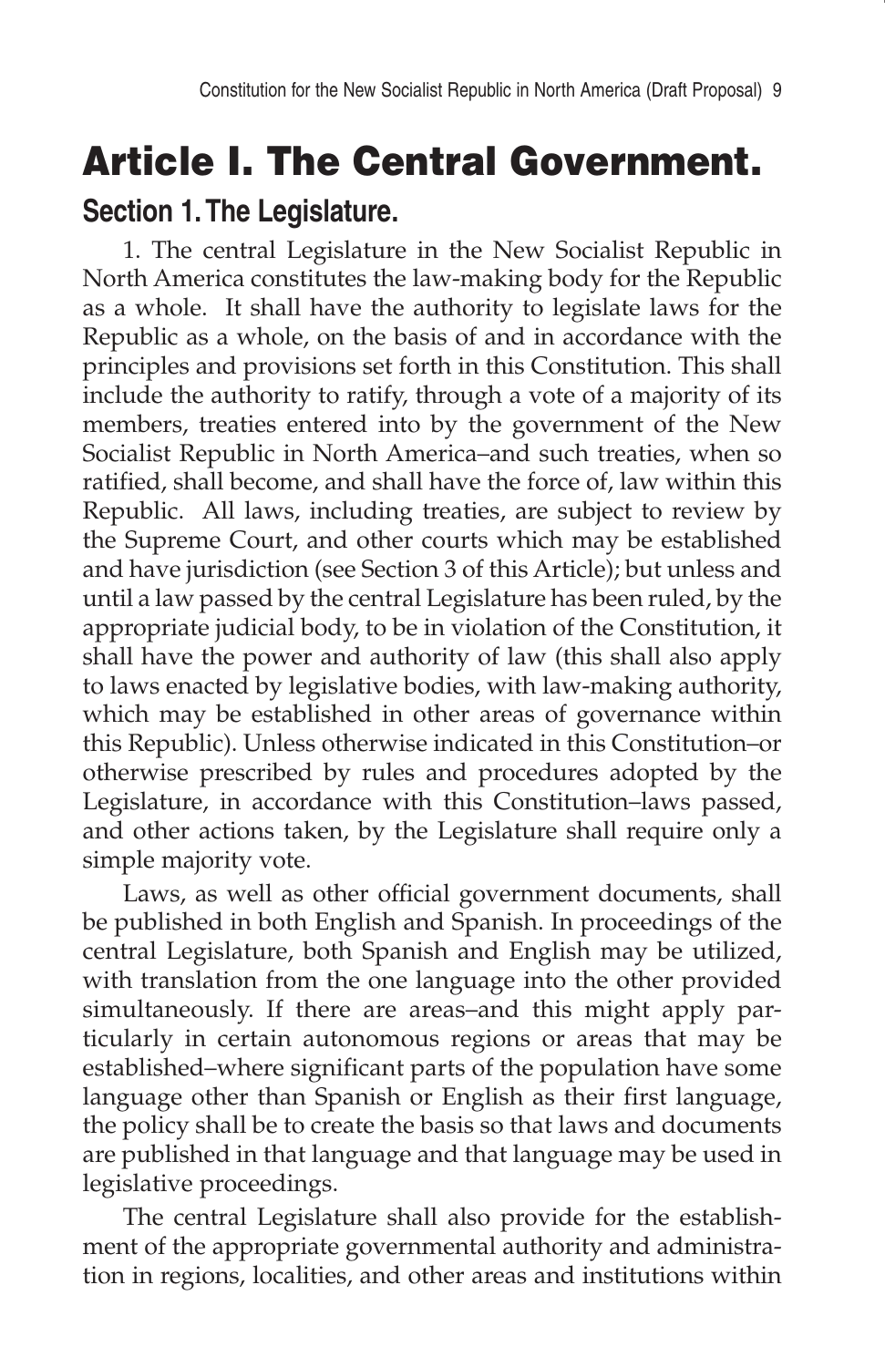# Article I. The Central Government.

## Section 1. The Legislature.

1. The central Legislature in the New Socialist Republic in North America constitutes the law-making body for the Republic as a whole. It shall have the authority to legislate laws for the Republic as a whole, on the basis of and in accordance with the principles and provisions set forth in this Constitution. This shall include the authority to ratify, through a vote of a majority of its members, treaties entered into by the government of the New Socialist Republic in North America–and such treaties, when so ratified, shall become, and shall have the force of, law within this Republic. All laws, including treaties, are subject to review by the Supreme Court, and other courts which may be established and have jurisdiction (see Section 3 of this Article); but unless and until a law passed by the central Legislature has been ruled, by the appropriate judicial body, to be in violation of the Constitution, it shall have the power and authority of law (this shall also apply to laws enacted by legislative bodies, with law-making authority, which may be established in other areas of governance within this Republic). Unless otherwise indicated in this Constitution–or otherwise prescribed by rules and procedures adopted by the Legislature, in accordance with this Constitution–laws passed, and other actions taken, by the Legislature shall require only a simple majority vote.

Laws, as well as other official government documents, shall be published in both English and Spanish. In proceedings of the central Legislature, both Spanish and English may be utilized, with translation from the one language into the other provided simultaneously. If there are areas–and this might apply particularly in certain autonomous regions or areas that may be established–where significant parts of the population have some language other than Spanish or English as their first language, the policy shall be to create the basis so that laws and documents are published in that language and that language may be used in legislative proceedings.

The central Legislature shall also provide for the establishment of the appropriate governmental authority and administration in regions, localities, and other areas and institutions within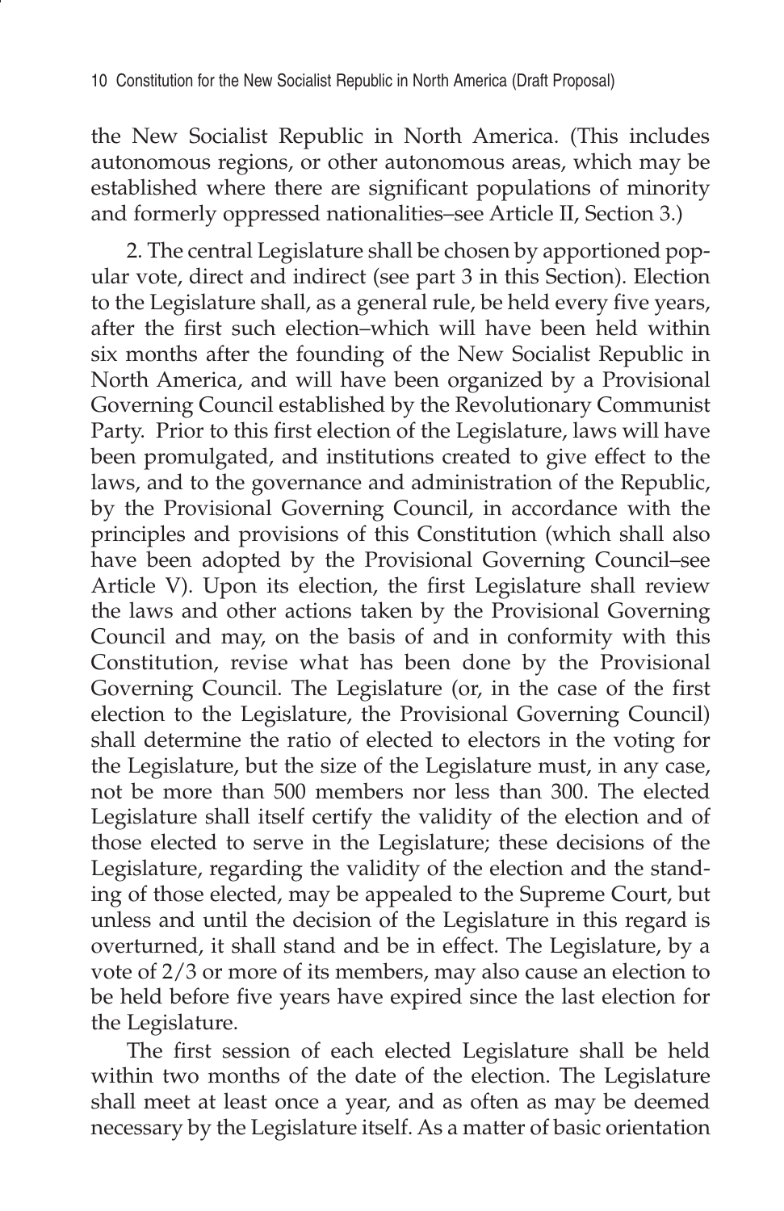the New Socialist Republic in North America. (This includes autonomous regions, or other autonomous areas, which may be established where there are significant populations of minority and formerly oppressed nationalities–see Article II, Section 3.)

2. The central Legislature shall be chosen by apportioned popular vote, direct and indirect (see part 3 in this Section). Election to the Legislature shall, as a general rule, be held every five years, after the first such election–which will have been held within six months after the founding of the New Socialist Republic in North America, and will have been organized by a Provisional Governing Council established by the Revolutionary Communist Party. Prior to this first election of the Legislature, laws will have been promulgated, and institutions created to give effect to the laws, and to the governance and administration of the Republic, by the Provisional Governing Council, in accordance with the principles and provisions of this Constitution (which shall also have been adopted by the Provisional Governing Council–see Article V). Upon its election, the first Legislature shall review the laws and other actions taken by the Provisional Governing Council and may, on the basis of and in conformity with this Constitution, revise what has been done by the Provisional Governing Council. The Legislature (or, in the case of the first election to the Legislature, the Provisional Governing Council) shall determine the ratio of elected to electors in the voting for the Legislature, but the size of the Legislature must, in any case, not be more than 500 members nor less than 300. The elected Legislature shall itself certify the validity of the election and of those elected to serve in the Legislature; these decisions of the Legislature, regarding the validity of the election and the standing of those elected, may be appealed to the Supreme Court, but unless and until the decision of the Legislature in this regard is overturned, it shall stand and be in effect. The Legislature, by a vote of 2/3 or more of its members, may also cause an election to be held before five years have expired since the last election for the Legislature.

The first session of each elected Legislature shall be held within two months of the date of the election. The Legislature shall meet at least once a year, and as often as may be deemed necessary by the Legislature itself. As a matter of basic orientation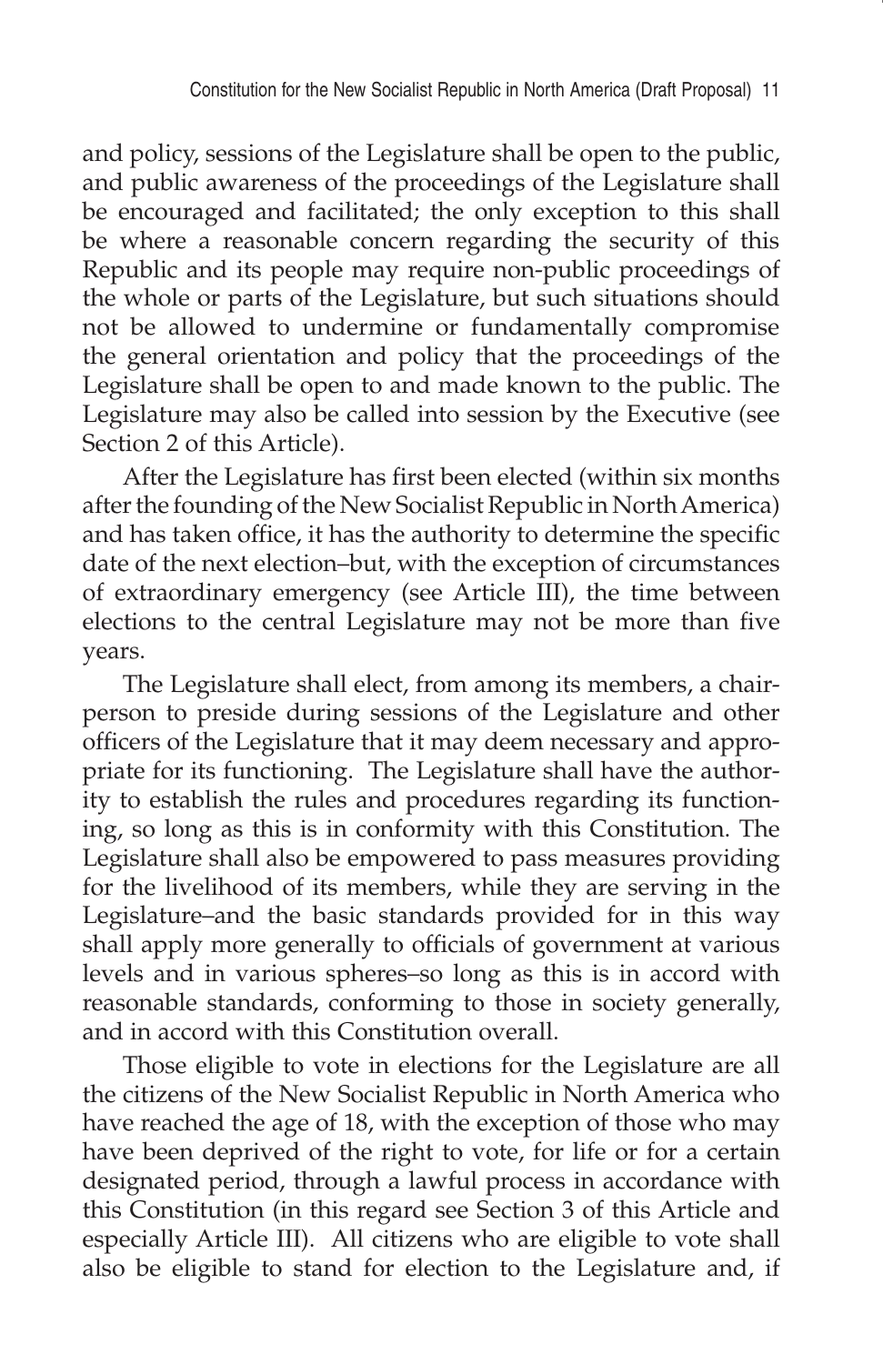and policy, sessions of the Legislature shall be open to the public, and public awareness of the proceedings of the Legislature shall be encouraged and facilitated; the only exception to this shall be where a reasonable concern regarding the security of this Republic and its people may require non-public proceedings of the whole or parts of the Legislature, but such situations should not be allowed to undermine or fundamentally compromise the general orientation and policy that the proceedings of the Legislature shall be open to and made known to the public. The Legislature may also be called into session by the Executive (see Section 2 of this Article).

After the Legislature has first been elected (within six months after the founding of the New Socialist Republic in North America) and has taken office, it has the authority to determine the specific date of the next election–but, with the exception of circumstances of extraordinary emergency (see Article III), the time between elections to the central Legislature may not be more than five years.

The Legislature shall elect, from among its members, a chairperson to preside during sessions of the Legislature and other officers of the Legislature that it may deem necessary and appropriate for its functioning. The Legislature shall have the authority to establish the rules and procedures regarding its functioning, so long as this is in conformity with this Constitution. The Legislature shall also be empowered to pass measures providing for the livelihood of its members, while they are serving in the Legislature–and the basic standards provided for in this way shall apply more generally to officials of government at various levels and in various spheres–so long as this is in accord with reasonable standards, conforming to those in society generally, and in accord with this Constitution overall.

Those eligible to vote in elections for the Legislature are all the citizens of the New Socialist Republic in North America who have reached the age of 18, with the exception of those who may have been deprived of the right to vote, for life or for a certain designated period, through a lawful process in accordance with this Constitution (in this regard see Section 3 of this Article and especially Article III). All citizens who are eligible to vote shall also be eligible to stand for election to the Legislature and, if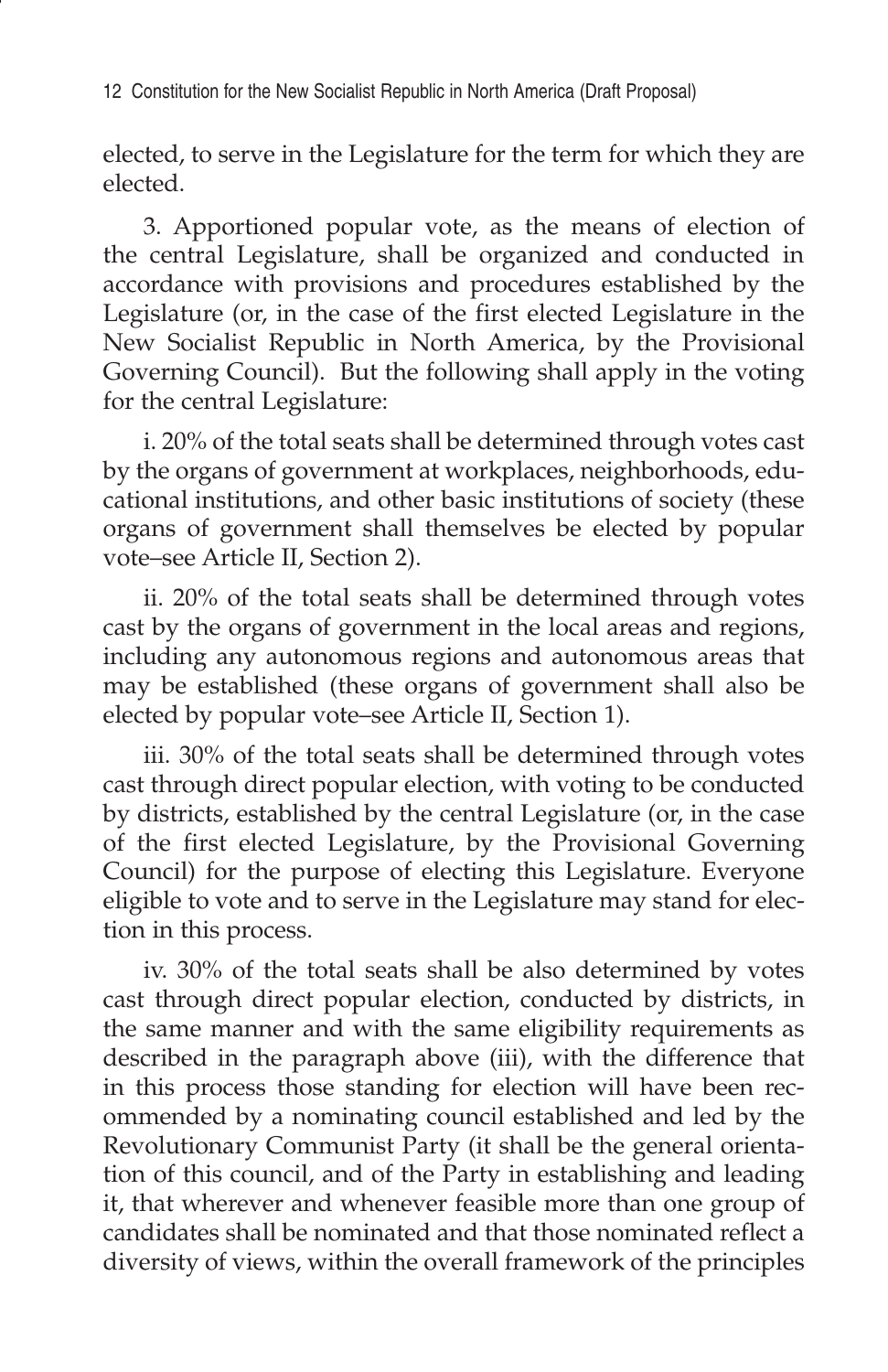elected, to serve in the Legislature for the term for which they are elected.

3. Apportioned popular vote, as the means of election of the central Legislature, shall be organized and conducted in accordance with provisions and procedures established by the Legislature (or, in the case of the first elected Legislature in the New Socialist Republic in North America, by the Provisional Governing Council). But the following shall apply in the voting for the central Legislature:

i. 20% of the total seats shall be determined through votes cast by the organs of government at workplaces, neighborhoods, educational institutions, and other basic institutions of society (these organs of government shall themselves be elected by popular vote–see Article II, Section 2).

ii. 20% of the total seats shall be determined through votes cast by the organs of government in the local areas and regions, including any autonomous regions and autonomous areas that may be established (these organs of government shall also be elected by popular vote–see Article II, Section 1).

iii. 30% of the total seats shall be determined through votes cast through direct popular election, with voting to be conducted by districts, established by the central Legislature (or, in the case of the first elected Legislature, by the Provisional Governing Council) for the purpose of electing this Legislature. Everyone eligible to vote and to serve in the Legislature may stand for election in this process.

iv. 30% of the total seats shall be also determined by votes cast through direct popular election, conducted by districts, in the same manner and with the same eligibility requirements as described in the paragraph above (iii), with the difference that in this process those standing for election will have been recommended by a nominating council established and led by the Revolutionary Communist Party (it shall be the general orientation of this council, and of the Party in establishing and leading it, that wherever and whenever feasible more than one group of candidates shall be nominated and that those nominated reflect a diversity of views, within the overall framework of the principles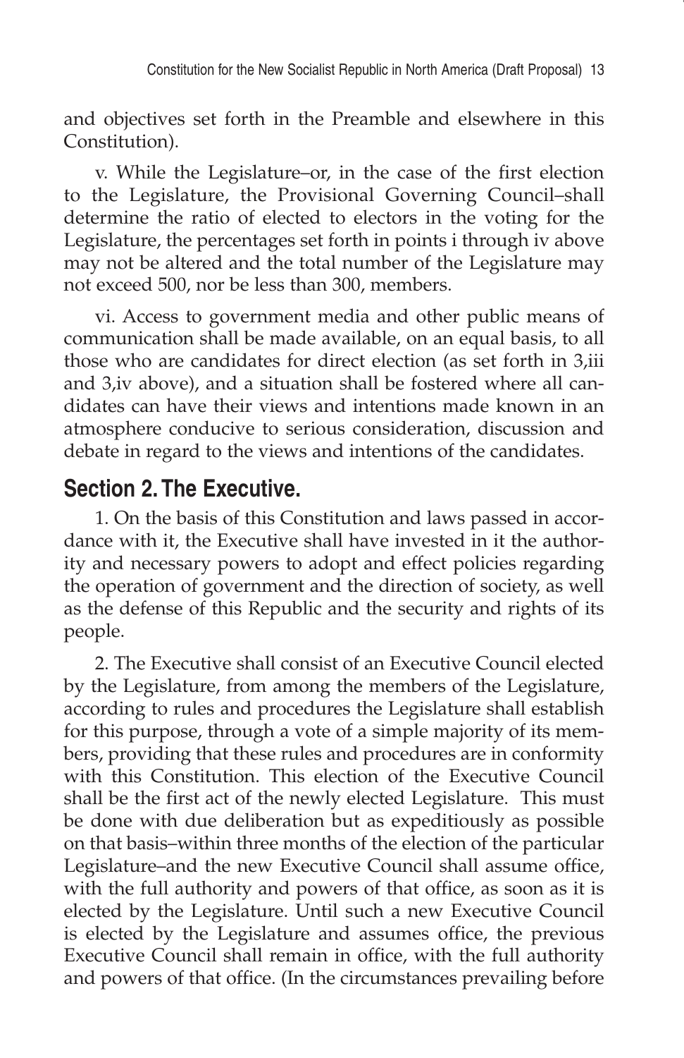and objectives set forth in the Preamble and elsewhere in this Constitution).

v. While the Legislature–or, in the case of the first election to the Legislature, the Provisional Governing Council–shall determine the ratio of elected to electors in the voting for the Legislature, the percentages set forth in points i through iv above may not be altered and the total number of the Legislature may not exceed 500, nor be less than 300, members.

vi. Access to government media and other public means of communication shall be made available, on an equal basis, to all those who are candidates for direct election (as set forth in 3,iii and 3,iv above), and a situation shall be fostered where all candidates can have their views and intentions made known in an atmosphere conducive to serious consideration, discussion and debate in regard to the views and intentions of the candidates.

## Section 2. The Executive.

1. On the basis of this Constitution and laws passed in accordance with it, the Executive shall have invested in it the authority and necessary powers to adopt and effect policies regarding the operation of government and the direction of society, as well as the defense of this Republic and the security and rights of its people.

2. The Executive shall consist of an Executive Council elected by the Legislature, from among the members of the Legislature, according to rules and procedures the Legislature shall establish for this purpose, through a vote of a simple majority of its members, providing that these rules and procedures are in conformity with this Constitution. This election of the Executive Council shall be the first act of the newly elected Legislature. This must be done with due deliberation but as expeditiously as possible on that basis–within three months of the election of the particular Legislature–and the new Executive Council shall assume office, with the full authority and powers of that office, as soon as it is elected by the Legislature. Until such a new Executive Council is elected by the Legislature and assumes office, the previous Executive Council shall remain in office, with the full authority and powers of that office. (In the circumstances prevailing before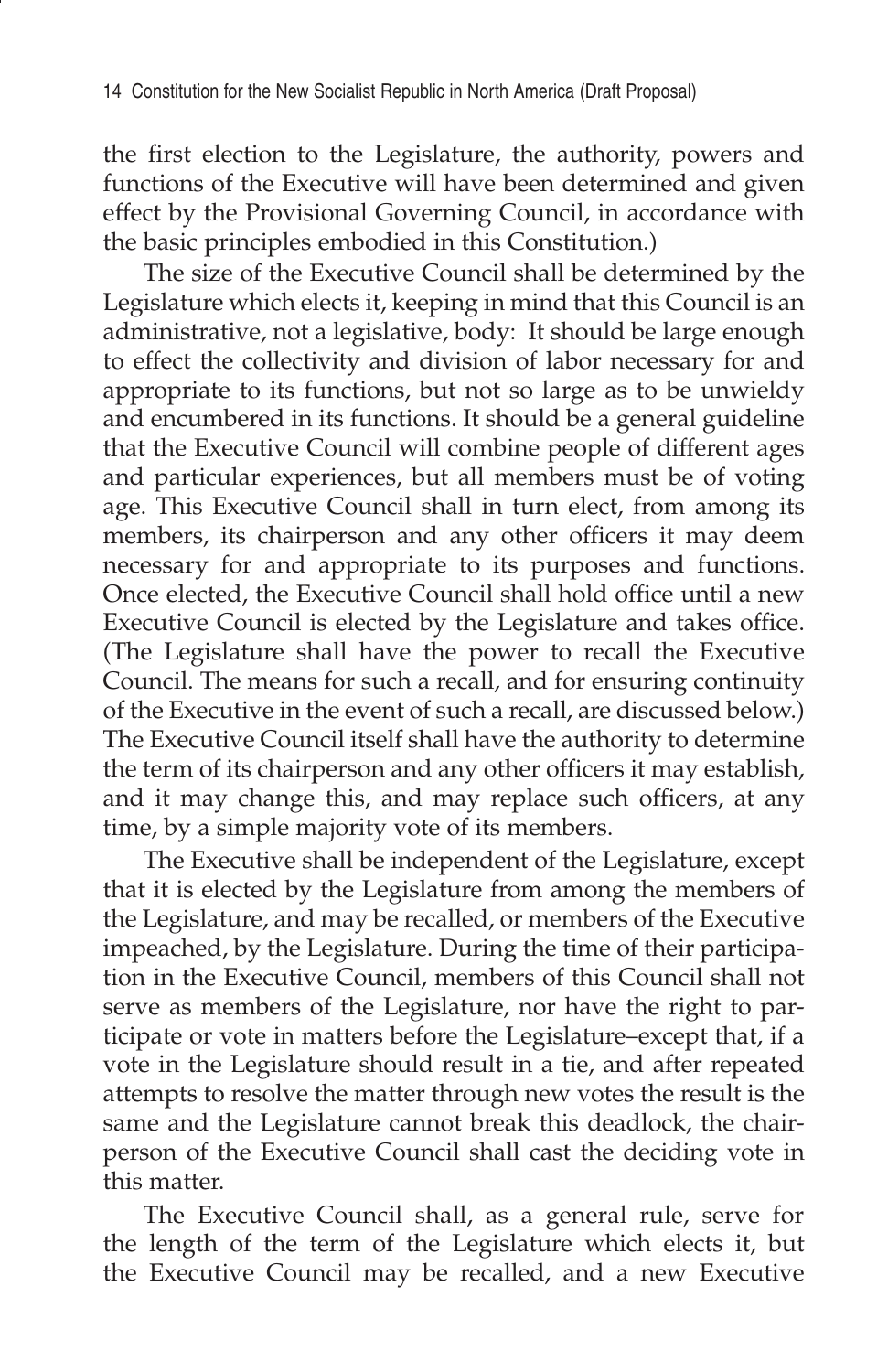the first election to the Legislature, the authority, powers and functions of the Executive will have been determined and given effect by the Provisional Governing Council, in accordance with the basic principles embodied in this Constitution.)

The size of the Executive Council shall be determined by the Legislature which elects it, keeping in mind that this Council is an administrative, not a legislative, body: It should be large enough to effect the collectivity and division of labor necessary for and appropriate to its functions, but not so large as to be unwieldy and encumbered in its functions. It should be a general guideline that the Executive Council will combine people of different ages and particular experiences, but all members must be of voting age. This Executive Council shall in turn elect, from among its members, its chairperson and any other officers it may deem necessary for and appropriate to its purposes and functions. Once elected, the Executive Council shall hold office until a new Executive Council is elected by the Legislature and takes office. (The Legislature shall have the power to recall the Executive Council. The means for such a recall, and for ensuring continuity of the Executive in the event of such a recall, are discussed below.) The Executive Council itself shall have the authority to determine the term of its chairperson and any other officers it may establish, and it may change this, and may replace such officers, at any time, by a simple majority vote of its members.

The Executive shall be independent of the Legislature, except that it is elected by the Legislature from among the members of the Legislature, and may be recalled, or members of the Executive impeached, by the Legislature. During the time of their participation in the Executive Council, members of this Council shall not serve as members of the Legislature, nor have the right to participate or vote in matters before the Legislature–except that, if a vote in the Legislature should result in a tie, and after repeated attempts to resolve the matter through new votes the result is the same and the Legislature cannot break this deadlock, the chairperson of the Executive Council shall cast the deciding vote in this matter.

The Executive Council shall, as a general rule, serve for the length of the term of the Legislature which elects it, but the Executive Council may be recalled, and a new Executive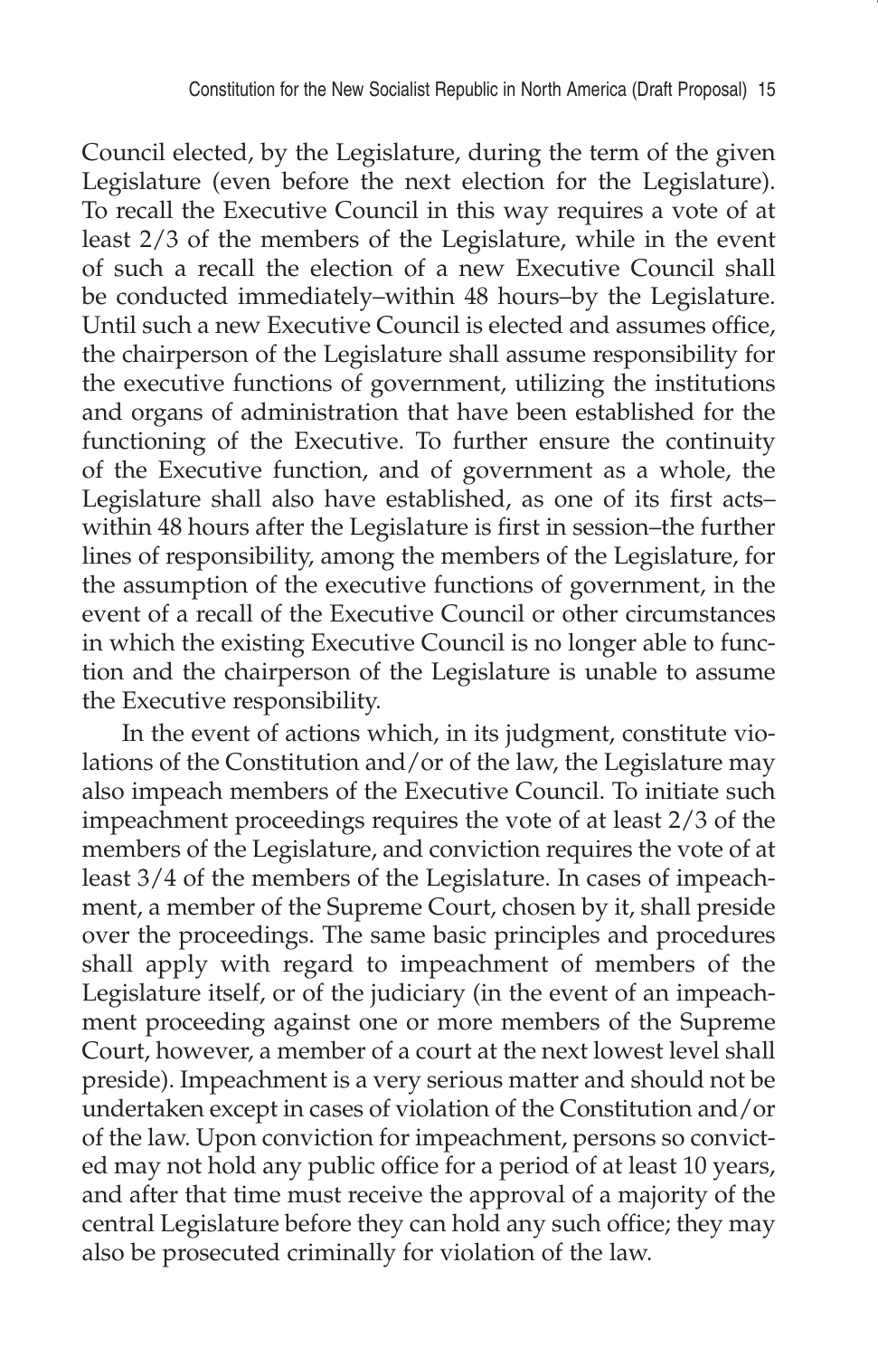Council elected, by the Legislature, during the term of the given Legislature (even before the next election for the Legislature). To recall the Executive Council in this way requires a vote of at least 2/3 of the members of the Legislature, while in the event of such a recall the election of a new Executive Council shall be conducted immediately–within 48 hours–by the Legislature. Until such a new Executive Council is elected and assumes office, the chairperson of the Legislature shall assume responsibility for the executive functions of government, utilizing the institutions and organs of administration that have been established for the functioning of the Executive. To further ensure the continuity of the Executive function, and of government as a whole, the Legislature shall also have established, as one of its first acts–within 48 hours after the Legislature is first in session–the further lines of responsibility, among the members of the Legislature, for the assumption of the executive functions of government, in the event of a recall of the Executive Council or other circumstances in which the existing Executive Council is no longer able to function and the chairperson of the Legislature is unable to assume the Executive responsibility.

In the event of actions which, in its judgment, constitute violations of the Constitution and/or of the law, the Legislature may also impeach members of the Executive Council. To initiate such impeachment proceedings requires the vote of at least 2/3 of the members of the Legislature, and conviction requires the vote of at least 3/4 of the members of the Legislature. In cases of impeachment, a member of the Supreme Court, chosen by it, shall preside over the proceedings. The same basic principles and procedures shall apply with regard to impeachment of members of the Legislature itself, or of the judiciary (in the event of an impeachment proceeding against one or more members of the Supreme Court, however, a member of a court at the next lowest level shall preside). Impeachment is a very serious matter and should not be undertaken except in cases of violation of the Constitution and/or of the law. Upon conviction for impeachment, persons so convicted may not hold any public office for a period of at least 10 years, and after that time must receive the approval of a majority of the central Legislature before they can hold any such office; they may also be prosecuted criminally for violation of the law.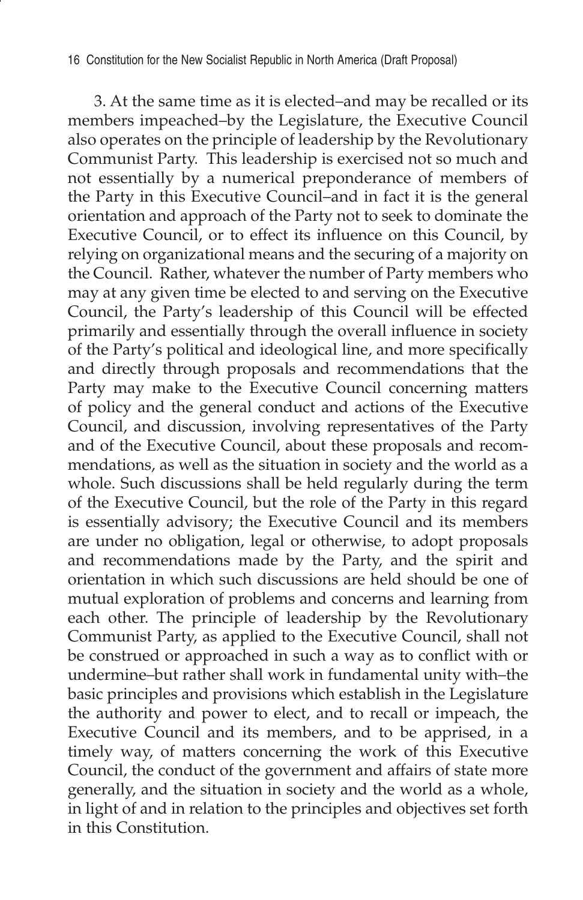3. At the same time as it is elected–and may be recalled or its members impeached–by the Legislature, the Executive Council also operates on the principle of leadership by the Revolutionary Communist Party. This leadership is exercised not so much and not essentially by a numerical preponderance of members of the Party in this Executive Council–and in fact it is the general orientation and approach of the Party not to seek to dominate the Executive Council, or to effect its influence on this Council, by relying on organizational means and the securing of a majority on the Council. Rather, whatever the number of Party members who may at any given time be elected to and serving on the Executive Council, the Party's leadership of this Council will be effected primarily and essentially through the overall influence in society of the Party's political and ideological line, and more specifically and directly through proposals and recommendations that the Party may make to the Executive Council concerning matters of policy and the general conduct and actions of the Executive Council, and discussion, involving representatives of the Party and of the Executive Council, about these proposals and recommendations, as well as the situation in society and the world as a whole. Such discussions shall be held regularly during the term of the Executive Council, but the role of the Party in this regard is essentially advisory; the Executive Council and its members are under no obligation, legal or otherwise, to adopt proposals and recommendations made by the Party, and the spirit and orientation in which such discussions are held should be one of mutual exploration of problems and concerns and learning from each other. The principle of leadership by the Revolutionary Communist Party, as applied to the Executive Council, shall not be construed or approached in such a way as to conflict with or undermine–but rather shall work in fundamental unity with–the basic principles and provisions which establish in the Legislature the authority and power to elect, and to recall or impeach, the Executive Council and its members, and to be apprised, in a timely way, of matters concerning the work of this Executive Council, the conduct of the government and affairs of state more generally, and the situation in society and the world as a whole, in light of and in relation to the principles and objectives set forth in this Constitution.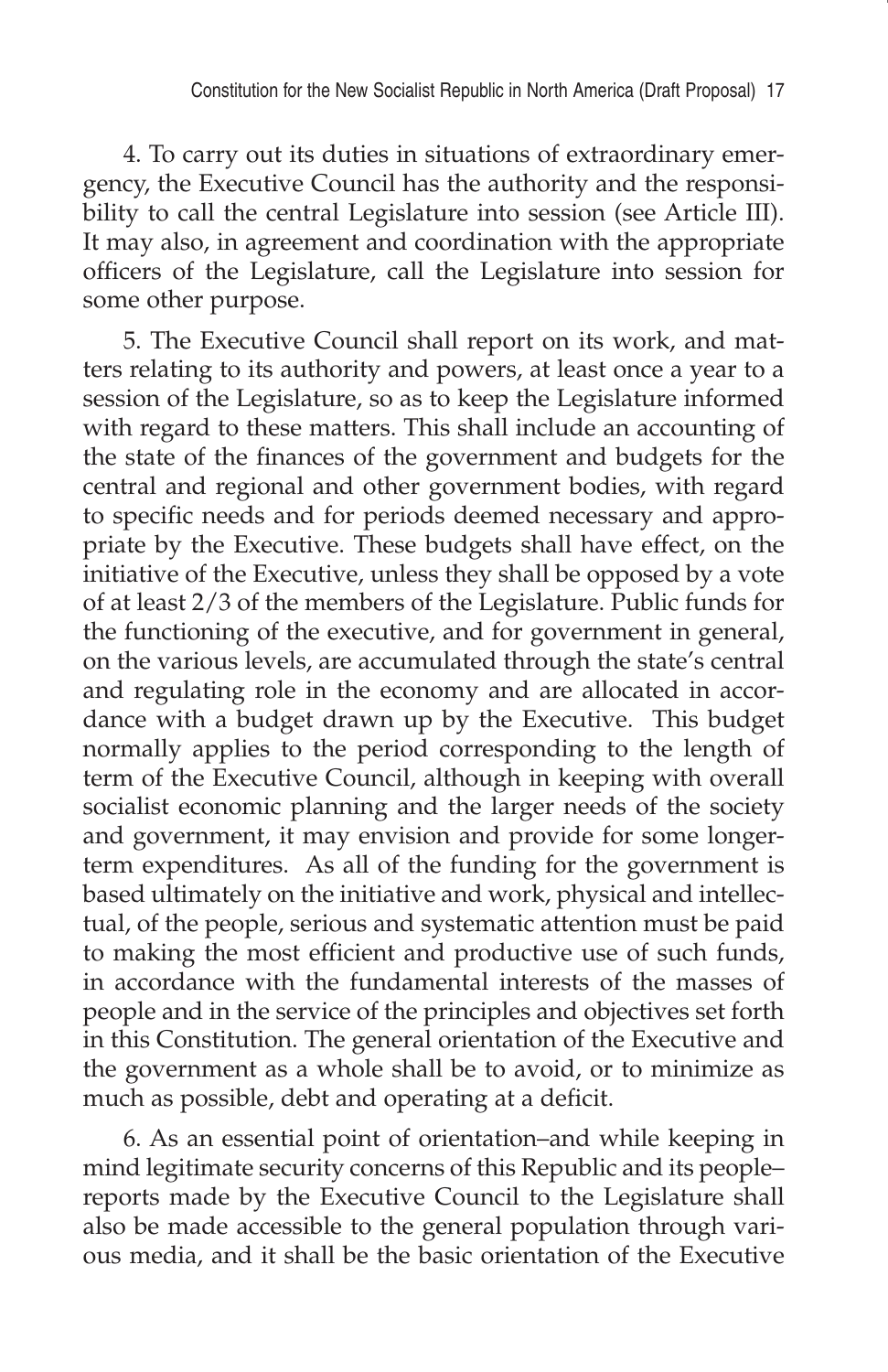4. To carry out its duties in situations of extraordinary emergency, the Executive Council has the authority and the responsibility to call the central Legislature into session (see Article III). It may also, in agreement and coordination with the appropriate officers of the Legislature, call the Legislature into session for some other purpose.

5. The Executive Council shall report on its work, and matters relating to its authority and powers, at least once a year to a session of the Legislature, so as to keep the Legislature informed with regard to these matters. This shall include an accounting of the state of the finances of the government and budgets for the central and regional and other government bodies, with regard to specific needs and for periods deemed necessary and appropriate by the Executive. These budgets shall have effect, on the initiative of the Executive, unless they shall be opposed by a vote of at least 2/3 of the members of the Legislature. Public funds for the functioning of the executive, and for government in general, on the various levels, are accumulated through the state's central and regulating role in the economy and are allocated in accordance with a budget drawn up by the Executive. This budget normally applies to the period corresponding to the length of term of the Executive Council, although in keeping with overall socialist economic planning and the larger needs of the society and government, it may envision and provide for some longer-term expenditures. As all of the funding for the government is based ultimately on the initiative and work, physical and intellectual, of the people, serious and systematic attention must be paid to making the most efficient and productive use of such funds, in accordance with the fundamental interests of the masses of people and in the service of the principles and objectives set forth in this Constitution. The general orientation of the Executive and the government as a whole shall be to avoid, or to minimize as much as possible, debt and operating at a deficit.

6. As an essential point of orientation–and while keeping in mind legitimate security concerns of this Republic and its people–reports made by the Executive Council to the Legislature shall also be made accessible to the general population through various media, and it shall be the basic orientation of the Executive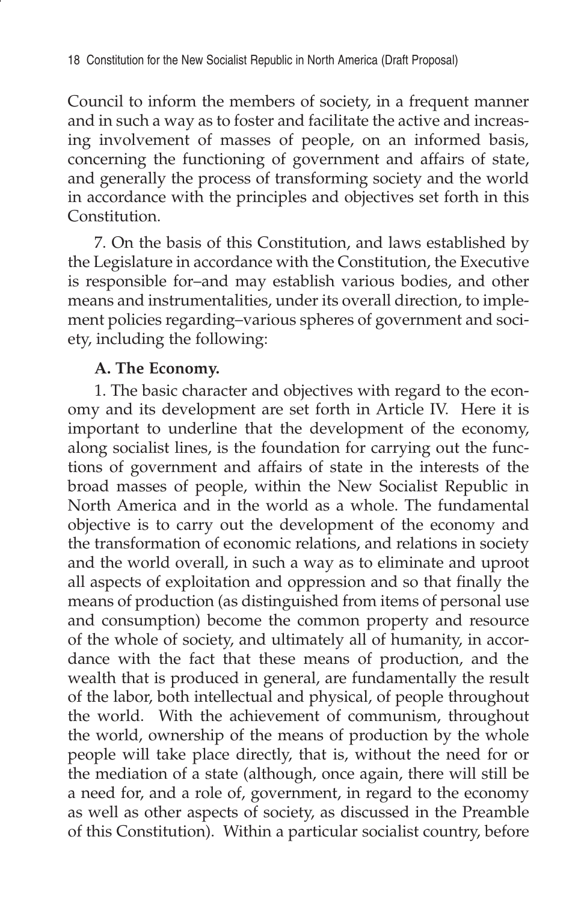Council to inform the members of society, in a frequent manner and in such a way as to foster and facilitate the active and increasing involvement of masses of people, on an informed basis, concerning the functioning of government and affairs of state, and generally the process of transforming society and the world in accordance with the principles and objectives set forth in this Constitution.

7. On the basis of this Constitution, and laws established by the Legislature in accordance with the Constitution, the Executive is responsible for–and may establish various bodies, and other means and instrumentalities, under its overall direction, to implement policies regarding–various spheres of government and society, including the following:

**A. The Economy.**

1. The basic character and objectives with regard to the economy and its development are set forth in Article IV. Here it is important to underline that the development of the economy, along socialist lines, is the foundation for carrying out the functions of government and affairs of state in the interests of the broad masses of people, within the New Socialist Republic in North America and in the world as a whole. The fundamental objective is to carry out the development of the economy and the transformation of economic relations, and relations in society and the world overall, in such a way as to eliminate and uproot all aspects of exploitation and oppression and so that finally the means of production (as distinguished from items of personal use and consumption) become the common property and resource of the whole of society, and ultimately all of humanity, in accordance with the fact that these means of production, and the wealth that is produced in general, are fundamentally the result of the labor, both intellectual and physical, of people throughout the world. With the achievement of communism, throughout the world, ownership of the means of production by the whole people will take place directly, that is, without the need for or the mediation of a state (although, once again, there will still be a need for, and a role of, government, in regard to the economy as well as other aspects of society, as discussed in the Preamble of this Constitution). Within a particular socialist country, before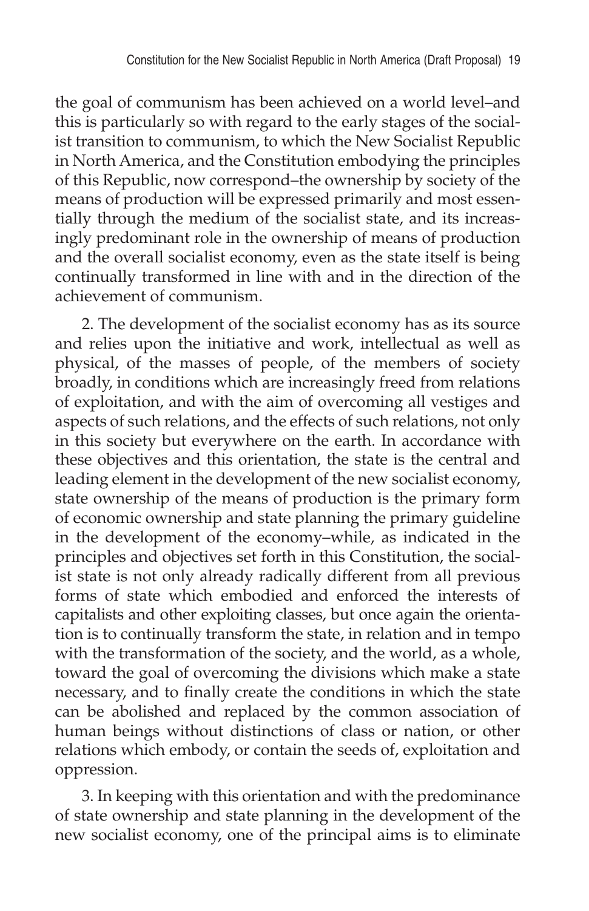the goal of communism has been achieved on a world level–and this is particularly so with regard to the early stages of the socialist transition to communism, to which the New Socialist Republic in North America, and the Constitution embodying the principles of this Republic, now correspond–the ownership by society of the means of production will be expressed primarily and most essentially through the medium of the socialist state, and its increasingly predominant role in the ownership of means of production and the overall socialist economy, even as the state itself is being continually transformed in line with and in the direction of the achievement of communism.

2. The development of the socialist economy has as its source and relies upon the initiative and work, intellectual as well as physical, of the masses of people, of the members of society broadly, in conditions which are increasingly freed from relations of exploitation, and with the aim of overcoming all vestiges and aspects of such relations, and the effects of such relations, not only in this society but everywhere on the earth. In accordance with these objectives and this orientation, the state is the central and leading element in the development of the new socialist economy, state ownership of the means of production is the primary form of economic ownership and state planning the primary guideline in the development of the economy–while, as indicated in the principles and objectives set forth in this Constitution, the socialist state is not only already radically different from all previous forms of state which embodied and enforced the interests of capitalists and other exploiting classes, but once again the orientation is to continually transform the state, in relation and in tempo with the transformation of the society, and the world, as a whole, toward the goal of overcoming the divisions which make a state necessary, and to finally create the conditions in which the state can be abolished and replaced by the common association of human beings without distinctions of class or nation, or other relations which embody, or contain the seeds of, exploitation and oppression.

3. In keeping with this orientation and with the predominance of state ownership and state planning in the development of the new socialist economy, one of the principal aims is to eliminate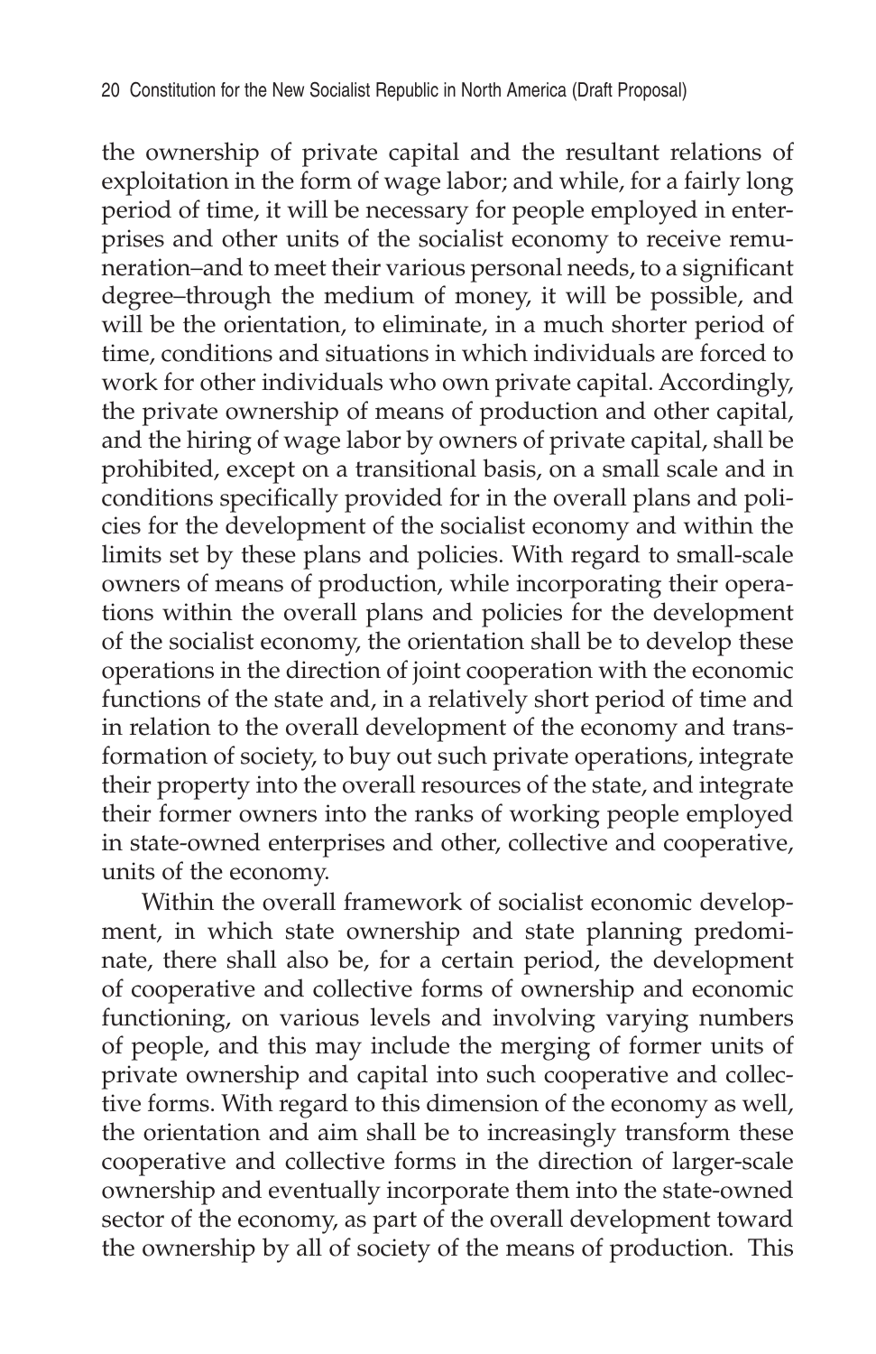the ownership of private capital and the resultant relations of exploitation in the form of wage labor; and while, for a fairly long period of time, it will be necessary for people employed in enterprises and other units of the socialist economy to receive remuneration–and to meet their various personal needs, to a significant degree–through the medium of money, it will be possible, and will be the orientation, to eliminate, in a much shorter period of time, conditions and situations in which individuals are forced to work for other individuals who own private capital. Accordingly, the private ownership of means of production and other capital, and the hiring of wage labor by owners of private capital, shall be prohibited, except on a transitional basis, on a small scale and in conditions specifically provided for in the overall plans and policies for the development of the socialist economy and within the limits set by these plans and policies. With regard to small-scale owners of means of production, while incorporating their operations within the overall plans and policies for the development of the socialist economy, the orientation shall be to develop these operations in the direction of joint cooperation with the economic functions of the state and, in a relatively short period of time and in relation to the overall development of the economy and transformation of society, to buy out such private operations, integrate their property into the overall resources of the state, and integrate their former owners into the ranks of working people employed in state-owned enterprises and other, collective and cooperative, units of the economy.

Within the overall framework of socialist economic development, in which state ownership and state planning predominate, there shall also be, for a certain period, the development of cooperative and collective forms of ownership and economic functioning, on various levels and involving varying numbers of people, and this may include the merging of former units of private ownership and capital into such cooperative and collective forms. With regard to this dimension of the economy as well, the orientation and aim shall be to increasingly transform these cooperative and collective forms in the direction of larger-scale ownership and eventually incorporate them into the state-owned sector of the economy, as part of the overall development toward the ownership by all of society of the means of production. This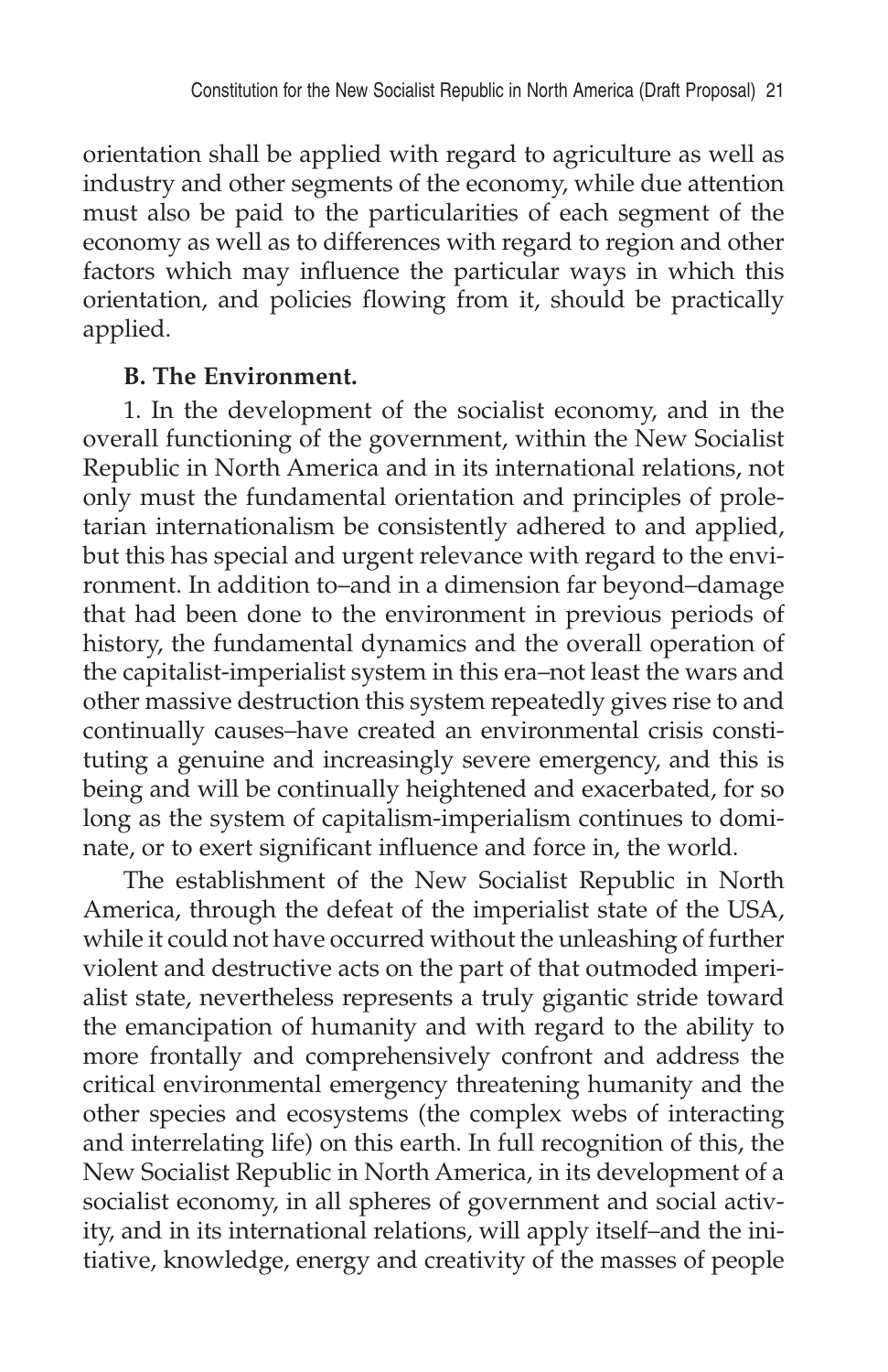orientation shall be applied with regard to agriculture as well as industry and other segments of the economy, while due attention must also be paid to the particularities of each segment of the economy as well as to differences with regard to region and other factors which may influence the particular ways in which this orientation, and policies flowing from it, should be practically applied.

**B. The Environment.**

1. In the development of the socialist economy, and in the overall functioning of the government, within the New Socialist Republic in North America and in its international relations, not only must the fundamental orientation and principles of proletarian internationalism be consistently adhered to and applied, but this has special and urgent relevance with regard to the environment. In addition to–and in a dimension far beyond–damage that had been done to the environment in previous periods of history, the fundamental dynamics and the overall operation of the capitalist-imperialist system in this era–not least the wars and other massive destruction this system repeatedly gives rise to and continually causes–have created an environmental crisis constituting a genuine and increasingly severe emergency, and this is being and will be continually heightened and exacerbated, for so long as the system of capitalism-imperialism continues to dominate, or to exert significant influence and force in, the world.

The establishment of the New Socialist Republic in North America, through the defeat of the imperialist state of the USA, while it could not have occurred without the unleashing of further violent and destructive acts on the part of that outmoded imperialist state, nevertheless represents a truly gigantic stride toward the emancipation of humanity and with regard to the ability to more frontally and comprehensively confront and address the critical environmental emergency threatening humanity and the other species and ecosystems (the complex webs of interacting and interrelating life) on this earth. In full recognition of this, the New Socialist Republic in North America, in its development of a socialist economy, in all spheres of government and social activity, and in its international relations, will apply itself–and the initiative, knowledge, energy and creativity of the masses of people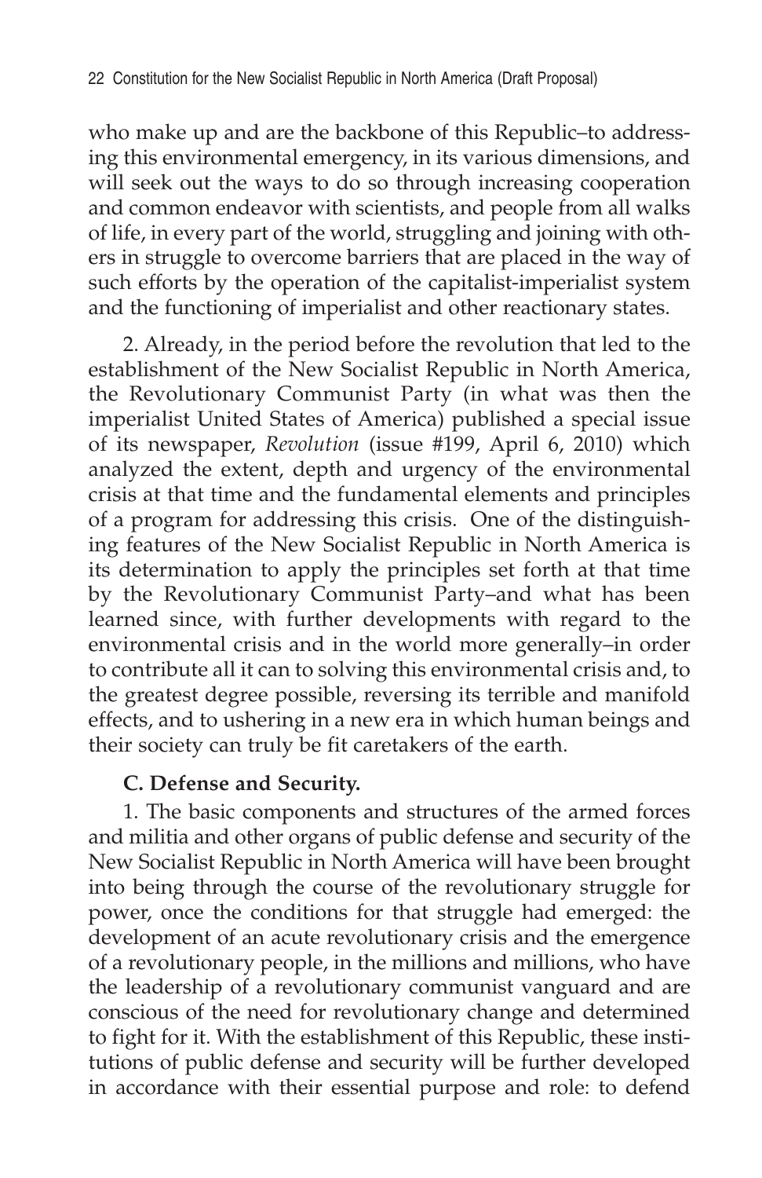who make up and are the backbone of this Republic–to addressing this environmental emergency, in its various dimensions, and will seek out the ways to do so through increasing cooperation and common endeavor with scientists, and people from all walks of life, in every part of the world, struggling and joining with others in struggle to overcome barriers that are placed in the way of such efforts by the operation of the capitalist-imperialist system and the functioning of imperialist and other reactionary states.

2. Already, in the period before the revolution that led to the establishment of the New Socialist Republic in North America, the Revolutionary Communist Party (in what was then the imperialist United States of America) published a special issue of its newspaper, *Revolution* (issue #199, April 6, 2010) which analyzed the extent, depth and urgency of the environmental crisis at that time and the fundamental elements and principles of a program for addressing this crisis. One of the distinguishing features of the New Socialist Republic in North America is its determination to apply the principles set forth at that time by the Revolutionary Communist Party–and what has been learned since, with further developments with regard to the environmental crisis and in the world more generally–in order to contribute all it can to solving this environmental crisis and, to the greatest degree possible, reversing its terrible and manifold effects, and to ushering in a new era in which human beings and their society can truly be fit caretakers of the earth.

**C. Defense and Security.**

1. The basic components and structures of the armed forces and militia and other organs of public defense and security of the New Socialist Republic in North America will have been brought into being through the course of the revolutionary struggle for power, once the conditions for that struggle had emerged: the development of an acute revolutionary crisis and the emergence of a revolutionary people, in the millions and millions, who have the leadership of a revolutionary communist vanguard and are conscious of the need for revolutionary change and determined to fight for it. With the establishment of this Republic, these institutions of public defense and security will be further developed in accordance with their essential purpose and role: to defend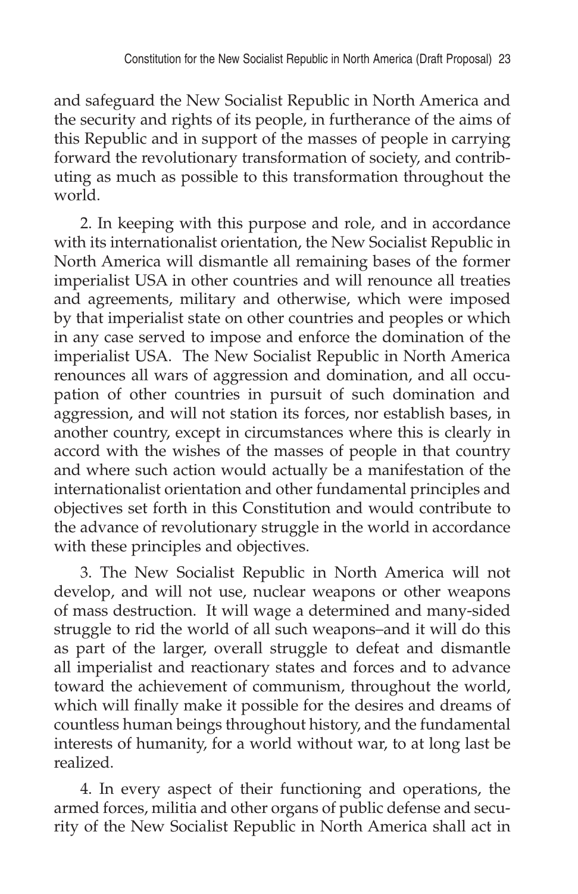and safeguard the New Socialist Republic in North America and the security and rights of its people, in furtherance of the aims of this Republic and in support of the masses of people in carrying forward the revolutionary transformation of society, and contributing as much as possible to this transformation throughout the world.

2. In keeping with this purpose and role, and in accordance with its internationalist orientation, the New Socialist Republic in North America will dismantle all remaining bases of the former imperialist USA in other countries and will renounce all treaties and agreements, military and otherwise, which were imposed by that imperialist state on other countries and peoples or which in any case served to impose and enforce the domination of the imperialist USA. The New Socialist Republic in North America renounces all wars of aggression and domination, and all occupation of other countries in pursuit of such domination and aggression, and will not station its forces, nor establish bases, in another country, except in circumstances where this is clearly in accord with the wishes of the masses of people in that country and where such action would actually be a manifestation of the internationalist orientation and other fundamental principles and objectives set forth in this Constitution and would contribute to the advance of revolutionary struggle in the world in accordance with these principles and objectives.

3. The New Socialist Republic in North America will not develop, and will not use, nuclear weapons or other weapons of mass destruction. It will wage a determined and many-sided struggle to rid the world of all such weapons–and it will do this as part of the larger, overall struggle to defeat and dismantle all imperialist and reactionary states and forces and to advance toward the achievement of communism, throughout the world, which will finally make it possible for the desires and dreams of countless human beings throughout history, and the fundamental interests of humanity, for a world without war, to at long last be realized.

4. In every aspect of their functioning and operations, the armed forces, militia and other organs of public defense and security of the New Socialist Republic in North America shall act in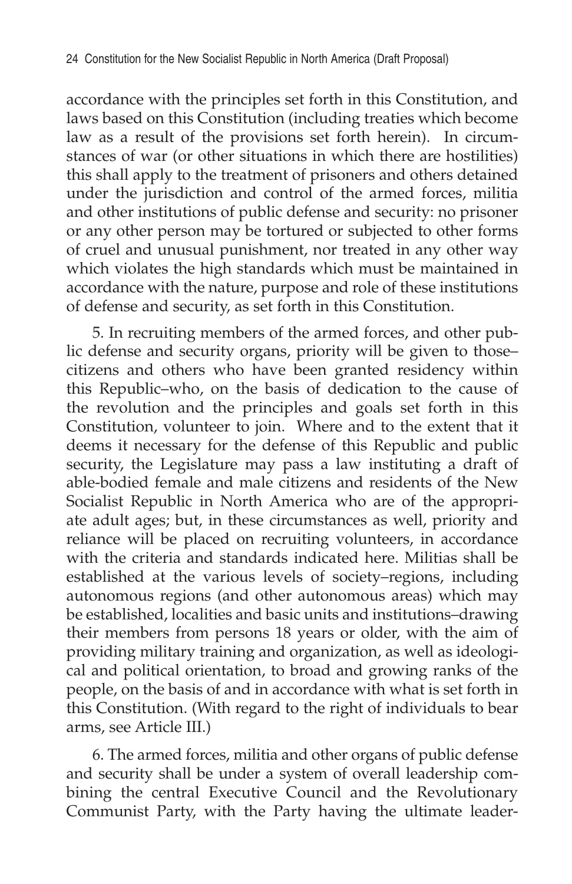accordance with the principles set forth in this Constitution, and laws based on this Constitution (including treaties which become law as a result of the provisions set forth herein). In circumstances of war (or other situations in which there are hostilities) this shall apply to the treatment of prisoners and others detained under the jurisdiction and control of the armed forces, militia and other institutions of public defense and security: no prisoner or any other person may be tortured or subjected to other forms of cruel and unusual punishment, nor treated in any other way which violates the high standards which must be maintained in accordance with the nature, purpose and role of these institutions of defense and security, as set forth in this Constitution.

5. In recruiting members of the armed forces, and other public defense and security organs, priority will be given to those–citizens and others who have been granted residency within this Republic–who, on the basis of dedication to the cause of the revolution and the principles and goals set forth in this Constitution, volunteer to join. Where and to the extent that it deems it necessary for the defense of this Republic and public security, the Legislature may pass a law instituting a draft of able-bodied female and male citizens and residents of the New Socialist Republic in North America who are of the appropriate adult ages; but, in these circumstances as well, priority and reliance will be placed on recruiting volunteers, in accordance with the criteria and standards indicated here. Militias shall be established at the various levels of society–regions, including autonomous regions (and other autonomous areas) which may be established, localities and basic units and institutions–drawing their members from persons 18 years or older, with the aim of providing military training and organization, as well as ideological and political orientation, to broad and growing ranks of the people, on the basis of and in accordance with what is set forth in this Constitution. (With regard to the right of individuals to bear arms, see Article III.)

6. The armed forces, militia and other organs of public defense and security shall be under a system of overall leadership combining the central Executive Council and the Revolutionary Communist Party, with the Party having the ultimate leader-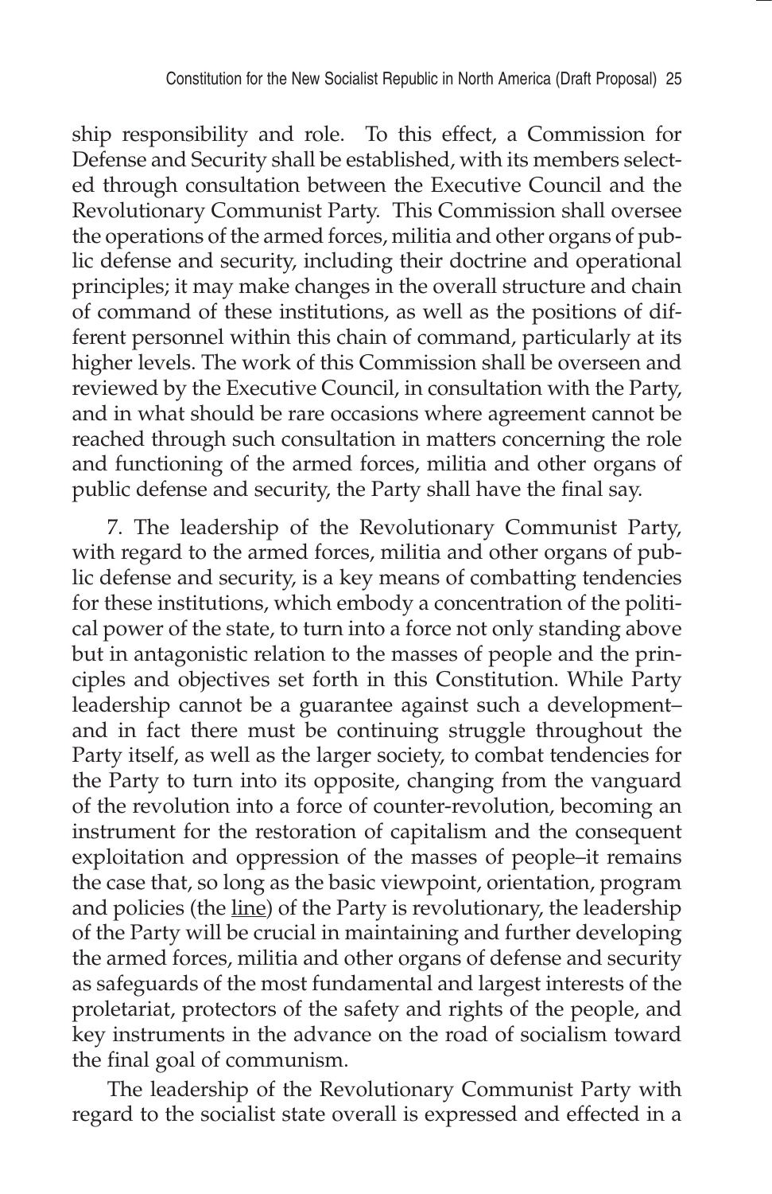ship responsibility and role. To this effect, a Commission for Defense and Security shall be established, with its members selected through consultation between the Executive Council and the Revolutionary Communist Party. This Commission shall oversee the operations of the armed forces, militia and other organs of public defense and security, including their doctrine and operational principles; it may make changes in the overall structure and chain of command of these institutions, as well as the positions of different personnel within this chain of command, particularly at its higher levels. The work of this Commission shall be overseen and reviewed by the Executive Council, in consultation with the Party, and in what should be rare occasions where agreement cannot be reached through such consultation in matters concerning the role and functioning of the armed forces, militia and other organs of public defense and security, the Party shall have the final say.

7. The leadership of the Revolutionary Communist Party, with regard to the armed forces, militia and other organs of public defense and security, is a key means of combatting tendencies for these institutions, which embody a concentration of the political power of the state, to turn into a force not only standing above but in antagonistic relation to the masses of people and the principles and objectives set forth in this Constitution. While Party leadership cannot be a guarantee against such a development–and in fact there must be continuing struggle throughout the Party itself, as well as the larger society, to combat tendencies for the Party to turn into its opposite, changing from the vanguard of the revolution into a force of counter-revolution, becoming an instrument for the restoration of capitalism and the consequent exploitation and oppression of the masses of people–it remains the case that, so long as the basic viewpoint, orientation, program and policies (the <u>line</u>) of the Party is revolutionary, the leadership of the Party will be crucial in maintaining and further developing the armed forces, militia and other organs of defense and security as safeguards of the most fundamental and largest interests of the proletariat, protectors of the safety and rights of the people, and key instruments in the advance on the road of socialism toward the final goal of communism.

The leadership of the Revolutionary Communist Party with regard to the socialist state overall is expressed and effected in a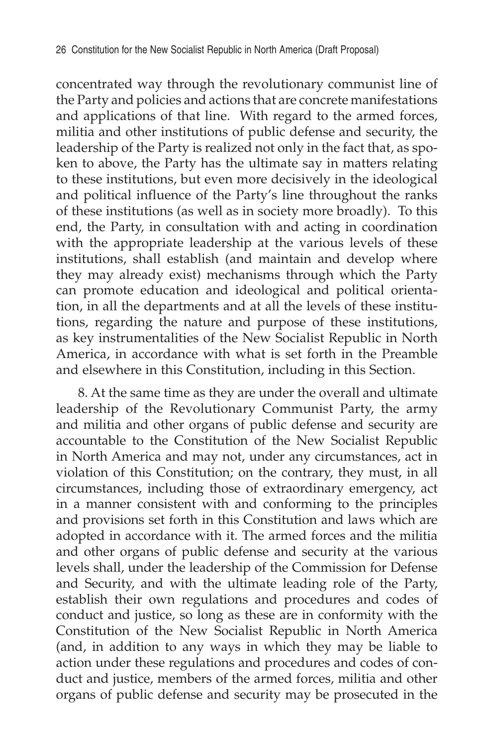concentrated way through the revolutionary communist line of the Party and policies and actions that are concrete manifestations and applications of that line. With regard to the armed forces, militia and other institutions of public defense and security, the leadership of the Party is realized not only in the fact that, as spoken to above, the Party has the ultimate say in matters relating to these institutions, but even more decisively in the ideological and political influence of the Party's line throughout the ranks of these institutions (as well as in society more broadly). To this end, the Party, in consultation with and acting in coordination with the appropriate leadership at the various levels of these institutions, shall establish (and maintain and develop where they may already exist) mechanisms through which the Party can promote education and ideological and political orientation, in all the departments and at all the levels of these institutions, regarding the nature and purpose of these institutions, as key instrumentalities of the New Socialist Republic in North America, in accordance with what is set forth in the Preamble and elsewhere in this Constitution, including in this Section.

8. At the same time as they are under the overall and ultimate leadership of the Revolutionary Communist Party, the army and militia and other organs of public defense and security are accountable to the Constitution of the New Socialist Republic in North America and may not, under any circumstances, act in violation of this Constitution; on the contrary, they must, in all circumstances, including those of extraordinary emergency, act in a manner consistent with and conforming to the principles and provisions set forth in this Constitution and laws which are adopted in accordance with it. The armed forces and the militia and other organs of public defense and security at the various levels shall, under the leadership of the Commission for Defense and Security, and with the ultimate leading role of the Party, establish their own regulations and procedures and codes of conduct and justice, so long as these are in conformity with the Constitution of the New Socialist Republic in North America (and, in addition to any ways in which they may be liable to action under these regulations and procedures and codes of conduct and justice, members of the armed forces, militia and other organs of public defense and security may be prosecuted in the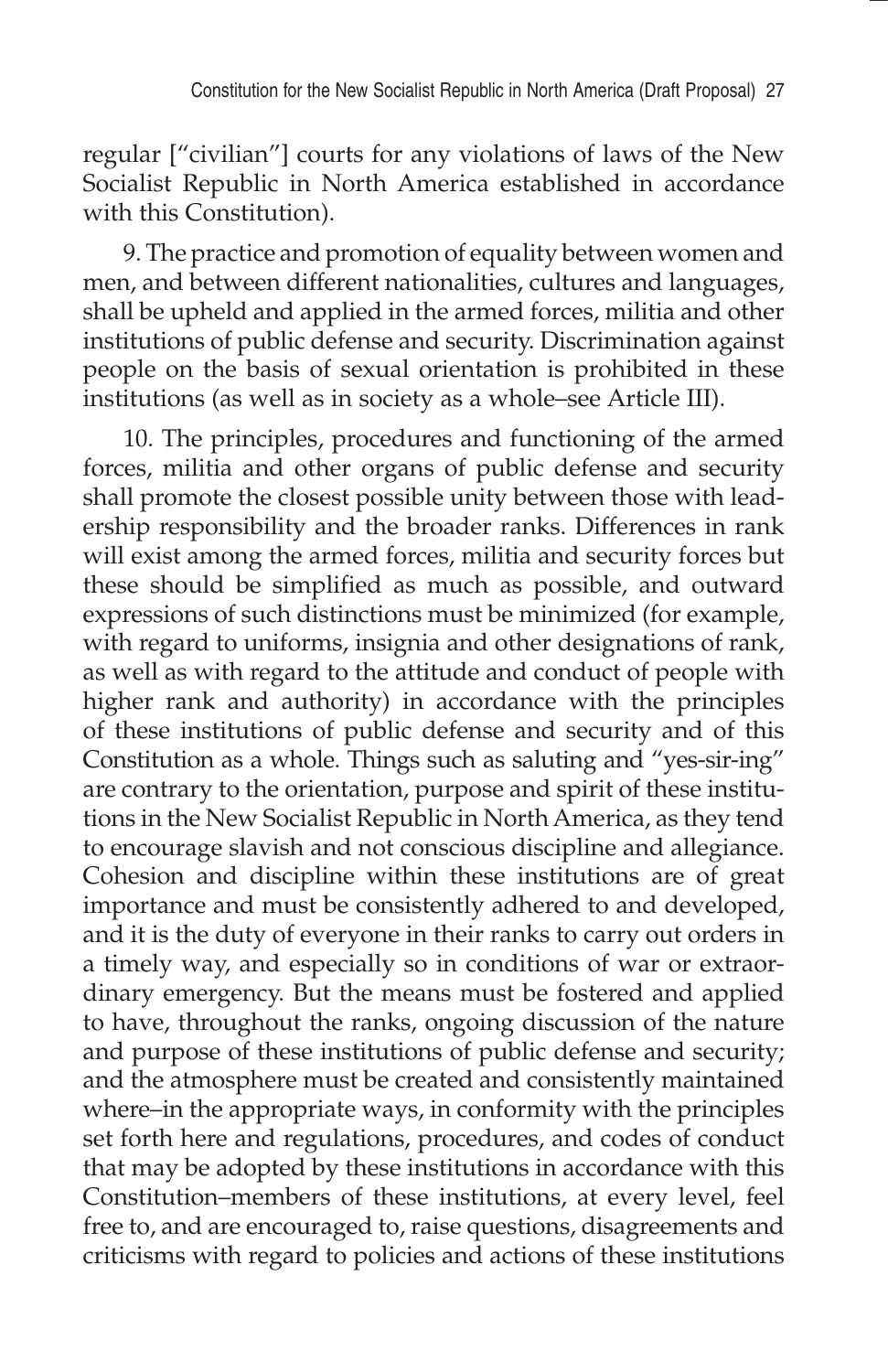regular ["civilian"] courts for any violations of laws of the New Socialist Republic in North America established in accordance with this Constitution).

9. The practice and promotion of equality between women and men, and between different nationalities, cultures and languages, shall be upheld and applied in the armed forces, militia and other institutions of public defense and security. Discrimination against people on the basis of sexual orientation is prohibited in these institutions (as well as in society as a whole–see Article III).

10. The principles, procedures and functioning of the armed forces, militia and other organs of public defense and security shall promote the closest possible unity between those with leadership responsibility and the broader ranks. Differences in rank will exist among the armed forces, militia and security forces but these should be simplified as much as possible, and outward expressions of such distinctions must be minimized (for example, with regard to uniforms, insignia and other designations of rank, as well as with regard to the attitude and conduct of people with higher rank and authority) in accordance with the principles of these institutions of public defense and security and of this Constitution as a whole. Things such as saluting and "yes-sir-ing" are contrary to the orientation, purpose and spirit of these institutions in the New Socialist Republic in North America, as they tend to encourage slavish and not conscious discipline and allegiance. Cohesion and discipline within these institutions are of great importance and must be consistently adhered to and developed, and it is the duty of everyone in their ranks to carry out orders in a timely way, and especially so in conditions of war or extraordinary emergency. But the means must be fostered and applied to have, throughout the ranks, ongoing discussion of the nature and purpose of these institutions of public defense and security; and the atmosphere must be created and consistently maintained where–in the appropriate ways, in conformity with the principles set forth here and regulations, procedures, and codes of conduct that may be adopted by these institutions in accordance with this Constitution–members of these institutions, at every level, feel free to, and are encouraged to, raise questions, disagreements and criticisms with regard to policies and actions of these institutions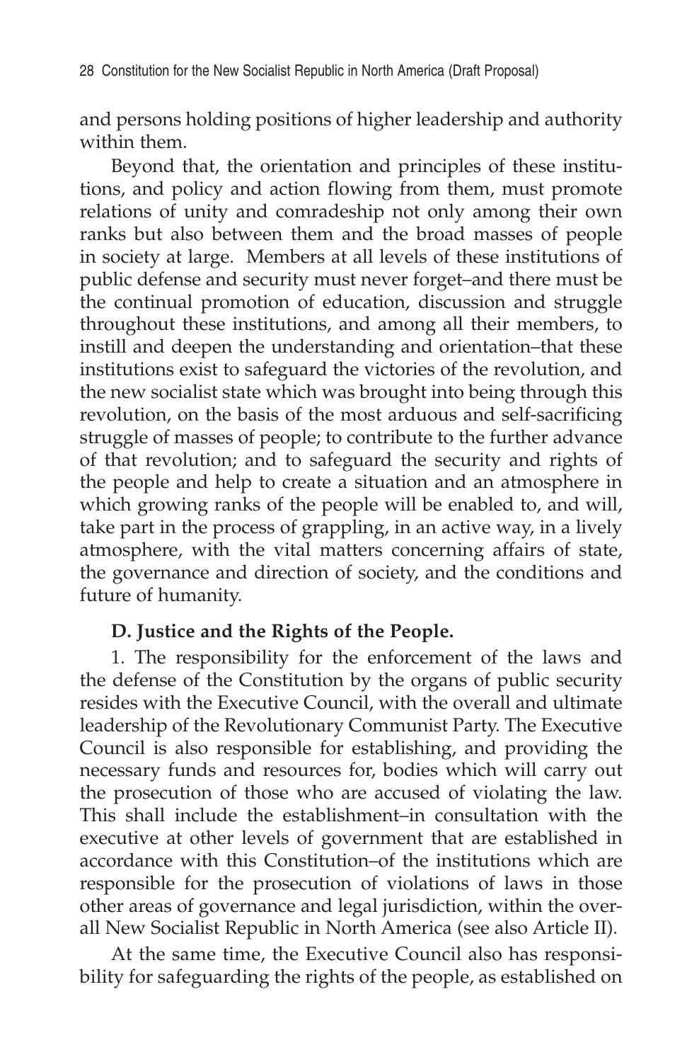and persons holding positions of higher leadership and authority within them.

Beyond that, the orientation and principles of these institutions, and policy and action flowing from them, must promote relations of unity and comradeship not only among their own ranks but also between them and the broad masses of people in society at large. Members at all levels of these institutions of public defense and security must never forget–and there must be the continual promotion of education, discussion and struggle throughout these institutions, and among all their members, to instill and deepen the understanding and orientation–that these institutions exist to safeguard the victories of the revolution, and the new socialist state which was brought into being through this revolution, on the basis of the most arduous and self-sacrificing struggle of masses of people; to contribute to the further advance of that revolution; and to safeguard the security and rights of the people and help to create a situation and an atmosphere in which growing ranks of the people will be enabled to, and will, take part in the process of grappling, in an active way, in a lively atmosphere, with the vital matters concerning affairs of state, the governance and direction of society, and the conditions and future of humanity.

**D. Justice and the Rights of the People.**

1. The responsibility for the enforcement of the laws and the defense of the Constitution by the organs of public security resides with the Executive Council, with the overall and ultimate leadership of the Revolutionary Communist Party. The Executive Council is also responsible for establishing, and providing the necessary funds and resources for, bodies which will carry out the prosecution of those who are accused of violating the law. This shall include the establishment–in consultation with the executive at other levels of government that are established in accordance with this Constitution–of the institutions which are responsible for the prosecution of violations of laws in those other areas of governance and legal jurisdiction, within the overall New Socialist Republic in North America (see also Article II).

At the same time, the Executive Council also has responsibility for safeguarding the rights of the people, as established on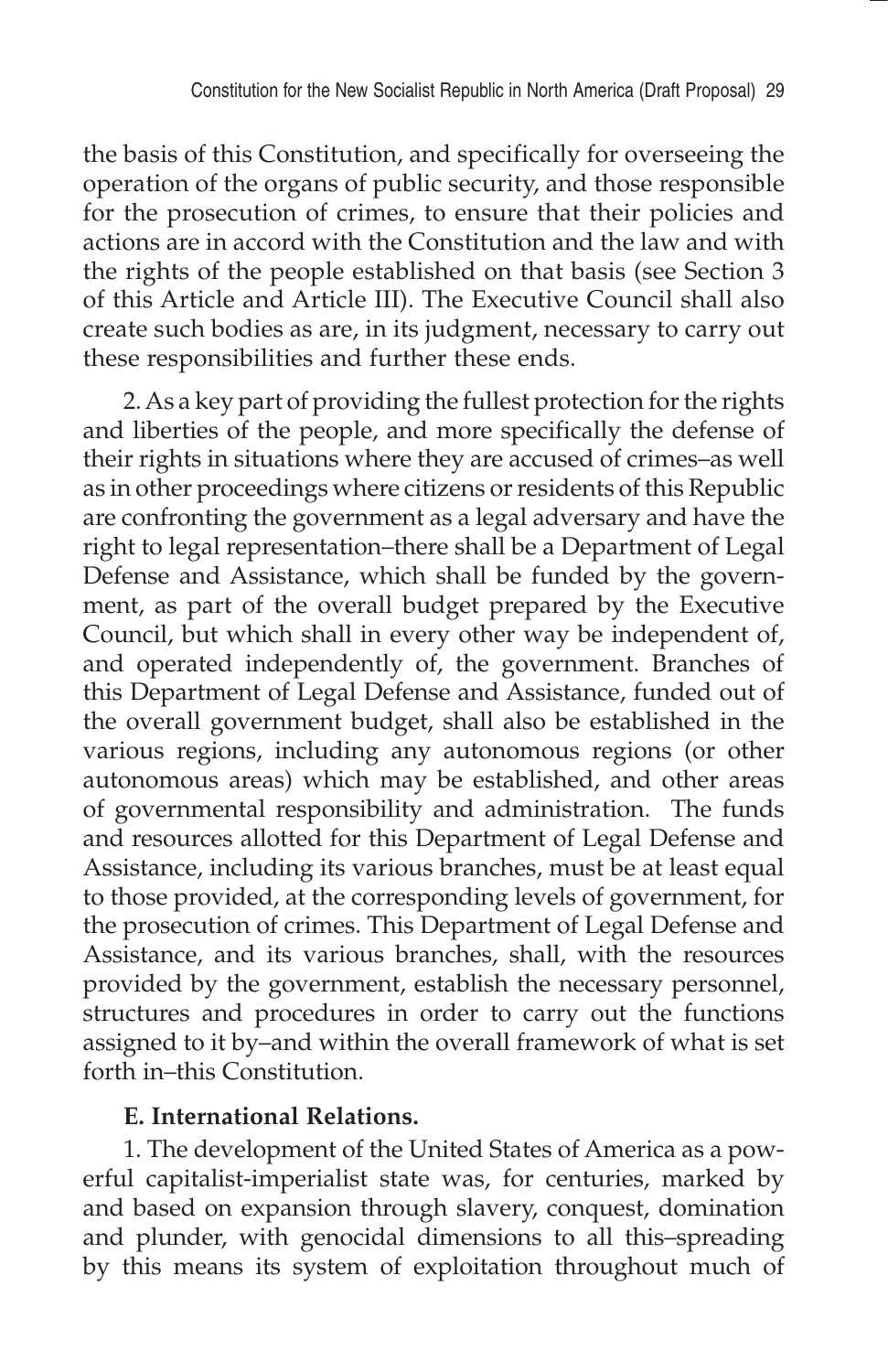the basis of this Constitution, and specifically for overseeing the operation of the organs of public security, and those responsible for the prosecution of crimes, to ensure that their policies and actions are in accord with the Constitution and the law and with the rights of the people established on that basis (see Section 3 of this Article and Article III). The Executive Council shall also create such bodies as are, in its judgment, necessary to carry out these responsibilities and further these ends.

2. As a key part of providing the fullest protection for the rights and liberties of the people, and more specifically the defense of their rights in situations where they are accused of crimes–as well as in other proceedings where citizens or residents of this Republic are confronting the government as a legal adversary and have the right to legal representation–there shall be a Department of Legal Defense and Assistance, which shall be funded by the government, as part of the overall budget prepared by the Executive Council, but which shall in every other way be independent of, and operated independently of, the government. Branches of this Department of Legal Defense and Assistance, funded out of the overall government budget, shall also be established in the various regions, including any autonomous regions (or other autonomous areas) which may be established, and other areas of governmental responsibility and administration. The funds and resources allotted for this Department of Legal Defense and Assistance, including its various branches, must be at least equal to those provided, at the corresponding levels of government, for the prosecution of crimes. This Department of Legal Defense and Assistance, and its various branches, shall, with the resources provided by the government, establish the necessary personnel, structures and procedures in order to carry out the functions assigned to it by–and within the overall framework of what is set forth in–this Constitution.

**E. International Relations.**

1. The development of the United States of America as a powerful capitalist-imperialist state was, for centuries, marked by and based on expansion through slavery, conquest, domination and plunder, with genocidal dimensions to all this–spreading by this means its system of exploitation throughout much of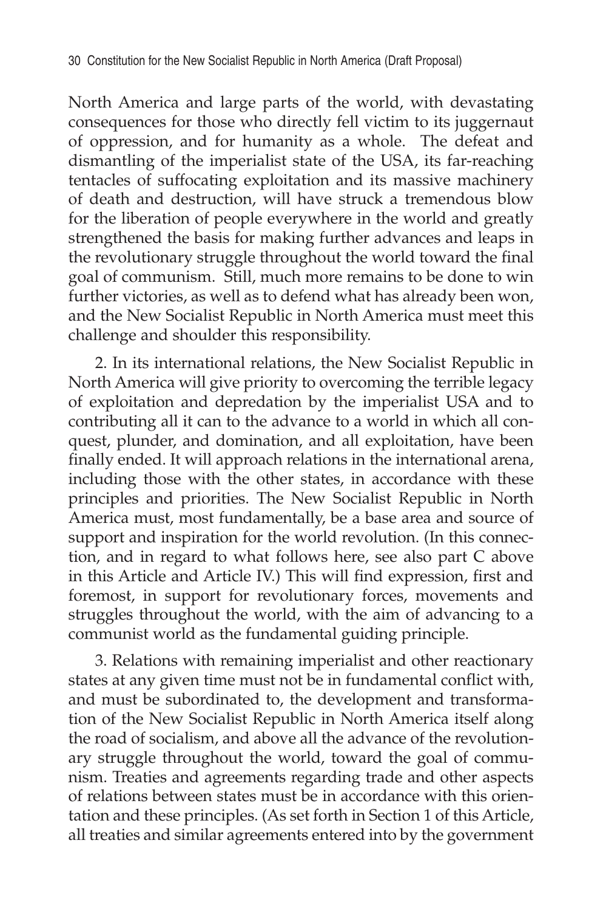North America and large parts of the world, with devastating consequences for those who directly fell victim to its juggernaut of oppression, and for humanity as a whole. The defeat and dismantling of the imperialist state of the USA, its far-reaching tentacles of suffocating exploitation and its massive machinery of death and destruction, will have struck a tremendous blow for the liberation of people everywhere in the world and greatly strengthened the basis for making further advances and leaps in the revolutionary struggle throughout the world toward the final goal of communism. Still, much more remains to be done to win further victories, as well as to defend what has already been won, and the New Socialist Republic in North America must meet this challenge and shoulder this responsibility.

2. In its international relations, the New Socialist Republic in North America will give priority to overcoming the terrible legacy of exploitation and depredation by the imperialist USA and to contributing all it can to the advance to a world in which all conquest, plunder, and domination, and all exploitation, have been finally ended. It will approach relations in the international arena, including those with the other states, in accordance with these principles and priorities. The New Socialist Republic in North America must, most fundamentally, be a base area and source of support and inspiration for the world revolution. (In this connection, and in regard to what follows here, see also part C above in this Article and Article IV.) This will find expression, first and foremost, in support for revolutionary forces, movements and struggles throughout the world, with the aim of advancing to a communist world as the fundamental guiding principle.

3. Relations with remaining imperialist and other reactionary states at any given time must not be in fundamental conflict with, and must be subordinated to, the development and transformation of the New Socialist Republic in North America itself along the road of socialism, and above all the advance of the revolutionary struggle throughout the world, toward the goal of communism. Treaties and agreements regarding trade and other aspects of relations between states must be in accordance with this orientation and these principles. (As set forth in Section 1 of this Article, all treaties and similar agreements entered into by the government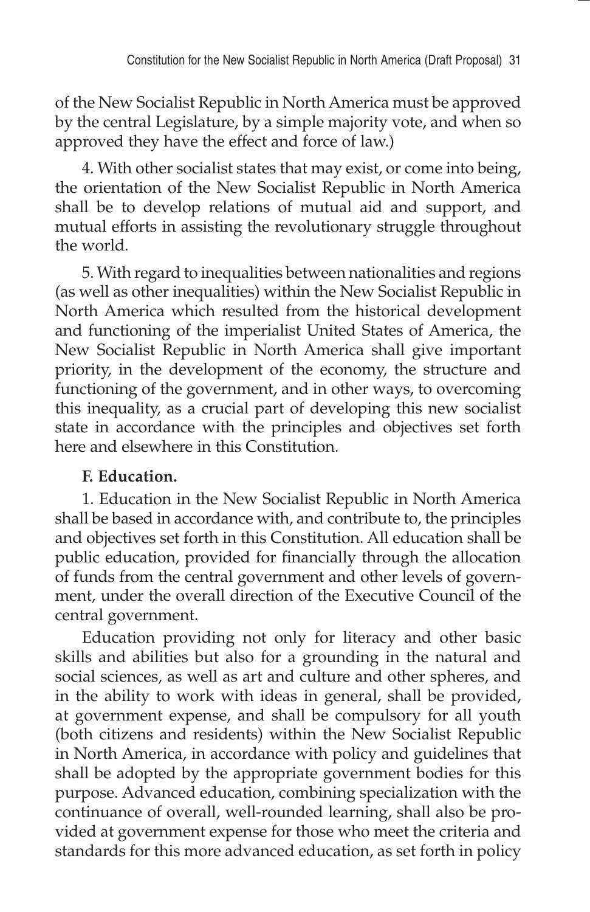of the New Socialist Republic in North America must be approved by the central Legislature, by a simple majority vote, and when so approved they have the effect and force of law.)

4. With other socialist states that may exist, or come into being, the orientation of the New Socialist Republic in North America shall be to develop relations of mutual aid and support, and mutual efforts in assisting the revolutionary struggle throughout the world.

5. With regard to inequalities between nationalities and regions (as well as other inequalities) within the New Socialist Republic in North America which resulted from the historical development and functioning of the imperialist United States of America, the New Socialist Republic in North America shall give important priority, in the development of the economy, the structure and functioning of the government, and in other ways, to overcoming this inequality, as a crucial part of developing this new socialist state in accordance with the principles and objectives set forth here and elsewhere in this Constitution.

**F. Education.**

1. Education in the New Socialist Republic in North America shall be based in accordance with, and contribute to, the principles and objectives set forth in this Constitution. All education shall be public education, provided for financially through the allocation of funds from the central government and other levels of government, under the overall direction of the Executive Council of the central government.

Education providing not only for literacy and other basic skills and abilities but also for a grounding in the natural and social sciences, as well as art and culture and other spheres, and in the ability to work with ideas in general, shall be provided, at government expense, and shall be compulsory for all youth (both citizens and residents) within the New Socialist Republic in North America, in accordance with policy and guidelines that shall be adopted by the appropriate government bodies for this purpose. Advanced education, combining specialization with the continuance of overall, well-rounded learning, shall also be provided at government expense for those who meet the criteria and standards for this more advanced education, as set forth in policy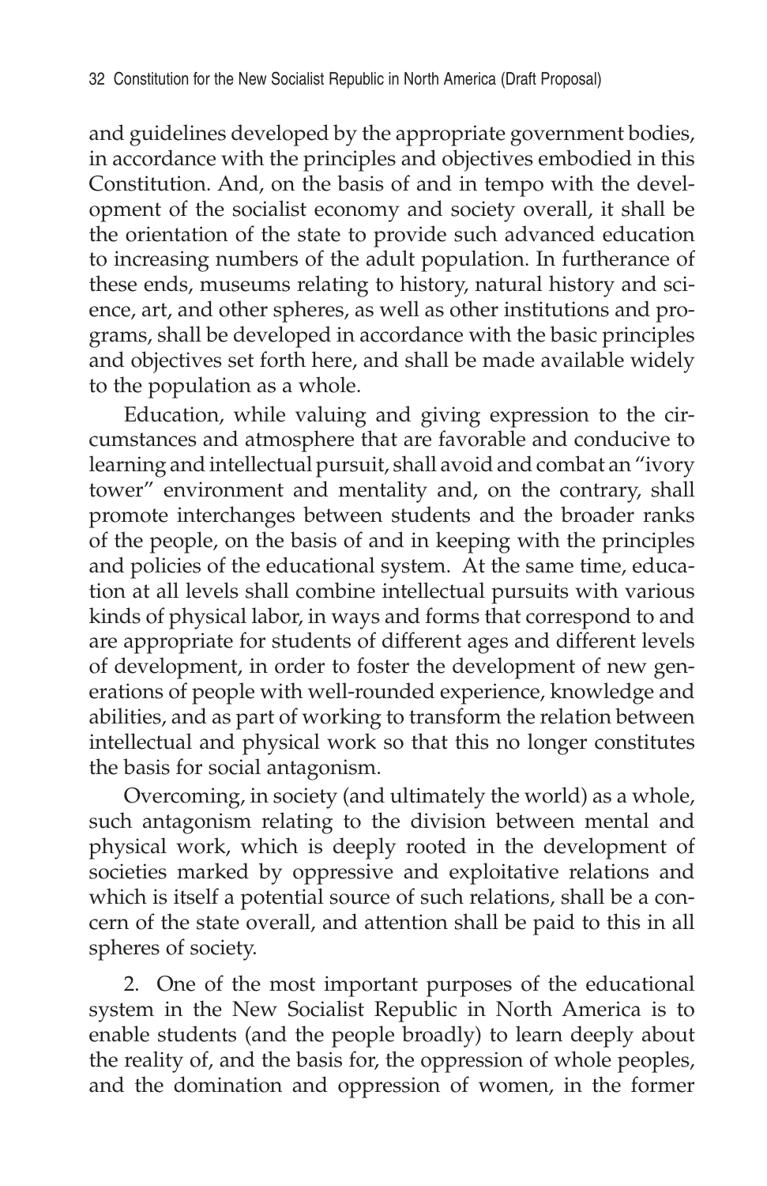and guidelines developed by the appropriate government bodies, in accordance with the principles and objectives embodied in this Constitution. And, on the basis of and in tempo with the development of the socialist economy and society overall, it shall be the orientation of the state to provide such advanced education to increasing numbers of the adult population. In furtherance of these ends, museums relating to history, natural history and science, art, and other spheres, as well as other institutions and programs, shall be developed in accordance with the basic principles and objectives set forth here, and shall be made available widely to the population as a whole.

Education, while valuing and giving expression to the circumstances and atmosphere that are favorable and conducive to learning and intellectual pursuit, shall avoid and combat an "ivory tower" environment and mentality and, on the contrary, shall promote interchanges between students and the broader ranks of the people, on the basis of and in keeping with the principles and policies of the educational system. At the same time, education at all levels shall combine intellectual pursuits with various kinds of physical labor, in ways and forms that correspond to and are appropriate for students of different ages and different levels of development, in order to foster the development of new generations of people with well-rounded experience, knowledge and abilities, and as part of working to transform the relation between intellectual and physical work so that this no longer constitutes the basis for social antagonism.

Overcoming, in society (and ultimately the world) as a whole, such antagonism relating to the division between mental and physical work, which is deeply rooted in the development of societies marked by oppressive and exploitative relations and which is itself a potential source of such relations, shall be a concern of the state overall, and attention shall be paid to this in all spheres of society.

2. One of the most important purposes of the educational system in the New Socialist Republic in North America is to enable students (and the people broadly) to learn deeply about the reality of, and the basis for, the oppression of whole peoples, and the domination and oppression of women, in the former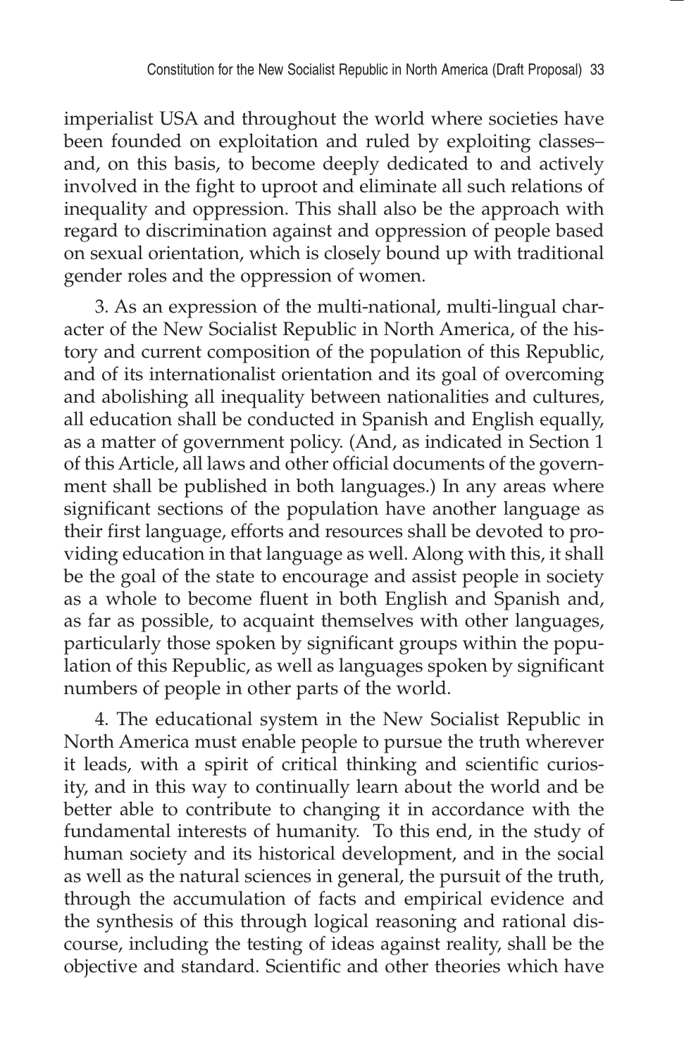imperialist USA and throughout the world where societies have been founded on exploitation and ruled by exploiting classes–and, on this basis, to become deeply dedicated to and actively involved in the fight to uproot and eliminate all such relations of inequality and oppression. This shall also be the approach with regard to discrimination against and oppression of people based on sexual orientation, which is closely bound up with traditional gender roles and the oppression of women.

3. As an expression of the multi-national, multi-lingual character of the New Socialist Republic in North America, of the history and current composition of the population of this Republic, and of its internationalist orientation and its goal of overcoming and abolishing all inequality between nationalities and cultures, all education shall be conducted in Spanish and English equally, as a matter of government policy. (And, as indicated in Section 1 of this Article, all laws and other official documents of the government shall be published in both languages.) In any areas where significant sections of the population have another language as their first language, efforts and resources shall be devoted to providing education in that language as well. Along with this, it shall be the goal of the state to encourage and assist people in society as a whole to become fluent in both English and Spanish and, as far as possible, to acquaint themselves with other languages, particularly those spoken by significant groups within the population of this Republic, as well as languages spoken by significant numbers of people in other parts of the world.

4. The educational system in the New Socialist Republic in North America must enable people to pursue the truth wherever it leads, with a spirit of critical thinking and scientific curiosity, and in this way to continually learn about the world and be better able to contribute to changing it in accordance with the fundamental interests of humanity. To this end, in the study of human society and its historical development, and in the social as well as the natural sciences in general, the pursuit of the truth, through the accumulation of facts and empirical evidence and the synthesis of this through logical reasoning and rational discourse, including the testing of ideas against reality, shall be the objective and standard. Scientific and other theories which have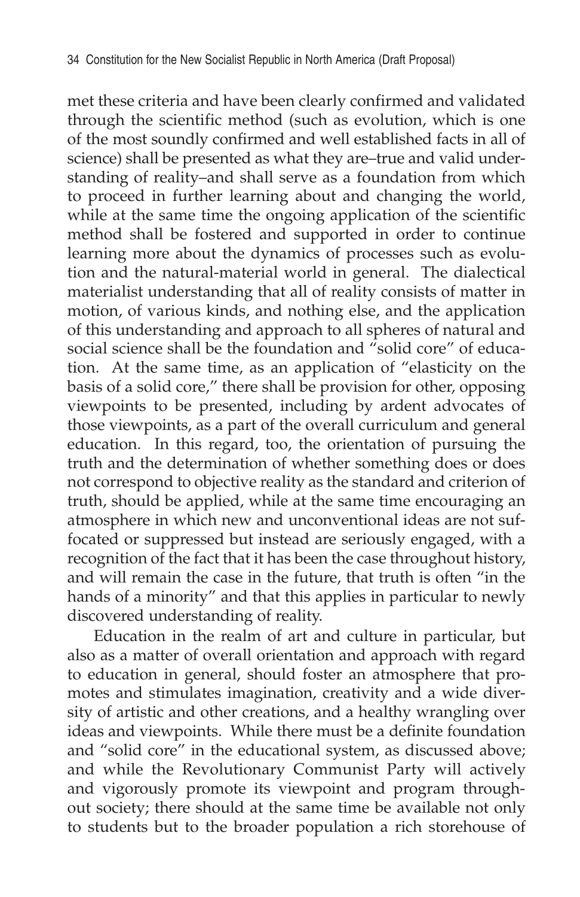met these criteria and have been clearly confirmed and validated through the scientific method (such as evolution, which is one of the most soundly confirmed and well established facts in all of science) shall be presented as what they are–true and valid understanding of reality–and shall serve as a foundation from which to proceed in further learning about and changing the world, while at the same time the ongoing application of the scientific method shall be fostered and supported in order to continue learning more about the dynamics of processes such as evolution and the natural-material world in general. The dialectical materialist understanding that all of reality consists of matter in motion, of various kinds, and nothing else, and the application of this understanding and approach to all spheres of natural and social science shall be the foundation and "solid core" of education. At the same time, as an application of "elasticity on the basis of a solid core," there shall be provision for other, opposing viewpoints to be presented, including by ardent advocates of those viewpoints, as a part of the overall curriculum and general education. In this regard, too, the orientation of pursuing the truth and the determination of whether something does or does not correspond to objective reality as the standard and criterion of truth, should be applied, while at the same time encouraging an atmosphere in which new and unconventional ideas are not suffocated or suppressed but instead are seriously engaged, with a recognition of the fact that it has been the case throughout history, and will remain the case in the future, that truth is often "in the hands of a minority" and that this applies in particular to newly discovered understanding of reality.

Education in the realm of art and culture in particular, but also as a matter of overall orientation and approach with regard to education in general, should foster an atmosphere that promotes and stimulates imagination, creativity and a wide diversity of artistic and other creations, and a healthy wrangling over ideas and viewpoints. While there must be a definite foundation and "solid core" in the educational system, as discussed above; and while the Revolutionary Communist Party will actively and vigorously promote its viewpoint and program throughout society; there should at the same time be available not only to students but to the broader population a rich storehouse of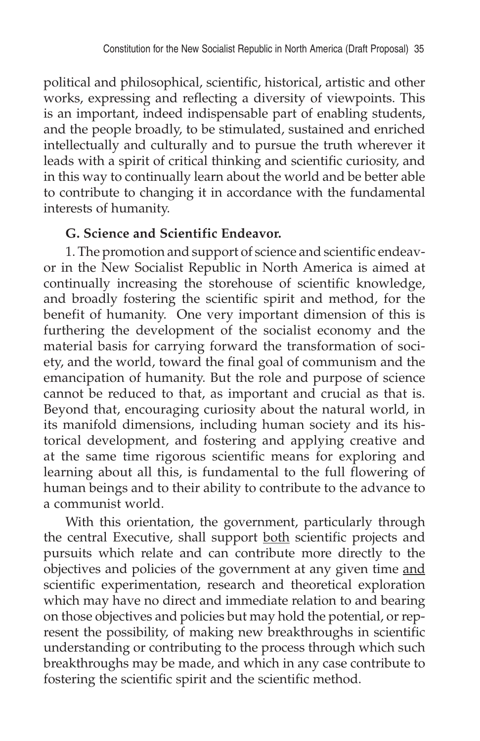political and philosophical, scientific, historical, artistic and other works, expressing and reflecting a diversity of viewpoints. This is an important, indeed indispensable part of enabling students, and the people broadly, to be stimulated, sustained and enriched intellectually and culturally and to pursue the truth wherever it leads with a spirit of critical thinking and scientific curiosity, and in this way to continually learn about the world and be better able to contribute to changing it in accordance with the fundamental interests of humanity.

**G. Science and Scientific Endeavor.**

1. The promotion and support of science and scientific endeavor in the New Socialist Republic in North America is aimed at continually increasing the storehouse of scientific knowledge, and broadly fostering the scientific spirit and method, for the benefit of humanity. One very important dimension of this is furthering the development of the socialist economy and the material basis for carrying forward the transformation of society, and the world, toward the final goal of communism and the emancipation of humanity. But the role and purpose of science cannot be reduced to that, as important and crucial as that is. Beyond that, encouraging curiosity about the natural world, in its manifold dimensions, including human society and its historical development, and fostering and applying creative and at the same time rigorous scientific means for exploring and learning about all this, is fundamental to the full flowering of human beings and to their ability to contribute to the advance to a communist world.

With this orientation, the government, particularly through the central Executive, shall support both scientific projects and pursuits which relate and can contribute more directly to the objectives and policies of the government at any given time and scientific experimentation, research and theoretical exploration which may have no direct and immediate relation to and bearing on those objectives and policies but may hold the potential, or represent the possibility, of making new breakthroughs in scientific understanding or contributing to the process through which such breakthroughs may be made, and which in any case contribute to fostering the scientific spirit and the scientific method.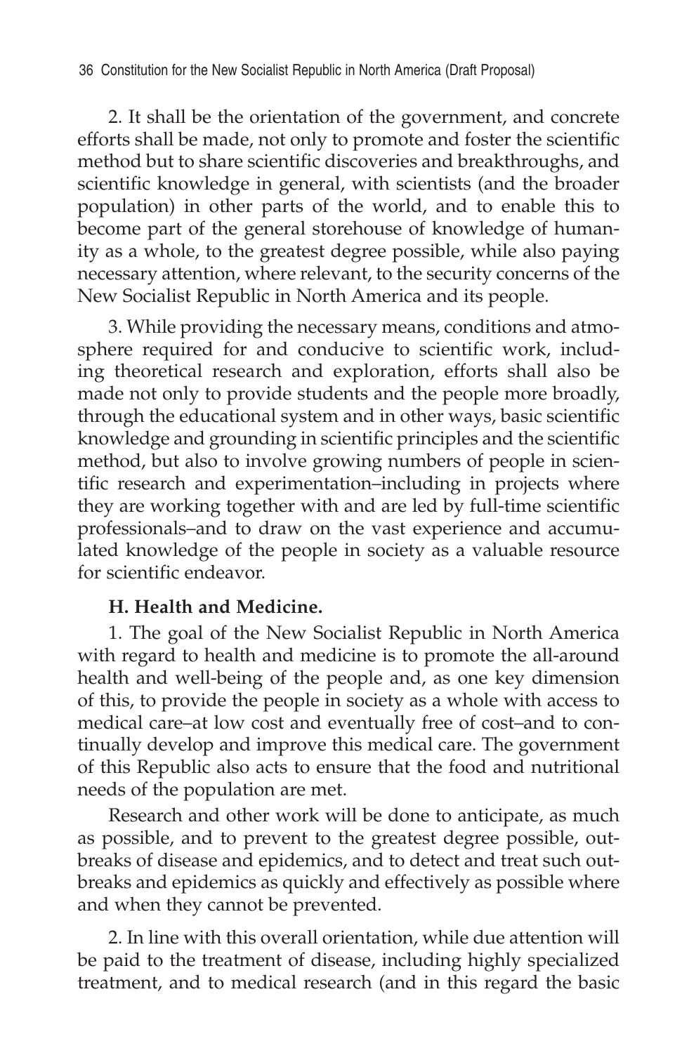2. It shall be the orientation of the government, and concrete efforts shall be made, not only to promote and foster the scientific method but to share scientific discoveries and breakthroughs, and scientific knowledge in general, with scientists (and the broader population) in other parts of the world, and to enable this to become part of the general storehouse of knowledge of humanity as a whole, to the greatest degree possible, while also paying necessary attention, where relevant, to the security concerns of the New Socialist Republic in North America and its people.

3. While providing the necessary means, conditions and atmosphere required for and conducive to scientific work, including theoretical research and exploration, efforts shall also be made not only to provide students and the people more broadly, through the educational system and in other ways, basic scientific knowledge and grounding in scientific principles and the scientific method, but also to involve growing numbers of people in scientific research and experimentation–including in projects where they are working together with and are led by full-time scientific professionals–and to draw on the vast experience and accumulated knowledge of the people in society as a valuable resource for scientific endeavor.

### H. Health and Medicine.

1. The goal of the New Socialist Republic in North America with regard to health and medicine is to promote the all-around health and well-being of the people and, as one key dimension of this, to provide the people in society as a whole with access to medical care–at low cost and eventually free of cost–and to continually develop and improve this medical care. The government of this Republic also acts to ensure that the food and nutritional needs of the population are met.

Research and other work will be done to anticipate, as much as possible, and to prevent to the greatest degree possible, outbreaks of disease and epidemics, and to detect and treat such outbreaks and epidemics as quickly and effectively as possible where and when they cannot be prevented.

2. In line with this overall orientation, while due attention will be paid to the treatment of disease, including highly specialized treatment, and to medical research (and in this regard the basic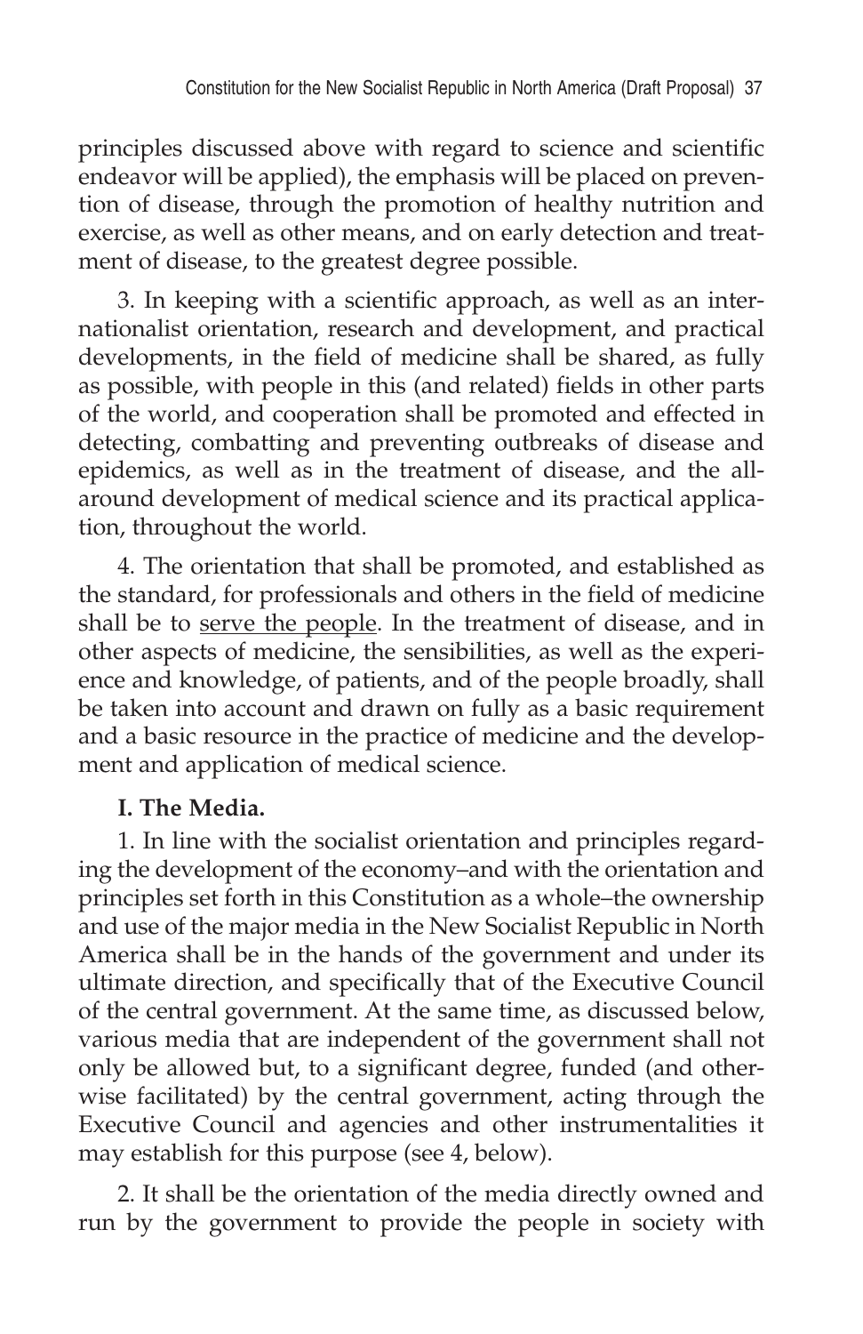principles discussed above with regard to science and scientific endeavor will be applied), the emphasis will be placed on prevention of disease, through the promotion of healthy nutrition and exercise, as well as other means, and on early detection and treatment of disease, to the greatest degree possible.

3. In keeping with a scientific approach, as well as an internationalist orientation, research and development, and practical developments, in the field of medicine shall be shared, as fully as possible, with people in this (and related) fields in other parts of the world, and cooperation shall be promoted and effected in detecting, combatting and preventing outbreaks of disease and epidemics, as well as in the treatment of disease, and the all-around development of medical science and its practical application, throughout the world.

4. The orientation that shall be promoted, and established as the standard, for professionals and others in the field of medicine shall be to <u>serve the people</u>. In the treatment of disease, and in other aspects of medicine, the sensibilities, as well as the experience and knowledge, of patients, and of the people broadly, shall be taken into account and drawn on fully as a basic requirement and a basic resource in the practice of medicine and the development and application of medical science.

**I. The Media.**

1. In line with the socialist orientation and principles regarding the development of the economy–and with the orientation and principles set forth in this Constitution as a whole–the ownership and use of the major media in the New Socialist Republic in North America shall be in the hands of the government and under its ultimate direction, and specifically that of the Executive Council of the central government. At the same time, as discussed below, various media that are independent of the government shall not only be allowed but, to a significant degree, funded (and otherwise facilitated) by the central government, acting through the Executive Council and agencies and other instrumentalities it may establish for this purpose (see 4, below).

2. It shall be the orientation of the media directly owned and run by the government to provide the people in society with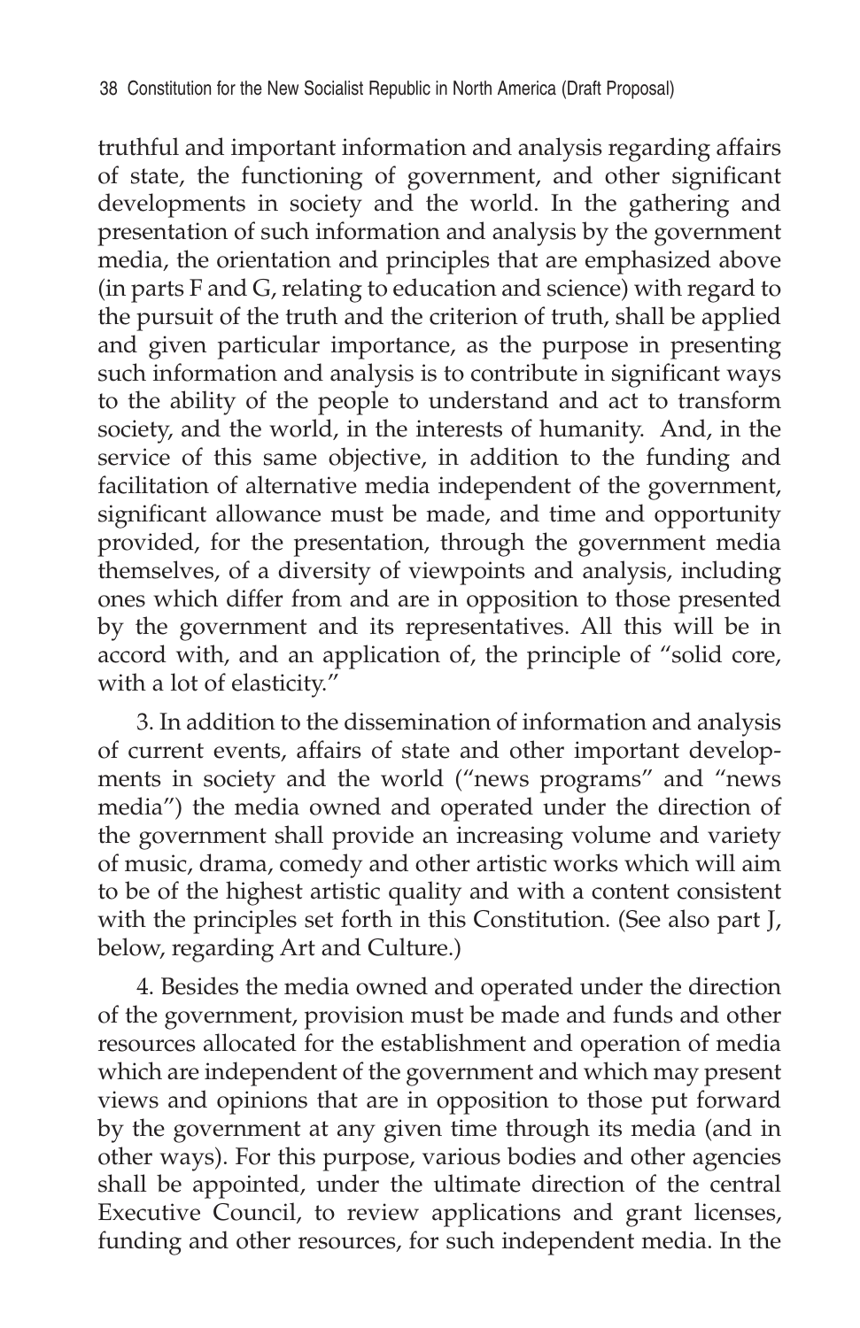truthful and important information and analysis regarding affairs of state, the functioning of government, and other significant developments in society and the world. In the gathering and presentation of such information and analysis by the government media, the orientation and principles that are emphasized above (in parts F and G, relating to education and science) with regard to the pursuit of the truth and the criterion of truth, shall be applied and given particular importance, as the purpose in presenting such information and analysis is to contribute in significant ways to the ability of the people to understand and act to transform society, and the world, in the interests of humanity. And, in the service of this same objective, in addition to the funding and facilitation of alternative media independent of the government, significant allowance must be made, and time and opportunity provided, for the presentation, through the government media themselves, of a diversity of viewpoints and analysis, including ones which differ from and are in opposition to those presented by the government and its representatives. All this will be in accord with, and an application of, the principle of "solid core, with a lot of elasticity."

3. In addition to the dissemination of information and analysis of current events, affairs of state and other important developments in society and the world ("news programs" and "news media") the media owned and operated under the direction of the government shall provide an increasing volume and variety of music, drama, comedy and other artistic works which will aim to be of the highest artistic quality and with a content consistent with the principles set forth in this Constitution. (See also part J, below, regarding Art and Culture.)

4. Besides the media owned and operated under the direction of the government, provision must be made and funds and other resources allocated for the establishment and operation of media which are independent of the government and which may present views and opinions that are in opposition to those put forward by the government at any given time through its media (and in other ways). For this purpose, various bodies and other agencies shall be appointed, under the ultimate direction of the central Executive Council, to review applications and grant licenses, funding and other resources, for such independent media. In the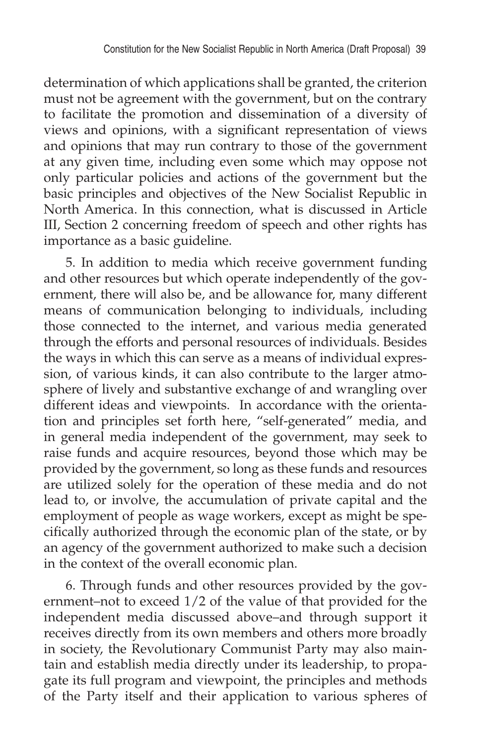determination of which applications shall be granted, the criterion must not be agreement with the government, but on the contrary to facilitate the promotion and dissemination of a diversity of views and opinions, with a significant representation of views and opinions that may run contrary to those of the government at any given time, including even some which may oppose not only particular policies and actions of the government but the basic principles and objectives of the New Socialist Republic in North America. In this connection, what is discussed in Article III, Section 2 concerning freedom of speech and other rights has importance as a basic guideline.

5. In addition to media which receive government funding and other resources but which operate independently of the government, there will also be, and be allowance for, many different means of communication belonging to individuals, including those connected to the internet, and various media generated through the efforts and personal resources of individuals. Besides the ways in which this can serve as a means of individual expression, of various kinds, it can also contribute to the larger atmosphere of lively and substantive exchange of and wrangling over different ideas and viewpoints. In accordance with the orientation and principles set forth here, "self-generated" media, and in general media independent of the government, may seek to raise funds and acquire resources, beyond those which may be provided by the government, so long as these funds and resources are utilized solely for the operation of these media and do not lead to, or involve, the accumulation of private capital and the employment of people as wage workers, except as might be specifically authorized through the economic plan of the state, or by an agency of the government authorized to make such a decision in the context of the overall economic plan.

6. Through funds and other resources provided by the government–not to exceed 1/2 of the value of that provided for the independent media discussed above–and through support it receives directly from its own members and others more broadly in society, the Revolutionary Communist Party may also maintain and establish media directly under its leadership, to propagate its full program and viewpoint, the principles and methods of the Party itself and their application to various spheres of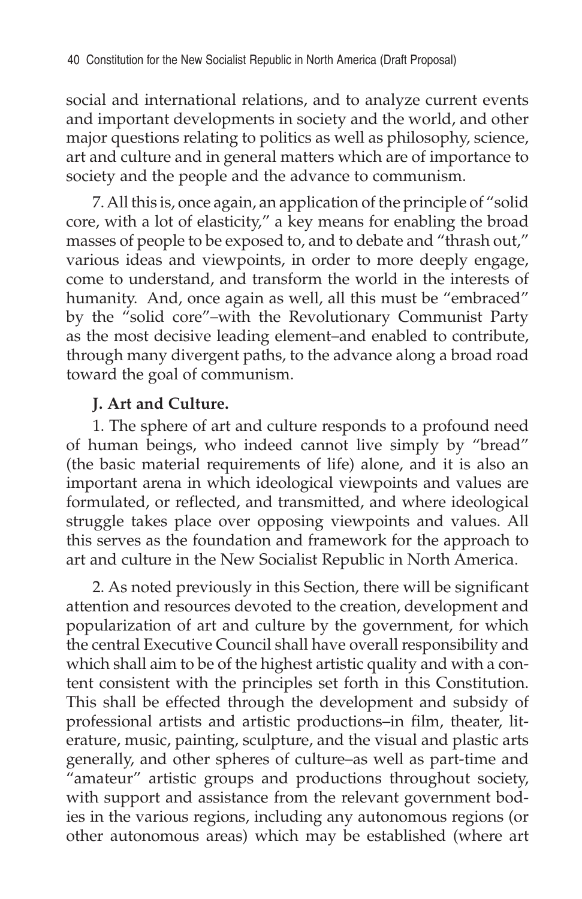social and international relations, and to analyze current events and important developments in society and the world, and other major questions relating to politics as well as philosophy, science, art and culture and in general matters which are of importance to society and the people and the advance to communism.

7. All this is, once again, an application of the principle of "solid core, with a lot of elasticity," a key means for enabling the broad masses of people to be exposed to, and to debate and "thrash out," various ideas and viewpoints, in order to more deeply engage, come to understand, and transform the world in the interests of humanity. And, once again as well, all this must be "embraced" by the "solid core"–with the Revolutionary Communist Party as the most decisive leading element–and enabled to contribute, through many divergent paths, to the advance along a broad road toward the goal of communism.

**J. Art and Culture.**

1. The sphere of art and culture responds to a profound need of human beings, who indeed cannot live simply by "bread" (the basic material requirements of life) alone, and it is also an important arena in which ideological viewpoints and values are formulated, or reflected, and transmitted, and where ideological struggle takes place over opposing viewpoints and values. All this serves as the foundation and framework for the approach to art and culture in the New Socialist Republic in North America.

2. As noted previously in this Section, there will be significant attention and resources devoted to the creation, development and popularization of art and culture by the government, for which the central Executive Council shall have overall responsibility and which shall aim to be of the highest artistic quality and with a content consistent with the principles set forth in this Constitution. This shall be effected through the development and subsidy of professional artists and artistic productions–in film, theater, literature, music, painting, sculpture, and the visual and plastic arts generally, and other spheres of culture–as well as part-time and "amateur" artistic groups and productions throughout society, with support and assistance from the relevant government bodies in the various regions, including any autonomous regions (or other autonomous areas) which may be established (where art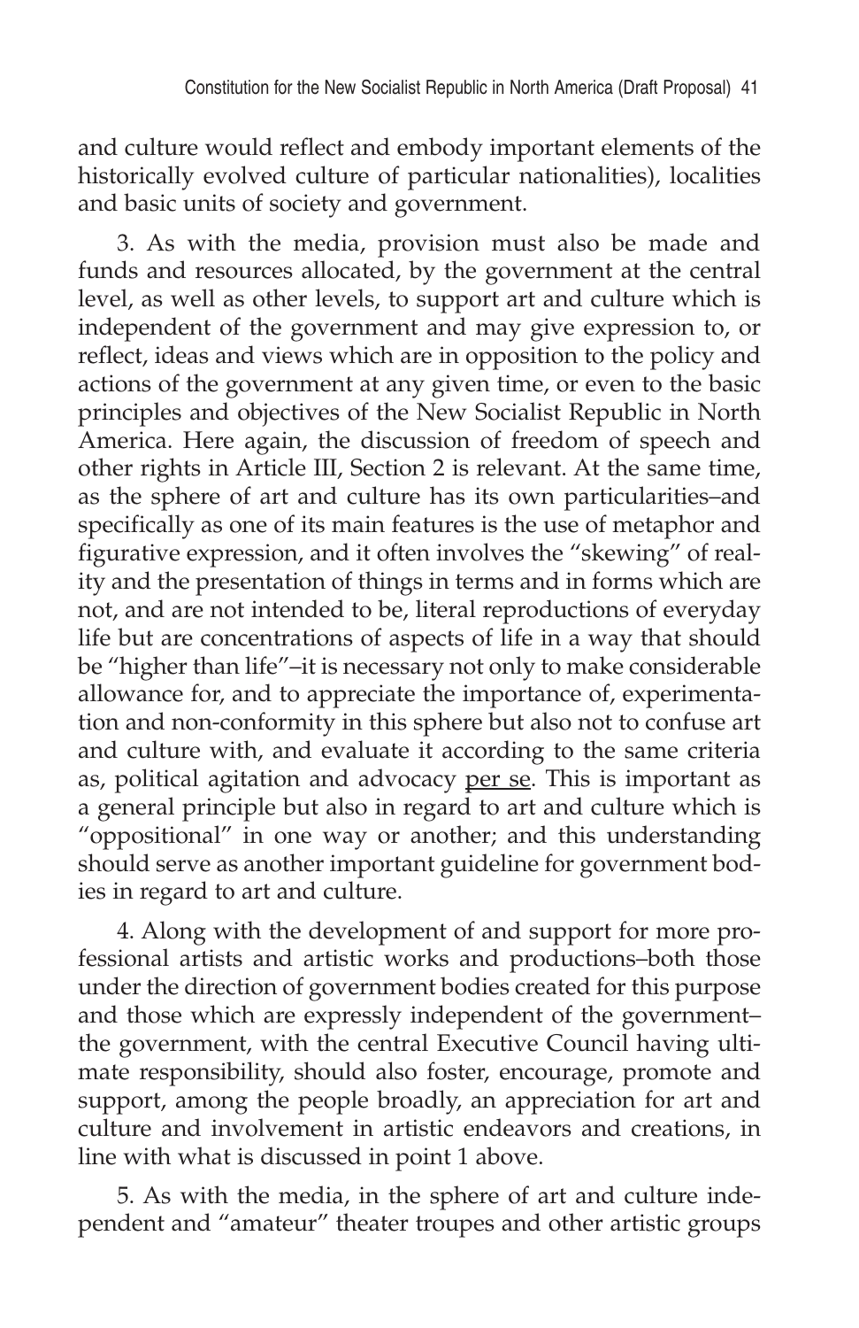and culture would reflect and embody important elements of the historically evolved culture of particular nationalities), localities and basic units of society and government.

3. As with the media, provision must also be made and funds and resources allocated, by the government at the central level, as well as other levels, to support art and culture which is independent of the government and may give expression to, or reflect, ideas and views which are in opposition to the policy and actions of the government at any given time, or even to the basic principles and objectives of the New Socialist Republic in North America. Here again, the discussion of freedom of speech and other rights in Article III, Section 2 is relevant. At the same time, as the sphere of art and culture has its own particularities–and specifically as one of its main features is the use of metaphor and figurative expression, and it often involves the "skewing" of reality and the presentation of things in terms and in forms which are not, and are not intended to be, literal reproductions of everyday life but are concentrations of aspects of life in a way that should be "higher than life"–it is necessary not only to make considerable allowance for, and to appreciate the importance of, experimentation and non-conformity in this sphere but also not to confuse art and culture with, and evaluate it according to the same criteria as, political agitation and advocacy <u>per se</u>. This is important as a general principle but also in regard to art and culture which is "oppositional" in one way or another; and this understanding should serve as another important guideline for government bodies in regard to art and culture.

4. Along with the development of and support for more professional artists and artistic works and productions–both those under the direction of government bodies created for this purpose and those which are expressly independent of the government–the government, with the central Executive Council having ultimate responsibility, should also foster, encourage, promote and support, among the people broadly, an appreciation for art and culture and involvement in artistic endeavors and creations, in line with what is discussed in point 1 above.

5. As with the media, in the sphere of art and culture independent and "amateur" theater troupes and other artistic groups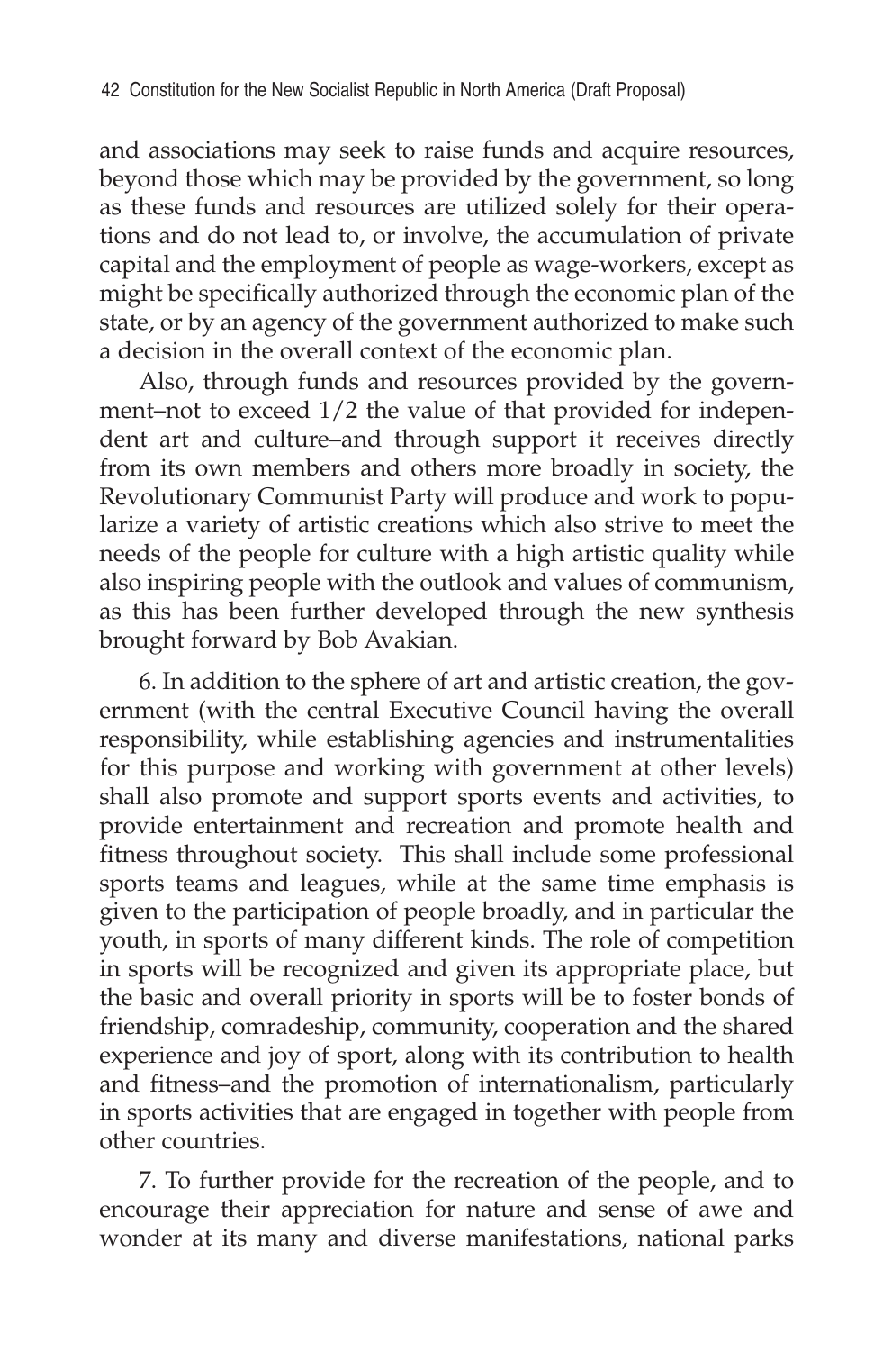and associations may seek to raise funds and acquire resources, beyond those which may be provided by the government, so long as these funds and resources are utilized solely for their operations and do not lead to, or involve, the accumulation of private capital and the employment of people as wage-workers, except as might be specifically authorized through the economic plan of the state, or by an agency of the government authorized to make such a decision in the overall context of the economic plan.

Also, through funds and resources provided by the government–not to exceed 1/2 the value of that provided for independent art and culture–and through support it receives directly from its own members and others more broadly in society, the Revolutionary Communist Party will produce and work to popularize a variety of artistic creations which also strive to meet the needs of the people for culture with a high artistic quality while also inspiring people with the outlook and values of communism, as this has been further developed through the new synthesis brought forward by Bob Avakian.

6. In addition to the sphere of art and artistic creation, the government (with the central Executive Council having the overall responsibility, while establishing agencies and instrumentalities for this purpose and working with government at other levels) shall also promote and support sports events and activities, to provide entertainment and recreation and promote health and fitness throughout society. This shall include some professional sports teams and leagues, while at the same time emphasis is given to the participation of people broadly, and in particular the youth, in sports of many different kinds. The role of competition in sports will be recognized and given its appropriate place, but the basic and overall priority in sports will be to foster bonds of friendship, comradeship, community, cooperation and the shared experience and joy of sport, along with its contribution to health and fitness–and the promotion of internationalism, particularly in sports activities that are engaged in together with people from other countries.

7. To further provide for the recreation of the people, and to encourage their appreciation for nature and sense of awe and wonder at its many and diverse manifestations, national parks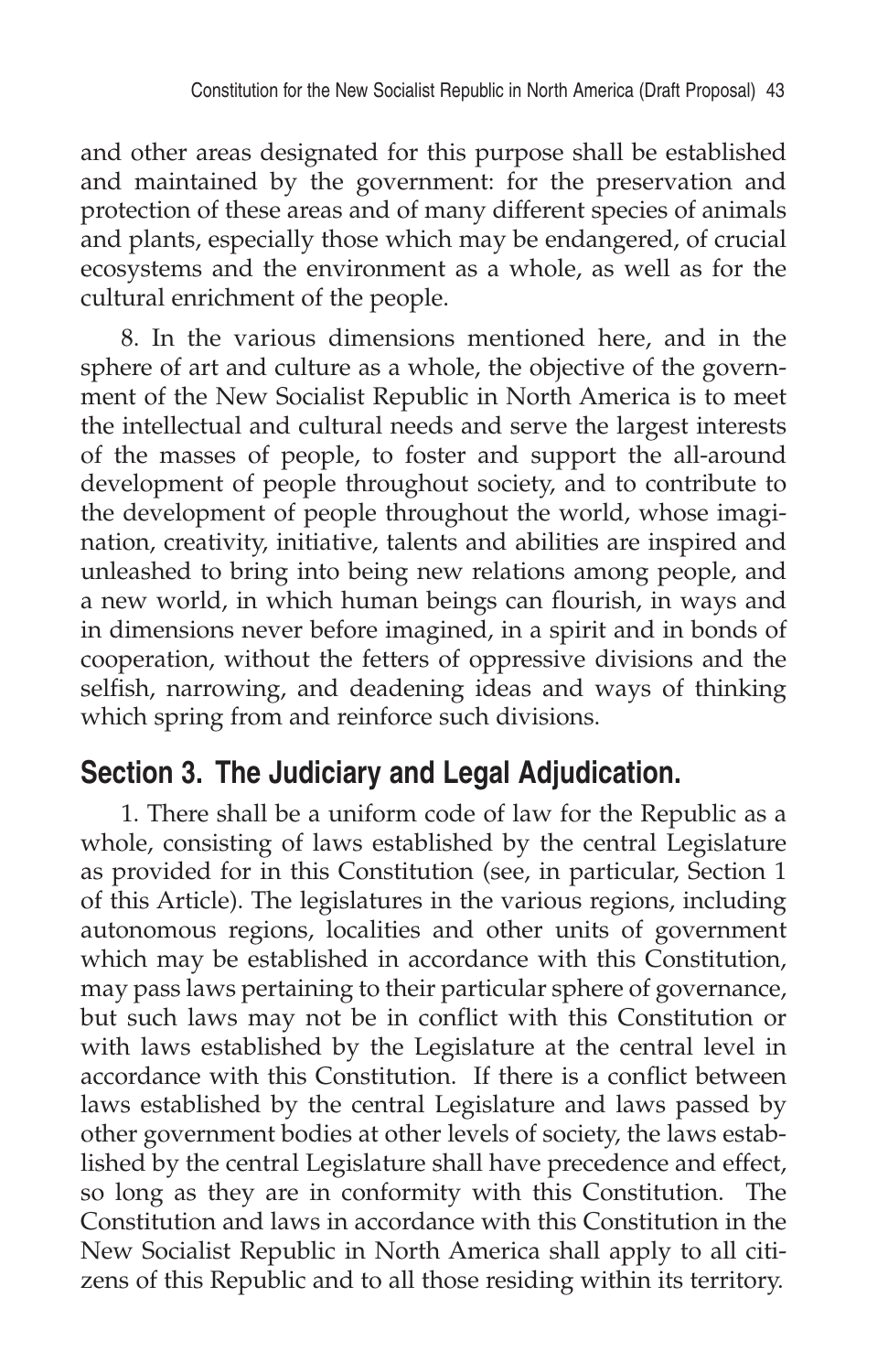and other areas designated for this purpose shall be established and maintained by the government: for the preservation and protection of these areas and of many different species of animals and plants, especially those which may be endangered, of crucial ecosystems and the environment as a whole, as well as for the cultural enrichment of the people.

8. In the various dimensions mentioned here, and in the sphere of art and culture as a whole, the objective of the government of the New Socialist Republic in North America is to meet the intellectual and cultural needs and serve the largest interests of the masses of people, to foster and support the all-around development of people throughout society, and to contribute to the development of people throughout the world, whose imagination, creativity, initiative, talents and abilities are inspired and unleashed to bring into being new relations among people, and a new world, in which human beings can flourish, in ways and in dimensions never before imagined, in a spirit and in bonds of cooperation, without the fetters of oppressive divisions and the selfish, narrowing, and deadening ideas and ways of thinking which spring from and reinforce such divisions.

## Section 3. The Judiciary and Legal Adjudication.

1. There shall be a uniform code of law for the Republic as a whole, consisting of laws established by the central Legislature as provided for in this Constitution (see, in particular, Section 1 of this Article). The legislatures in the various regions, including autonomous regions, localities and other units of government which may be established in accordance with this Constitution, may pass laws pertaining to their particular sphere of governance, but such laws may not be in conflict with this Constitution or with laws established by the Legislature at the central level in accordance with this Constitution. If there is a conflict between laws established by the central Legislature and laws passed by other government bodies at other levels of society, the laws established by the central Legislature shall have precedence and effect, so long as they are in conformity with this Constitution. The Constitution and laws in accordance with this Constitution in the New Socialist Republic in North America shall apply to all citizens of this Republic and to all those residing within its territory.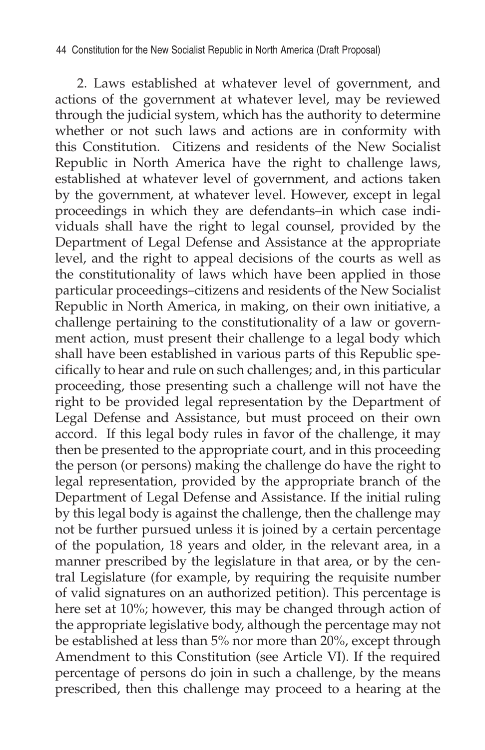2. Laws established at whatever level of government, and actions of the government at whatever level, may be reviewed through the judicial system, which has the authority to determine whether or not such laws and actions are in conformity with this Constitution. Citizens and residents of the New Socialist Republic in North America have the right to challenge laws, established at whatever level of government, and actions taken by the government, at whatever level. However, except in legal proceedings in which they are defendants–in which case individuals shall have the right to legal counsel, provided by the Department of Legal Defense and Assistance at the appropriate level, and the right to appeal decisions of the courts as well as the constitutionality of laws which have been applied in those particular proceedings–citizens and residents of the New Socialist Republic in North America, in making, on their own initiative, a challenge pertaining to the constitutionality of a law or government action, must present their challenge to a legal body which shall have been established in various parts of this Republic specifically to hear and rule on such challenges; and, in this particular proceeding, those presenting such a challenge will not have the right to be provided legal representation by the Department of Legal Defense and Assistance, but must proceed on their own accord. If this legal body rules in favor of the challenge, it may then be presented to the appropriate court, and in this proceeding the person (or persons) making the challenge do have the right to legal representation, provided by the appropriate branch of the Department of Legal Defense and Assistance. If the initial ruling by this legal body is against the challenge, then the challenge may not be further pursued unless it is joined by a certain percentage of the population, 18 years and older, in the relevant area, in a manner prescribed by the legislature in that area, or by the central Legislature (for example, by requiring the requisite number of valid signatures on an authorized petition). This percentage is here set at 10%; however, this may be changed through action of the appropriate legislative body, although the percentage may not be established at less than 5% nor more than 20%, except through Amendment to this Constitution (see Article VI). If the required percentage of persons do join in such a challenge, by the means prescribed, then this challenge may proceed to a hearing at the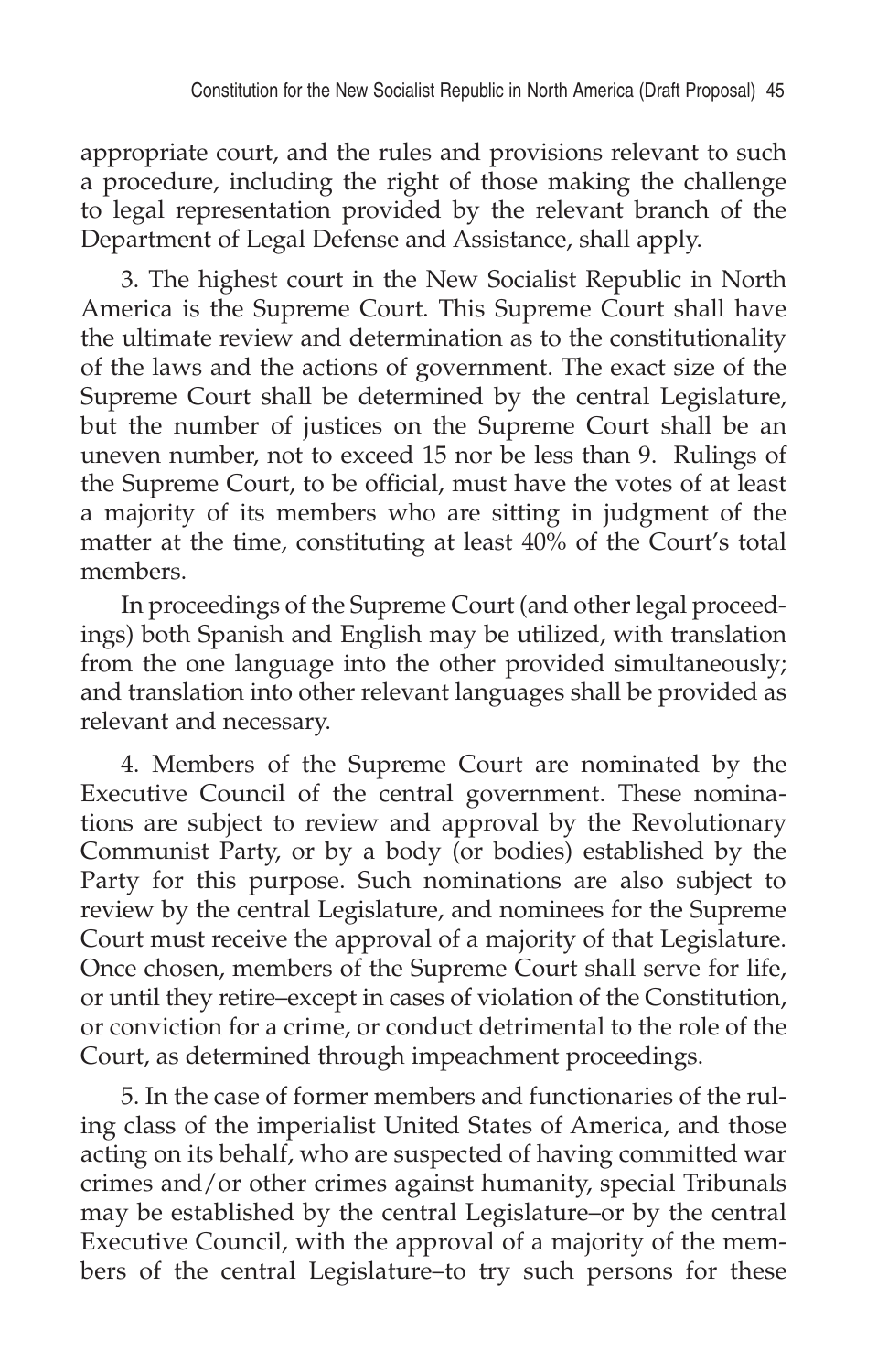appropriate court, and the rules and provisions relevant to such a procedure, including the right of those making the challenge to legal representation provided by the relevant branch of the Department of Legal Defense and Assistance, shall apply.

3. The highest court in the New Socialist Republic in North America is the Supreme Court. This Supreme Court shall have the ultimate review and determination as to the constitutionality of the laws and the actions of government. The exact size of the Supreme Court shall be determined by the central Legislature, but the number of justices on the Supreme Court shall be an uneven number, not to exceed 15 nor be less than 9. Rulings of the Supreme Court, to be official, must have the votes of at least a majority of its members who are sitting in judgment of the matter at the time, constituting at least 40% of the Court's total members.

In proceedings of the Supreme Court (and other legal proceedings) both Spanish and English may be utilized, with translation from the one language into the other provided simultaneously; and translation into other relevant languages shall be provided as relevant and necessary.

4. Members of the Supreme Court are nominated by the Executive Council of the central government. These nominations are subject to review and approval by the Revolutionary Communist Party, or by a body (or bodies) established by the Party for this purpose. Such nominations are also subject to review by the central Legislature, and nominees for the Supreme Court must receive the approval of a majority of that Legislature. Once chosen, members of the Supreme Court shall serve for life, or until they retire–except in cases of violation of the Constitution, or conviction for a crime, or conduct detrimental to the role of the Court, as determined through impeachment proceedings.

5. In the case of former members and functionaries of the ruling class of the imperialist United States of America, and those acting on its behalf, who are suspected of having committed war crimes and/or other crimes against humanity, special Tribunals may be established by the central Legislature–or by the central Executive Council, with the approval of a majority of the members of the central Legislature–to try such persons for these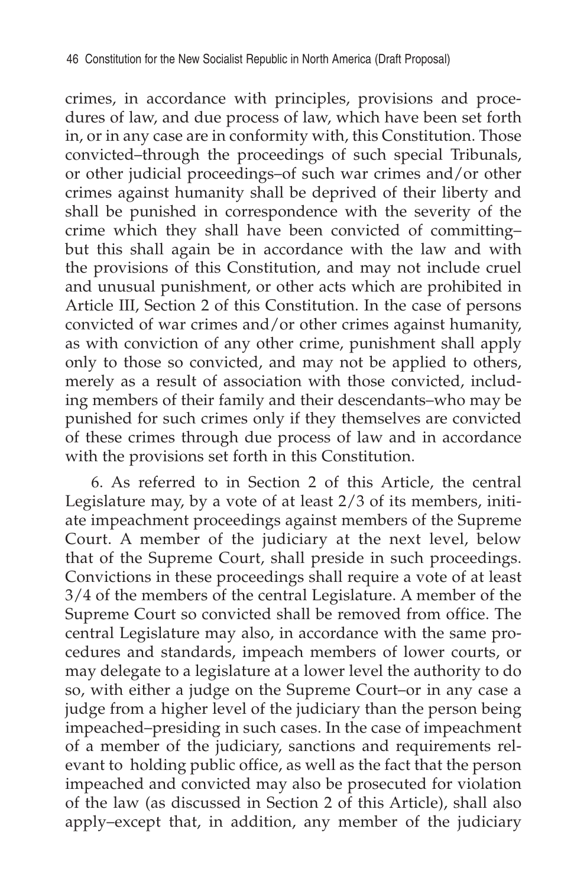crimes, in accordance with principles, provisions and procedures of law, and due process of law, which have been set forth in, or in any case are in conformity with, this Constitution. Those convicted–through the proceedings of such special Tribunals, or other judicial proceedings–of such war crimes and/or other crimes against humanity shall be deprived of their liberty and shall be punished in correspondence with the severity of the crime which they shall have been convicted of committing–but this shall again be in accordance with the law and with the provisions of this Constitution, and may not include cruel and unusual punishment, or other acts which are prohibited in Article III, Section 2 of this Constitution. In the case of persons convicted of war crimes and/or other crimes against humanity, as with conviction of any other crime, punishment shall apply only to those so convicted, and may not be applied to others, merely as a result of association with those convicted, including members of their family and their descendants–who may be punished for such crimes only if they themselves are convicted of these crimes through due process of law and in accordance with the provisions set forth in this Constitution.

6. As referred to in Section 2 of this Article, the central Legislature may, by a vote of at least 2/3 of its members, initiate impeachment proceedings against members of the Supreme Court. A member of the judiciary at the next level, below that of the Supreme Court, shall preside in such proceedings. Convictions in these proceedings shall require a vote of at least 3/4 of the members of the central Legislature. A member of the Supreme Court so convicted shall be removed from office. The central Legislature may also, in accordance with the same procedures and standards, impeach members of lower courts, or may delegate to a legislature at a lower level the authority to do so, with either a judge on the Supreme Court–or in any case a judge from a higher level of the judiciary than the person being impeached–presiding in such cases. In the case of impeachment of a member of the judiciary, sanctions and requirements relevant to holding public office, as well as the fact that the person impeached and convicted may also be prosecuted for violation of the law (as discussed in Section 2 of this Article), shall also apply–except that, in addition, any member of the judiciary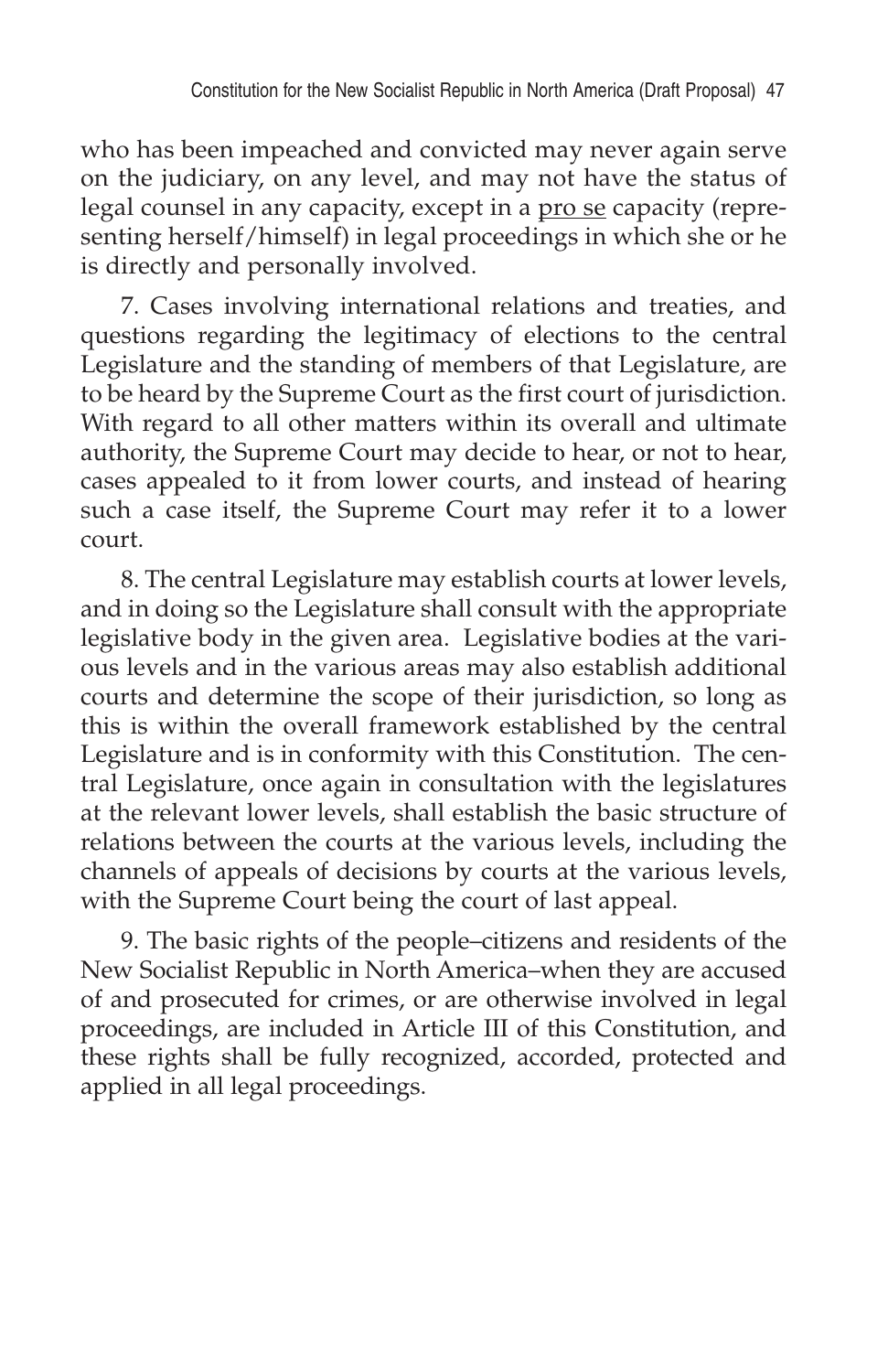who has been impeached and convicted may never again serve on the judiciary, on any level, and may not have the status of legal counsel in any capacity, except in a pro se capacity (representing herself/himself) in legal proceedings in which she or he is directly and personally involved.

7. Cases involving international relations and treaties, and questions regarding the legitimacy of elections to the central Legislature and the standing of members of that Legislature, are to be heard by the Supreme Court as the first court of jurisdiction. With regard to all other matters within its overall and ultimate authority, the Supreme Court may decide to hear, or not to hear, cases appealed to it from lower courts, and instead of hearing such a case itself, the Supreme Court may refer it to a lower court.

8. The central Legislature may establish courts at lower levels, and in doing so the Legislature shall consult with the appropriate legislative body in the given area. Legislative bodies at the various levels and in the various areas may also establish additional courts and determine the scope of their jurisdiction, so long as this is within the overall framework established by the central Legislature and is in conformity with this Constitution. The central Legislature, once again in consultation with the legislatures at the relevant lower levels, shall establish the basic structure of relations between the courts at the various levels, including the channels of appeals of decisions by courts at the various levels, with the Supreme Court being the court of last appeal.

9. The basic rights of the people–citizens and residents of the New Socialist Republic in North America–when they are accused of and prosecuted for crimes, or are otherwise involved in legal proceedings, are included in Article III of this Constitution, and these rights shall be fully recognized, accorded, protected and applied in all legal proceedings.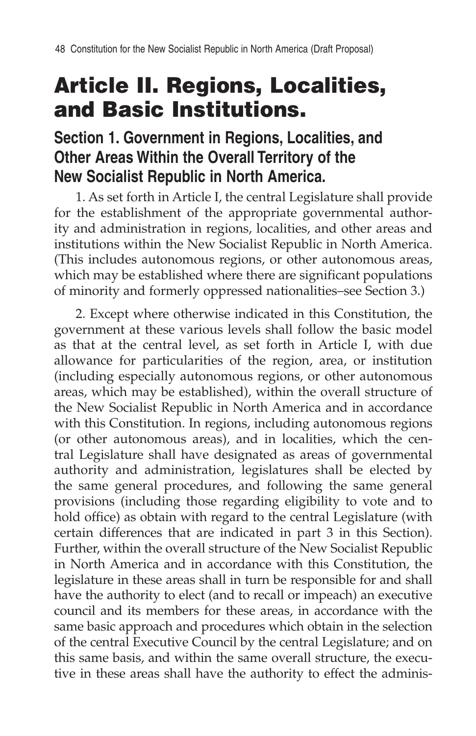# Article II. Regions, Localities, and Basic Institutions.

## Section 1. Government in Regions, Localities, and Other Areas Within the Overall Territory of the New Socialist Republic in North America.

1. As set forth in Article I, the central Legislature shall provide for the establishment of the appropriate governmental authority and administration in regions, localities, and other areas and institutions within the New Socialist Republic in North America. (This includes autonomous regions, or other autonomous areas, which may be established where there are significant populations of minority and formerly oppressed nationalities–see Section 3.)

2. Except where otherwise indicated in this Constitution, the government at these various levels shall follow the basic model as that at the central level, as set forth in Article I, with due allowance for particularities of the region, area, or institution (including especially autonomous regions, or other autonomous areas, which may be established), within the overall structure of the New Socialist Republic in North America and in accordance with this Constitution. In regions, including autonomous regions (or other autonomous areas), and in localities, which the central Legislature shall have designated as areas of governmental authority and administration, legislatures shall be elected by the same general procedures, and following the same general provisions (including those regarding eligibility to vote and to hold office) as obtain with regard to the central Legislature (with certain differences that are indicated in part 3 in this Section). Further, within the overall structure of the New Socialist Republic in North America and in accordance with this Constitution, the legislature in these areas shall in turn be responsible for and shall have the authority to elect (and to recall or impeach) an executive council and its members for these areas, in accordance with the same basic approach and procedures which obtain in the selection of the central Executive Council by the central Legislature; and on this same basis, and within the same overall structure, the executive in these areas shall have the authority to effect the adminis-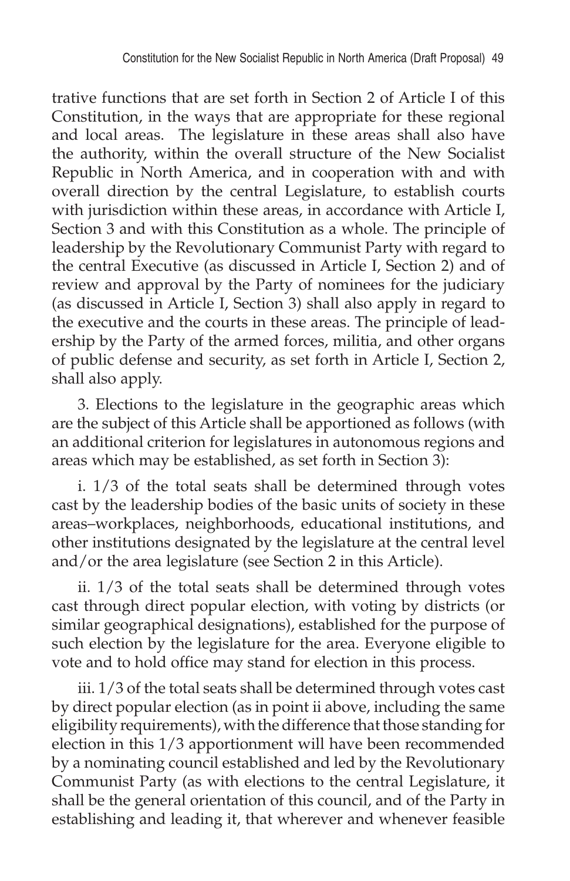trative functions that are set forth in Section 2 of Article I of this Constitution, in the ways that are appropriate for these regional and local areas. The legislature in these areas shall also have the authority, within the overall structure of the New Socialist Republic in North America, and in cooperation with and with overall direction by the central Legislature, to establish courts with jurisdiction within these areas, in accordance with Article I, Section 3 and with this Constitution as a whole. The principle of leadership by the Revolutionary Communist Party with regard to the central Executive (as discussed in Article I, Section 2) and of review and approval by the Party of nominees for the judiciary (as discussed in Article I, Section 3) shall also apply in regard to the executive and the courts in these areas. The principle of leadership by the Party of the armed forces, militia, and other organs of public defense and security, as set forth in Article I, Section 2, shall also apply.

3. Elections to the legislature in the geographic areas which are the subject of this Article shall be apportioned as follows (with an additional criterion for legislatures in autonomous regions and areas which may be established, as set forth in Section 3):

i. 1/3 of the total seats shall be determined through votes cast by the leadership bodies of the basic units of society in these areas–workplaces, neighborhoods, educational institutions, and other institutions designated by the legislature at the central level and/or the area legislature (see Section 2 in this Article).

ii. 1/3 of the total seats shall be determined through votes cast through direct popular election, with voting by districts (or similar geographical designations), established for the purpose of such election by the legislature for the area. Everyone eligible to vote and to hold office may stand for election in this process.

iii. 1/3 of the total seats shall be determined through votes cast by direct popular election (as in point ii above, including the same eligibility requirements), with the difference that those standing for election in this 1/3 apportionment will have been recommended by a nominating council established and led by the Revolutionary Communist Party (as with elections to the central Legislature, it shall be the general orientation of this council, and of the Party in establishing and leading it, that wherever and whenever feasible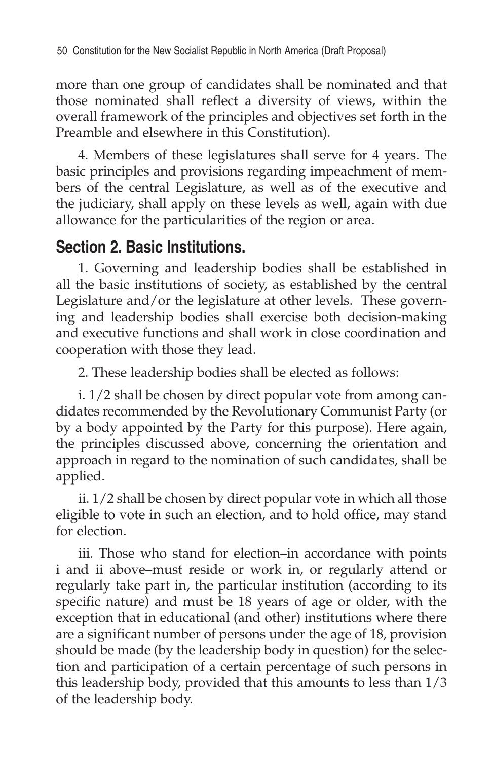more than one group of candidates shall be nominated and that those nominated shall reflect a diversity of views, within the overall framework of the principles and objectives set forth in the Preamble and elsewhere in this Constitution).

4. Members of these legislatures shall serve for 4 years. The basic principles and provisions regarding impeachment of members of the central Legislature, as well as of the executive and the judiciary, shall apply on these levels as well, again with due allowance for the particularities of the region or area.

## Section 2. Basic Institutions.

1. Governing and leadership bodies shall be established in all the basic institutions of society, as established by the central Legislature and/or the legislature at other levels. These governing and leadership bodies shall exercise both decision-making and executive functions and shall work in close coordination and cooperation with those they lead.

2. These leadership bodies shall be elected as follows:

i. 1/2 shall be chosen by direct popular vote from among candidates recommended by the Revolutionary Communist Party (or by a body appointed by the Party for this purpose). Here again, the principles discussed above, concerning the orientation and approach in regard to the nomination of such candidates, shall be applied.

ii. 1/2 shall be chosen by direct popular vote in which all those eligible to vote in such an election, and to hold office, may stand for election.

iii. Those who stand for election–in accordance with points i and ii above–must reside or work in, or regularly attend or regularly take part in, the particular institution (according to its specific nature) and must be 18 years of age or older, with the exception that in educational (and other) institutions where there are a significant number of persons under the age of 18, provision should be made (by the leadership body in question) for the selection and participation of a certain percentage of such persons in this leadership body, provided that this amounts to less than 1/3 of the leadership body.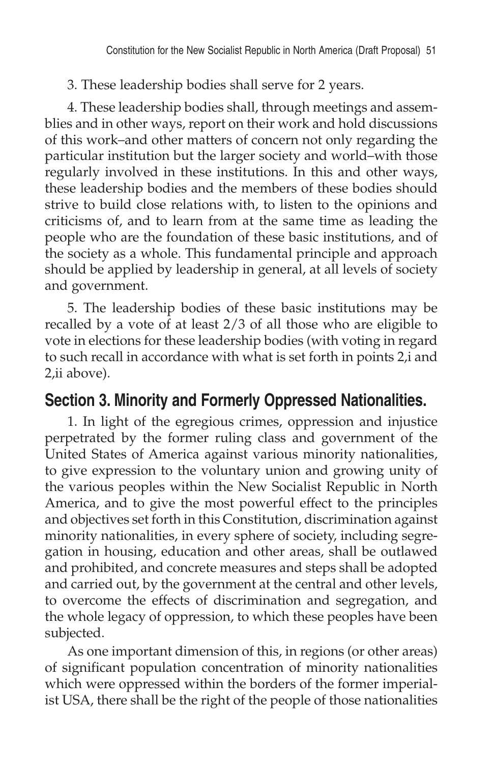3. These leadership bodies shall serve for 2 years.

4. These leadership bodies shall, through meetings and assemblies and in other ways, report on their work and hold discussions of this work–and other matters of concern not only regarding the particular institution but the larger society and world–with those regularly involved in these institutions. In this and other ways, these leadership bodies and the members of these bodies should strive to build close relations with, to listen to the opinions and criticisms of, and to learn from at the same time as leading the people who are the foundation of these basic institutions, and of the society as a whole. This fundamental principle and approach should be applied by leadership in general, at all levels of society and government.

5. The leadership bodies of these basic institutions may be recalled by a vote of at least 2/3 of all those who are eligible to vote in elections for these leadership bodies (with voting in regard to such recall in accordance with what is set forth in points 2,i and 2,ii above).

## Section 3. Minority and Formerly Oppressed Nationalities.

1. In light of the egregious crimes, oppression and injustice perpetrated by the former ruling class and government of the United States of America against various minority nationalities, to give expression to the voluntary union and growing unity of the various peoples within the New Socialist Republic in North America, and to give the most powerful effect to the principles and objectives set forth in this Constitution, discrimination against minority nationalities, in every sphere of society, including segregation in housing, education and other areas, shall be outlawed and prohibited, and concrete measures and steps shall be adopted and carried out, by the government at the central and other levels, to overcome the effects of discrimination and segregation, and the whole legacy of oppression, to which these peoples have been subjected.

As one important dimension of this, in regions (or other areas) of significant population concentration of minority nationalities which were oppressed within the borders of the former imperialist USA, there shall be the right of the people of those nationalities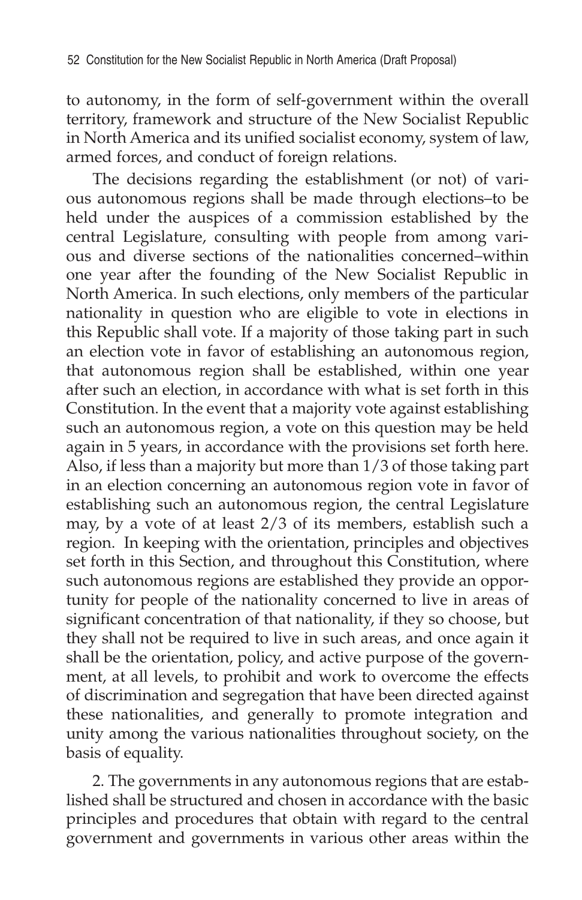to autonomy, in the form of self-government within the overall territory, framework and structure of the New Socialist Republic in North America and its unified socialist economy, system of law, armed forces, and conduct of foreign relations.

The decisions regarding the establishment (or not) of various autonomous regions shall be made through elections–to be held under the auspices of a commission established by the central Legislature, consulting with people from among various and diverse sections of the nationalities concerned–within one year after the founding of the New Socialist Republic in North America. In such elections, only members of the particular nationality in question who are eligible to vote in elections in this Republic shall vote. If a majority of those taking part in such an election vote in favor of establishing an autonomous region, that autonomous region shall be established, within one year after such an election, in accordance with what is set forth in this Constitution. In the event that a majority vote against establishing such an autonomous region, a vote on this question may be held again in 5 years, in accordance with the provisions set forth here. Also, if less than a majority but more than 1/3 of those taking part in an election concerning an autonomous region vote in favor of establishing such an autonomous region, the central Legislature may, by a vote of at least 2/3 of its members, establish such a region. In keeping with the orientation, principles and objectives set forth in this Section, and throughout this Constitution, where such autonomous regions are established they provide an opportunity for people of the nationality concerned to live in areas of significant concentration of that nationality, if they so choose, but they shall not be required to live in such areas, and once again it shall be the orientation, policy, and active purpose of the government, at all levels, to prohibit and work to overcome the effects of discrimination and segregation that have been directed against these nationalities, and generally to promote integration and unity among the various nationalities throughout society, on the basis of equality.

2. The governments in any autonomous regions that are established shall be structured and chosen in accordance with the basic principles and procedures that obtain with regard to the central government and governments in various other areas within the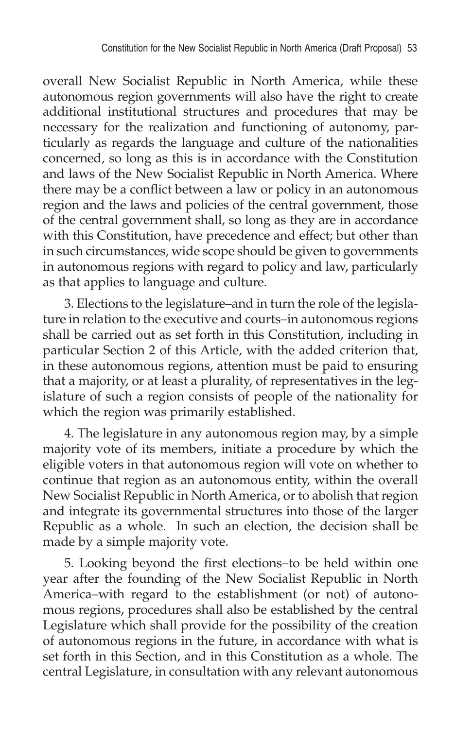overall New Socialist Republic in North America, while these autonomous region governments will also have the right to create additional institutional structures and procedures that may be necessary for the realization and functioning of autonomy, particularly as regards the language and culture of the nationalities concerned, so long as this is in accordance with the Constitution and laws of the New Socialist Republic in North America. Where there may be a conflict between a law or policy in an autonomous region and the laws and policies of the central government, those of the central government shall, so long as they are in accordance with this Constitution, have precedence and effect; but other than in such circumstances, wide scope should be given to governments in autonomous regions with regard to policy and law, particularly as that applies to language and culture.

3. Elections to the legislature–and in turn the role of the legislature in relation to the executive and courts–in autonomous regions shall be carried out as set forth in this Constitution, including in particular Section 2 of this Article, with the added criterion that, in these autonomous regions, attention must be paid to ensuring that a majority, or at least a plurality, of representatives in the legislature of such a region consists of people of the nationality for which the region was primarily established.

4. The legislature in any autonomous region may, by a simple majority vote of its members, initiate a procedure by which the eligible voters in that autonomous region will vote on whether to continue that region as an autonomous entity, within the overall New Socialist Republic in North America, or to abolish that region and integrate its governmental structures into those of the larger Republic as a whole. In such an election, the decision shall be made by a simple majority vote.

5. Looking beyond the first elections–to be held within one year after the founding of the New Socialist Republic in North America–with regard to the establishment (or not) of autonomous regions, procedures shall also be established by the central Legislature which shall provide for the possibility of the creation of autonomous regions in the future, in accordance with what is set forth in this Section, and in this Constitution as a whole. The central Legislature, in consultation with any relevant autonomous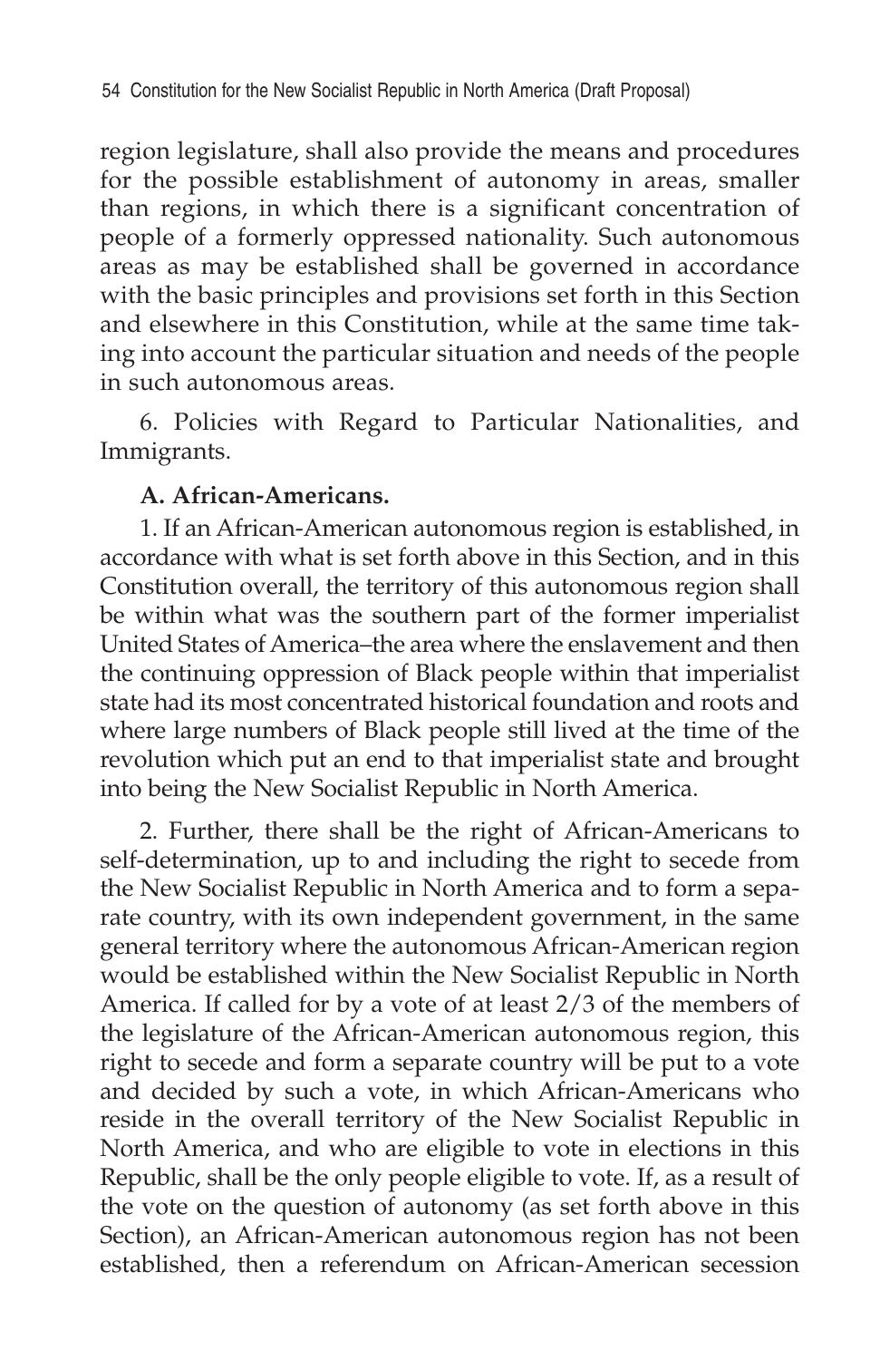region legislature, shall also provide the means and procedures for the possible establishment of autonomy in areas, smaller than regions, in which there is a significant concentration of people of a formerly oppressed nationality. Such autonomous areas as may be established shall be governed in accordance with the basic principles and provisions set forth in this Section and elsewhere in this Constitution, while at the same time taking into account the particular situation and needs of the people in such autonomous areas.

6. Policies with Regard to Particular Nationalities, and Immigrants.

**A. African-Americans.**

1. If an African-American autonomous region is established, in accordance with what is set forth above in this Section, and in this Constitution overall, the territory of this autonomous region shall be within what was the southern part of the former imperialist United States of America–the area where the enslavement and then the continuing oppression of Black people within that imperialist state had its most concentrated historical foundation and roots and where large numbers of Black people still lived at the time of the revolution which put an end to that imperialist state and brought into being the New Socialist Republic in North America.

2. Further, there shall be the right of African-Americans to self-determination, up to and including the right to secede from the New Socialist Republic in North America and to form a separate country, with its own independent government, in the same general territory where the autonomous African-American region would be established within the New Socialist Republic in North America. If called for by a vote of at least 2/3 of the members of the legislature of the African-American autonomous region, this right to secede and form a separate country will be put to a vote and decided by such a vote, in which African-Americans who reside in the overall territory of the New Socialist Republic in North America, and who are eligible to vote in elections in this Republic, shall be the only people eligible to vote. If, as a result of the vote on the question of autonomy (as set forth above in this Section), an African-American autonomous region has not been established, then a referendum on African-American secession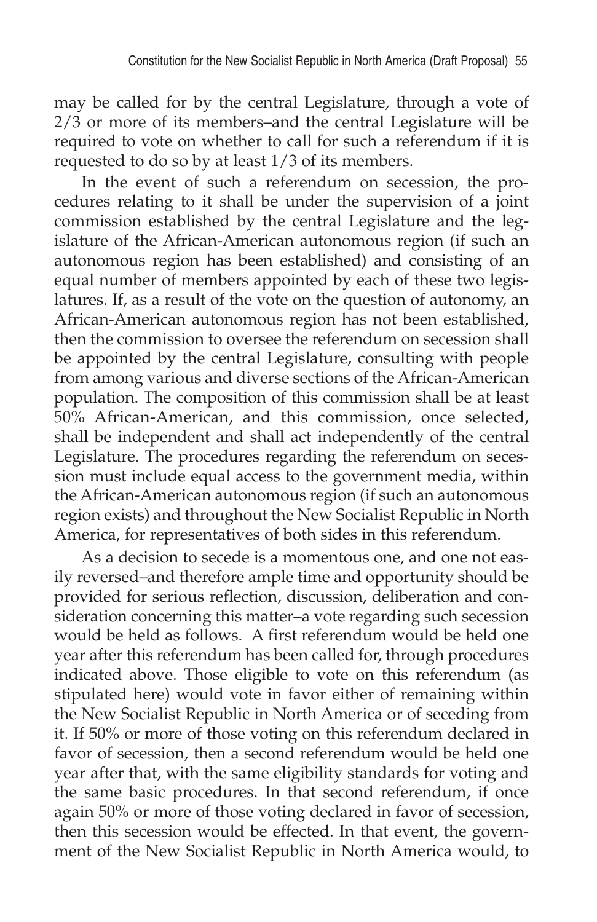may be called for by the central Legislature, through a vote of 2/3 or more of its members–and the central Legislature will be required to vote on whether to call for such a referendum if it is requested to do so by at least 1/3 of its members.

In the event of such a referendum on secession, the procedures relating to it shall be under the supervision of a joint commission established by the central Legislature and the legislature of the African-American autonomous region (if such an autonomous region has been established) and consisting of an equal number of members appointed by each of these two legislatures. If, as a result of the vote on the question of autonomy, an African-American autonomous region has not been established, then the commission to oversee the referendum on secession shall be appointed by the central Legislature, consulting with people from among various and diverse sections of the African-American population. The composition of this commission shall be at least 50% African-American, and this commission, once selected, shall be independent and shall act independently of the central Legislature. The procedures regarding the referendum on secession must include equal access to the government media, within the African-American autonomous region (if such an autonomous region exists) and throughout the New Socialist Republic in North America, for representatives of both sides in this referendum.

As a decision to secede is a momentous one, and one not easily reversed–and therefore ample time and opportunity should be provided for serious reflection, discussion, deliberation and consideration concerning this matter–a vote regarding such secession would be held as follows. A first referendum would be held one year after this referendum has been called for, through procedures indicated above. Those eligible to vote on this referendum (as stipulated here) would vote in favor either of remaining within the New Socialist Republic in North America or of seceding from it. If 50% or more of those voting on this referendum declared in favor of secession, then a second referendum would be held one year after that, with the same eligibility standards for voting and the same basic procedures. In that second referendum, if once again 50% or more of those voting declared in favor of secession, then this secession would be effected. In that event, the government of the New Socialist Republic in North America would, to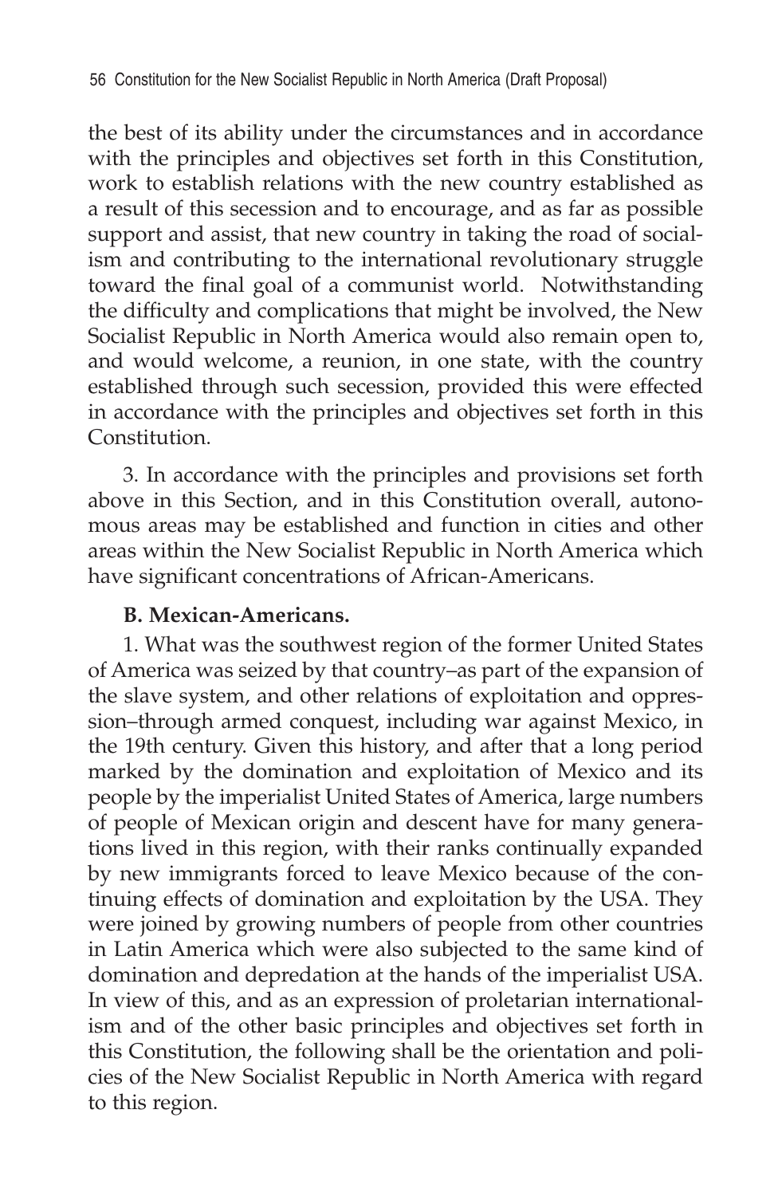the best of its ability under the circumstances and in accordance with the principles and objectives set forth in this Constitution, work to establish relations with the new country established as a result of this secession and to encourage, and as far as possible support and assist, that new country in taking the road of socialism and contributing to the international revolutionary struggle toward the final goal of a communist world. Notwithstanding the difficulty and complications that might be involved, the New Socialist Republic in North America would also remain open to, and would welcome, a reunion, in one state, with the country established through such secession, provided this were effected in accordance with the principles and objectives set forth in this Constitution.

3. In accordance with the principles and provisions set forth above in this Section, and in this Constitution overall, autonomous areas may be established and function in cities and other areas within the New Socialist Republic in North America which have significant concentrations of African-Americans.

**B. Mexican-Americans.**

1. What was the southwest region of the former United States of America was seized by that country–as part of the expansion of the slave system, and other relations of exploitation and oppression–through armed conquest, including war against Mexico, in the 19th century. Given this history, and after that a long period marked by the domination and exploitation of Mexico and its people by the imperialist United States of America, large numbers of people of Mexican origin and descent have for many generations lived in this region, with their ranks continually expanded by new immigrants forced to leave Mexico because of the continuing effects of domination and exploitation by the USA. They were joined by growing numbers of people from other countries in Latin America which were also subjected to the same kind of domination and depredation at the hands of the imperialist USA. In view of this, and as an expression of proletarian internationalism and of the other basic principles and objectives set forth in this Constitution, the following shall be the orientation and policies of the New Socialist Republic in North America with regard to this region.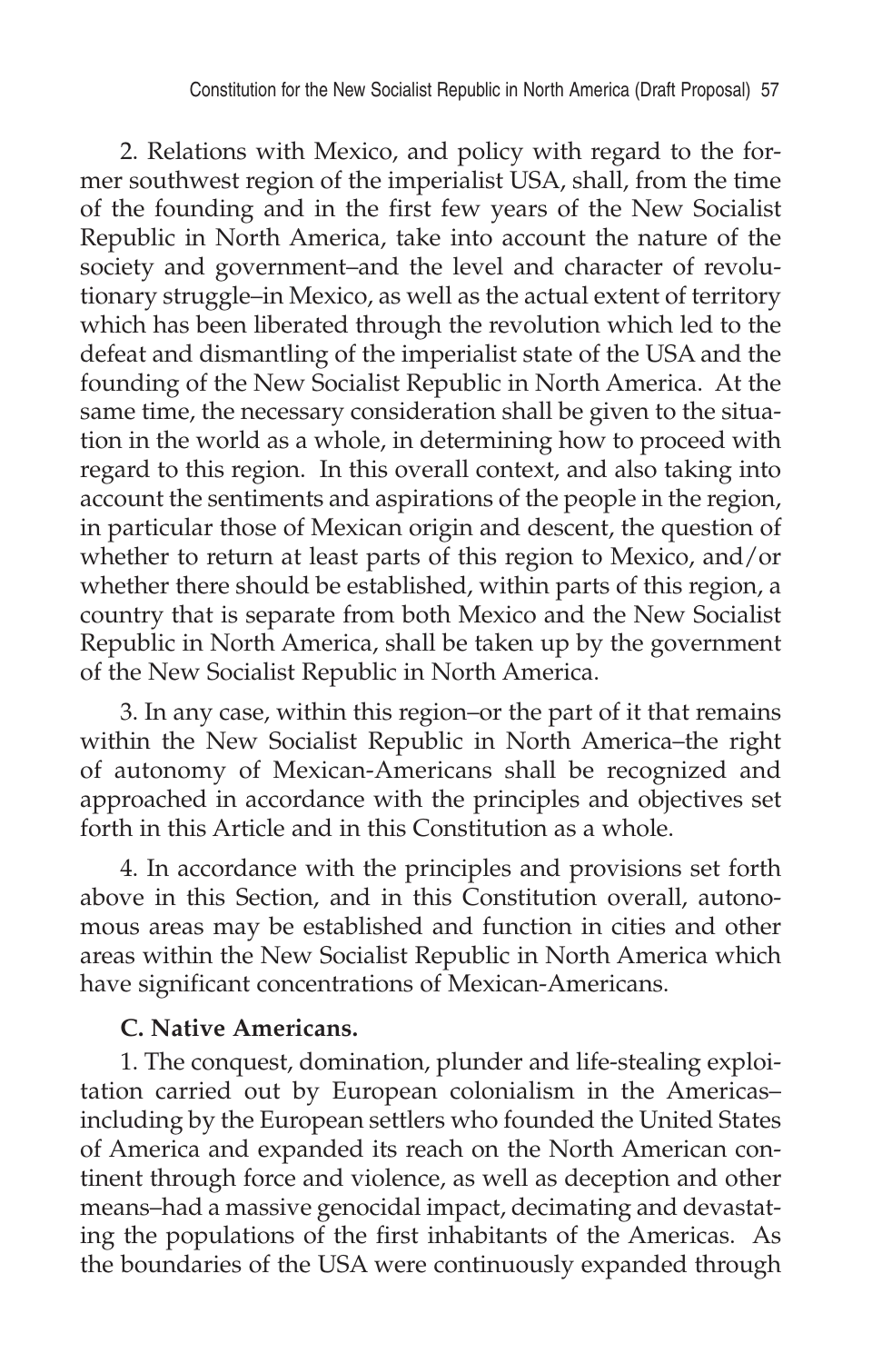2. Relations with Mexico, and policy with regard to the former southwest region of the imperialist USA, shall, from the time of the founding and in the first few years of the New Socialist Republic in North America, take into account the nature of the society and government–and the level and character of revolutionary struggle–in Mexico, as well as the actual extent of territory which has been liberated through the revolution which led to the defeat and dismantling of the imperialist state of the USA and the founding of the New Socialist Republic in North America. At the same time, the necessary consideration shall be given to the situation in the world as a whole, in determining how to proceed with regard to this region. In this overall context, and also taking into account the sentiments and aspirations of the people in the region, in particular those of Mexican origin and descent, the question of whether to return at least parts of this region to Mexico, and/or whether there should be established, within parts of this region, a country that is separate from both Mexico and the New Socialist Republic in North America, shall be taken up by the government of the New Socialist Republic in North America.

3. In any case, within this region–or the part of it that remains within the New Socialist Republic in North America–the right of autonomy of Mexican-Americans shall be recognized and approached in accordance with the principles and objectives set forth in this Article and in this Constitution as a whole.

4. In accordance with the principles and provisions set forth above in this Section, and in this Constitution overall, autonomous areas may be established and function in cities and other areas within the New Socialist Republic in North America which have significant concentrations of Mexican-Americans.

**C. Native Americans.**

1. The conquest, domination, plunder and life-stealing exploitation carried out by European colonialism in the Americas–including by the European settlers who founded the United States of America and expanded its reach on the North American continent through force and violence, as well as deception and other means–had a massive genocidal impact, decimating and devastating the populations of the first inhabitants of the Americas. As the boundaries of the USA were continuously expanded through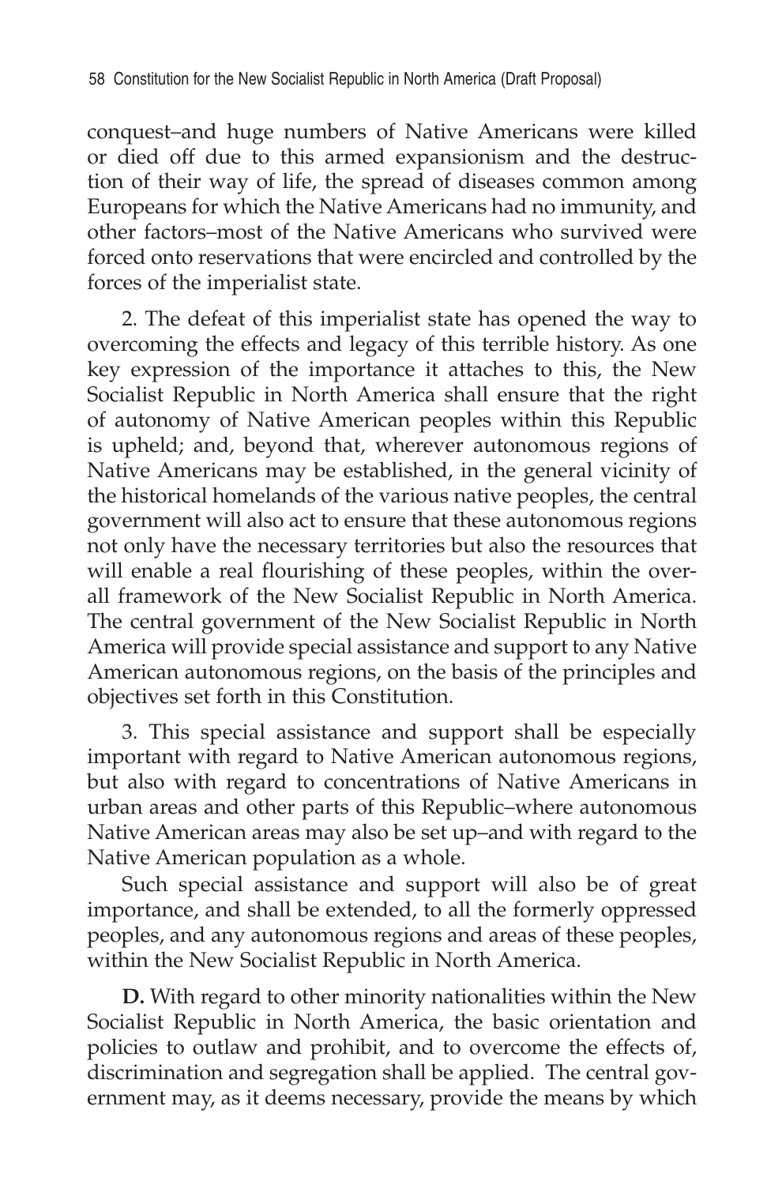conquest–and huge numbers of Native Americans were killed or died off due to this armed expansionism and the destruction of their way of life, the spread of diseases common among Europeans for which the Native Americans had no immunity, and other factors–most of the Native Americans who survived were forced onto reservations that were encircled and controlled by the forces of the imperialist state.

2. The defeat of this imperialist state has opened the way to overcoming the effects and legacy of this terrible history. As one key expression of the importance it attaches to this, the New Socialist Republic in North America shall ensure that the right of autonomy of Native American peoples within this Republic is upheld; and, beyond that, wherever autonomous regions of Native Americans may be established, in the general vicinity of the historical homelands of the various native peoples, the central government will also act to ensure that these autonomous regions not only have the necessary territories but also the resources that will enable a real flourishing of these peoples, within the overall framework of the New Socialist Republic in North America. The central government of the New Socialist Republic in North America will provide special assistance and support to any Native American autonomous regions, on the basis of the principles and objectives set forth in this Constitution.

3. This special assistance and support shall be especially important with regard to Native American autonomous regions, but also with regard to concentrations of Native Americans in urban areas and other parts of this Republic–where autonomous Native American areas may also be set up–and with regard to the Native American population as a whole.

Such special assistance and support will also be of great importance, and shall be extended, to all the formerly oppressed peoples, and any autonomous regions and areas of these peoples, within the New Socialist Republic in North America.

**D.** With regard to other minority nationalities within the New Socialist Republic in North America, the basic orientation and policies to outlaw and prohibit, and to overcome the effects of, discrimination and segregation shall be applied. The central government may, as it deems necessary, provide the means by which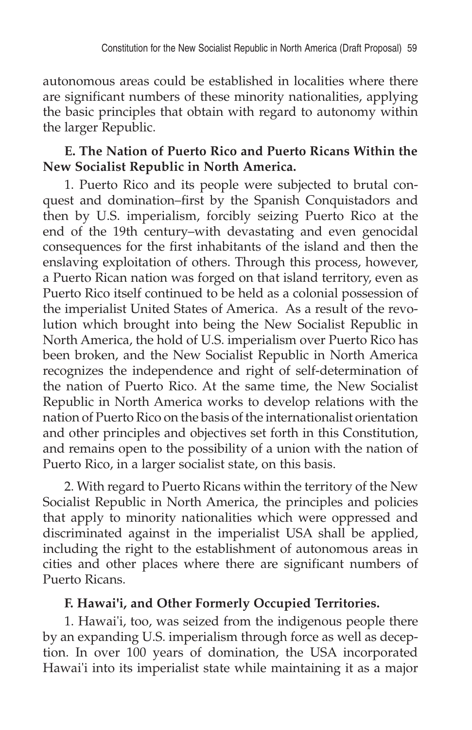autonomous areas could be established in localities where there are significant numbers of these minority nationalities, applying the basic principles that obtain with regard to autonomy within the larger Republic.

**E. The Nation of Puerto Rico and Puerto Ricans Within the New Socialist Republic in North America.**

1. Puerto Rico and its people were subjected to brutal conquest and domination–first by the Spanish Conquistadors and then by U.S. imperialism, forcibly seizing Puerto Rico at the end of the 19th century–with devastating and even genocidal consequences for the first inhabitants of the island and then the enslaving exploitation of others. Through this process, however, a Puerto Rican nation was forged on that island territory, even as Puerto Rico itself continued to be held as a colonial possession of the imperialist United States of America. As a result of the revolution which brought into being the New Socialist Republic in North America, the hold of U.S. imperialism over Puerto Rico has been broken, and the New Socialist Republic in North America recognizes the independence and right of self-determination of the nation of Puerto Rico. At the same time, the New Socialist Republic in North America works to develop relations with the nation of Puerto Rico on the basis of the internationalist orientation and other principles and objectives set forth in this Constitution, and remains open to the possibility of a union with the nation of Puerto Rico, in a larger socialist state, on this basis.

2. With regard to Puerto Ricans within the territory of the New Socialist Republic in North America, the principles and policies that apply to minority nationalities which were oppressed and discriminated against in the imperialist USA shall be applied, including the right to the establishment of autonomous areas in cities and other places where there are significant numbers of Puerto Ricans.

**F. Hawai'i, and Other Formerly Occupied Territories.**

1. Hawai'i, too, was seized from the indigenous people there by an expanding U.S. imperialism through force as well as deception. In over 100 years of domination, the USA incorporated Hawai'i into its imperialist state while maintaining it as a major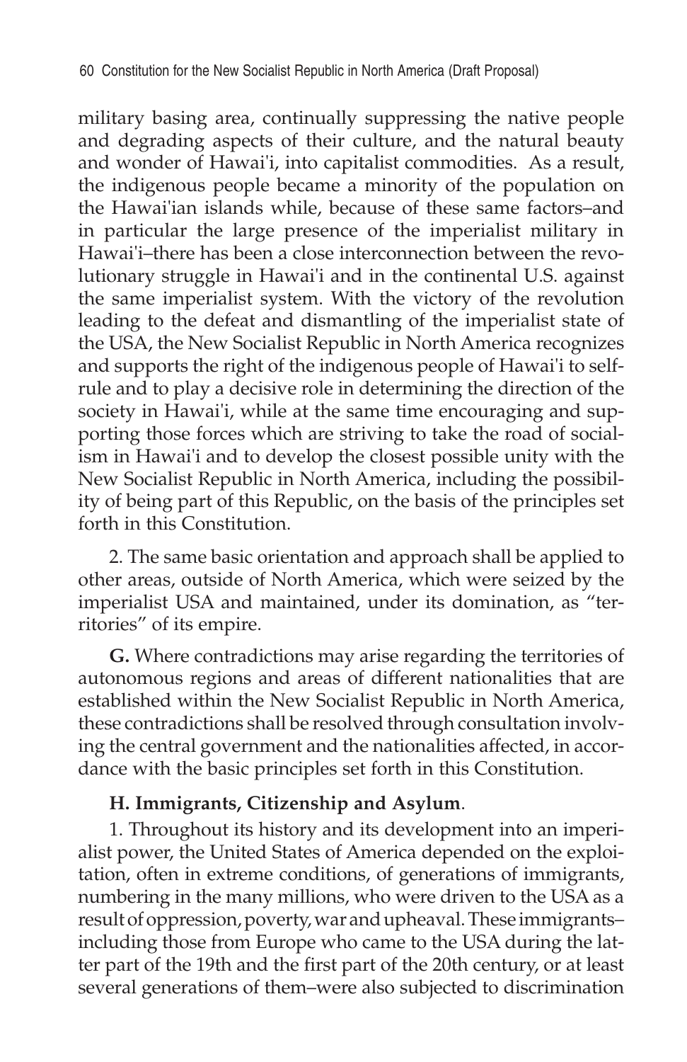military basing area, continually suppressing the native people and degrading aspects of their culture, and the natural beauty and wonder of Hawai'i, into capitalist commodities. As a result, the indigenous people became a minority of the population on the Hawai'ian islands while, because of these same factors–and in particular the large presence of the imperialist military in Hawai'i–there has been a close interconnection between the revolutionary struggle in Hawai'i and in the continental U.S. against the same imperialist system. With the victory of the revolution leading to the defeat and dismantling of the imperialist state of the USA, the New Socialist Republic in North America recognizes and supports the right of the indigenous people of Hawai'i to self-rule and to play a decisive role in determining the direction of the society in Hawai'i, while at the same time encouraging and supporting those forces which are striving to take the road of socialism in Hawai'i and to develop the closest possible unity with the New Socialist Republic in North America, including the possibility of being part of this Republic, on the basis of the principles set forth in this Constitution.

2. The same basic orientation and approach shall be applied to other areas, outside of North America, which were seized by the imperialist USA and maintained, under its domination, as "territories" of its empire.

**G.** Where contradictions may arise regarding the territories of autonomous regions and areas of different nationalities that are established within the New Socialist Republic in North America, these contradictions shall be resolved through consultation involving the central government and the nationalities affected, in accordance with the basic principles set forth in this Constitution.

**H. Immigrants, Citizenship and Asylum**.

1. Throughout its history and its development into an imperialist power, the United States of America depended on the exploitation, often in extreme conditions, of generations of immigrants, numbering in the many millions, who were driven to the USA as a result of oppression, poverty, war and upheaval. These immigrants–including those from Europe who came to the USA during the latter part of the 19th and the first part of the 20th century, or at least several generations of them–were also subjected to discrimination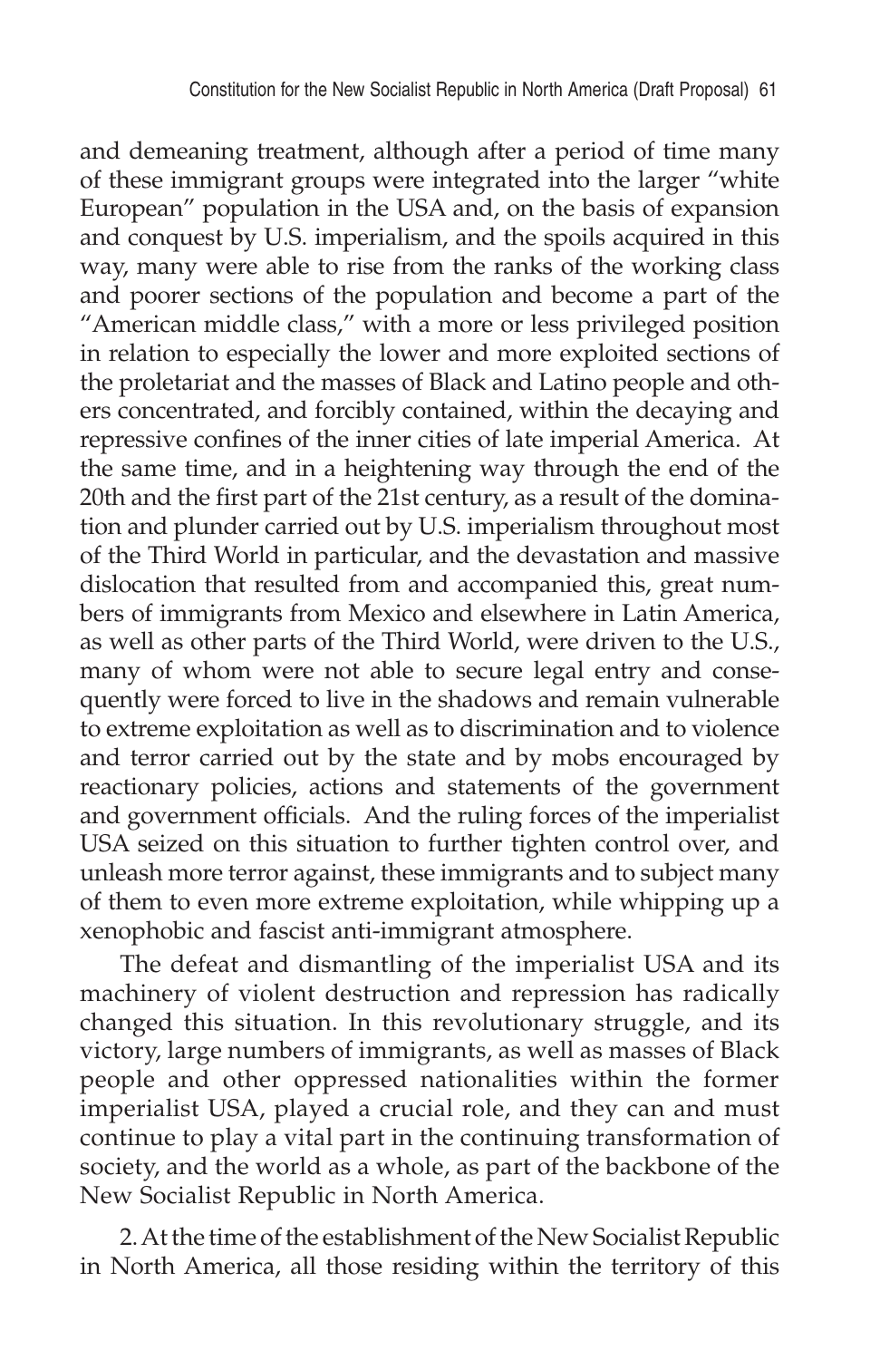and demeaning treatment, although after a period of time many of these immigrant groups were integrated into the larger "white European" population in the USA and, on the basis of expansion and conquest by U.S. imperialism, and the spoils acquired in this way, many were able to rise from the ranks of the working class and poorer sections of the population and become a part of the "American middle class," with a more or less privileged position in relation to especially the lower and more exploited sections of the proletariat and the masses of Black and Latino people and others concentrated, and forcibly contained, within the decaying and repressive confines of the inner cities of late imperial America. At the same time, and in a heightening way through the end of the 20th and the first part of the 21st century, as a result of the domination and plunder carried out by U.S. imperialism throughout most of the Third World in particular, and the devastation and massive dislocation that resulted from and accompanied this, great numbers of immigrants from Mexico and elsewhere in Latin America, as well as other parts of the Third World, were driven to the U.S., many of whom were not able to secure legal entry and consequently were forced to live in the shadows and remain vulnerable to extreme exploitation as well as to discrimination and to violence and terror carried out by the state and by mobs encouraged by reactionary policies, actions and statements of the government and government officials. And the ruling forces of the imperialist USA seized on this situation to further tighten control over, and unleash more terror against, these immigrants and to subject many of them to even more extreme exploitation, while whipping up a xenophobic and fascist anti-immigrant atmosphere.

The defeat and dismantling of the imperialist USA and its machinery of violent destruction and repression has radically changed this situation. In this revolutionary struggle, and its victory, large numbers of immigrants, as well as masses of Black people and other oppressed nationalities within the former imperialist USA, played a crucial role, and they can and must continue to play a vital part in the continuing transformation of society, and the world as a whole, as part of the backbone of the New Socialist Republic in North America.

2. At the time of the establishment of the New Socialist Republic in North America, all those residing within the territory of this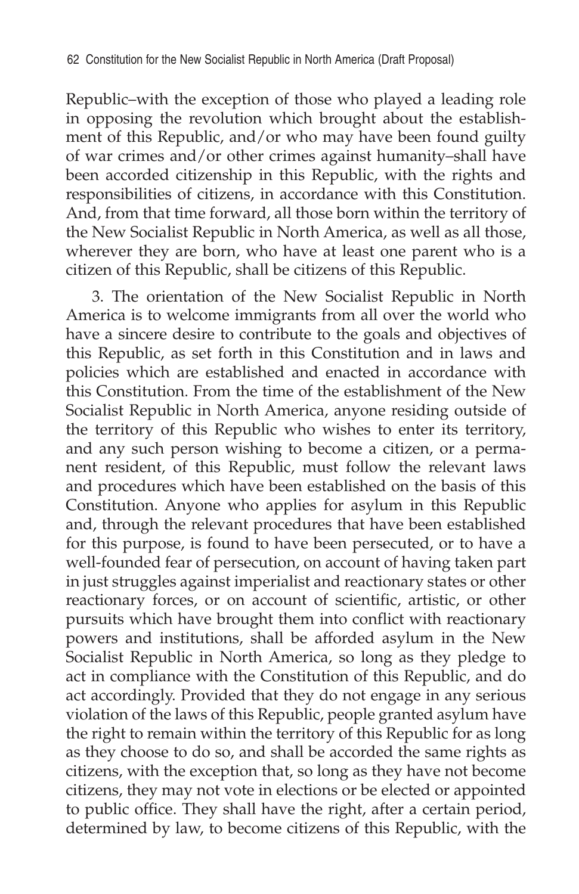Republic–with the exception of those who played a leading role in opposing the revolution which brought about the establishment of this Republic, and/or who may have been found guilty of war crimes and/or other crimes against humanity–shall have been accorded citizenship in this Republic, with the rights and responsibilities of citizens, in accordance with this Constitution. And, from that time forward, all those born within the territory of the New Socialist Republic in North America, as well as all those, wherever they are born, who have at least one parent who is a citizen of this Republic, shall be citizens of this Republic.

3. The orientation of the New Socialist Republic in North America is to welcome immigrants from all over the world who have a sincere desire to contribute to the goals and objectives of this Republic, as set forth in this Constitution and in laws and policies which are established and enacted in accordance with this Constitution. From the time of the establishment of the New Socialist Republic in North America, anyone residing outside of the territory of this Republic who wishes to enter its territory, and any such person wishing to become a citizen, or a permanent resident, of this Republic, must follow the relevant laws and procedures which have been established on the basis of this Constitution. Anyone who applies for asylum in this Republic and, through the relevant procedures that have been established for this purpose, is found to have been persecuted, or to have a well-founded fear of persecution, on account of having taken part in just struggles against imperialist and reactionary states or other reactionary forces, or on account of scientific, artistic, or other pursuits which have brought them into conflict with reactionary powers and institutions, shall be afforded asylum in the New Socialist Republic in North America, so long as they pledge to act in compliance with the Constitution of this Republic, and do act accordingly. Provided that they do not engage in any serious violation of the laws of this Republic, people granted asylum have the right to remain within the territory of this Republic for as long as they choose to do so, and shall be accorded the same rights as citizens, with the exception that, so long as they have not become citizens, they may not vote in elections or be elected or appointed to public office. They shall have the right, after a certain period, determined by law, to become citizens of this Republic, with the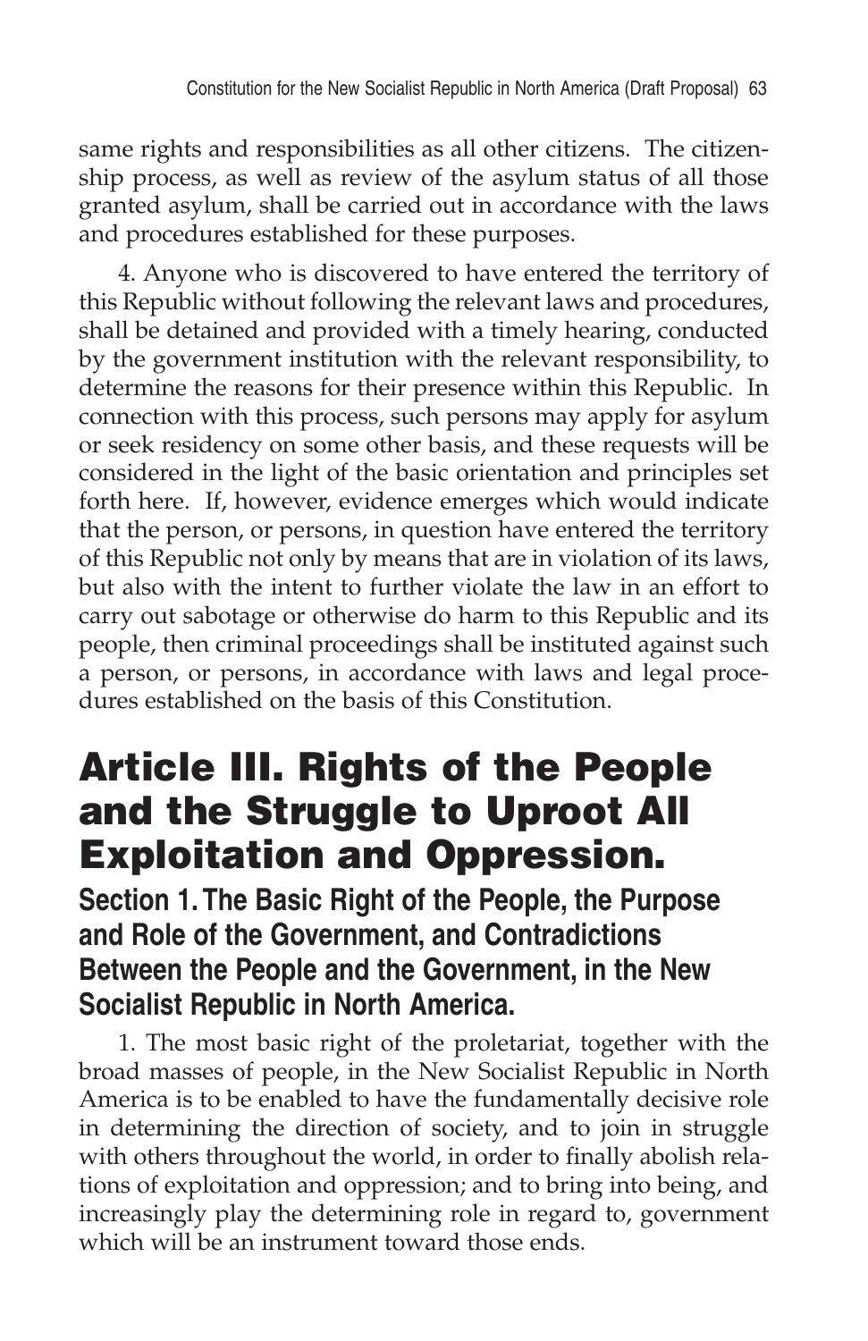same rights and responsibilities as all other citizens. The citizenship process, as well as review of the asylum status of all those granted asylum, shall be carried out in accordance with the laws and procedures established for these purposes.

4. Anyone who is discovered to have entered the territory of this Republic without following the relevant laws and procedures, shall be detained and provided with a timely hearing, conducted by the government institution with the relevant responsibility, to determine the reasons for their presence within this Republic. In connection with this process, such persons may apply for asylum or seek residency on some other basis, and these requests will be considered in the light of the basic orientation and principles set forth here. If, however, evidence emerges which would indicate that the person, or persons, in question have entered the territory of this Republic not only by means that are in violation of its laws, but also with the intent to further violate the law in an effort to carry out sabotage or otherwise do harm to this Republic and its people, then criminal proceedings shall be instituted against such a person, or persons, in accordance with laws and legal procedures established on the basis of this Constitution.

# Article III. Rights of the People and the Struggle to Uproot All Exploitation and Oppression.

## Section 1. The Basic Right of the People, the Purpose and Role of the Government, and Contradictions Between the People and the Government, in the New Socialist Republic in North America.

1. The most basic right of the proletariat, together with the broad masses of people, in the New Socialist Republic in North America is to be enabled to have the fundamentally decisive role in determining the direction of society, and to join in struggle with others throughout the world, in order to finally abolish relations of exploitation and oppression; and to bring into being, and increasingly play the determining role in regard to, government which will be an instrument toward those ends.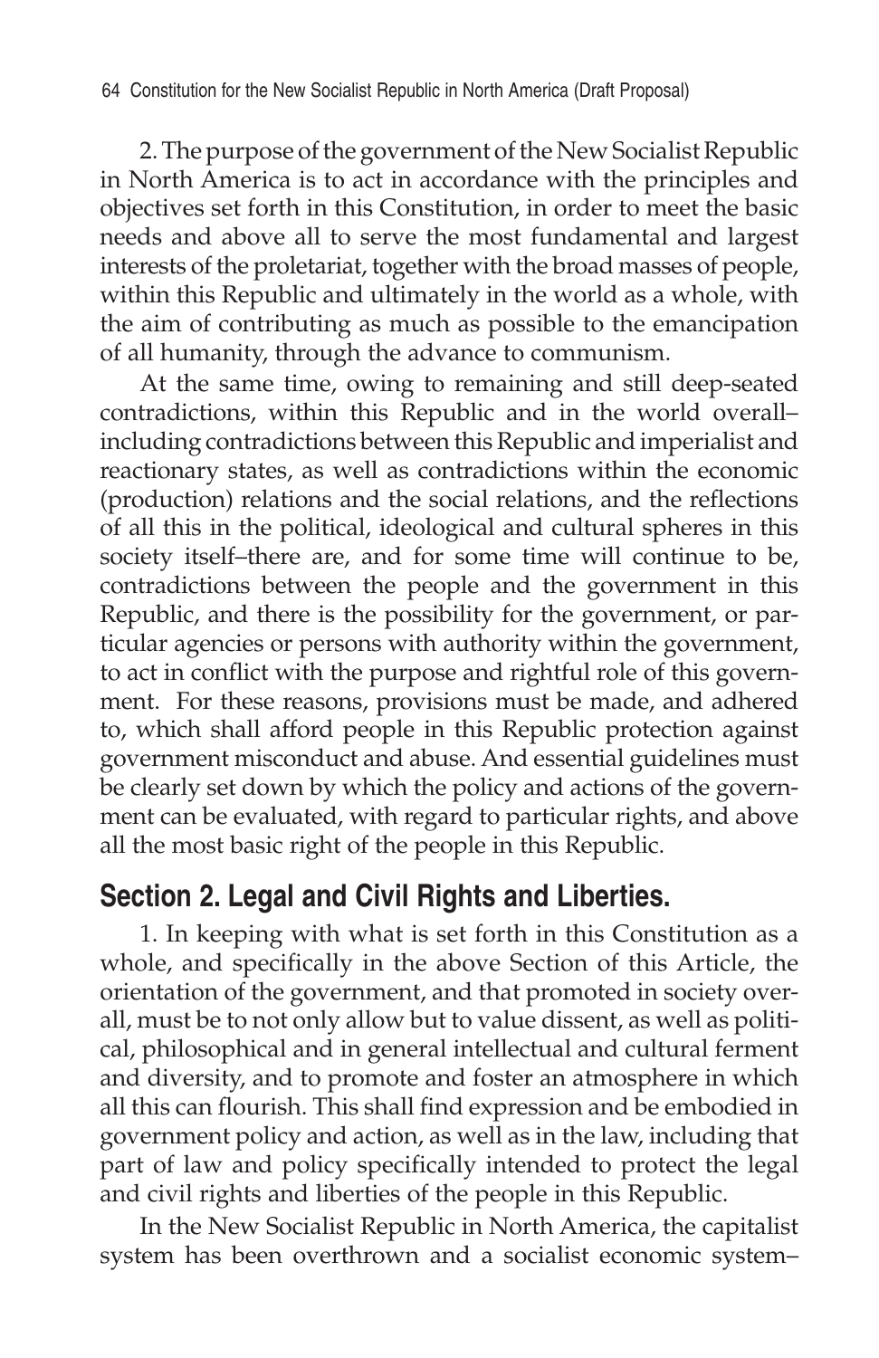2. The purpose of the government of the New Socialist Republic in North America is to act in accordance with the principles and objectives set forth in this Constitution, in order to meet the basic needs and above all to serve the most fundamental and largest interests of the proletariat, together with the broad masses of people, within this Republic and ultimately in the world as a whole, with the aim of contributing as much as possible to the emancipation of all humanity, through the advance to communism.

At the same time, owing to remaining and still deep-seated contradictions, within this Republic and in the world overall–including contradictions between this Republic and imperialist and reactionary states, as well as contradictions within the economic (production) relations and the social relations, and the reflections of all this in the political, ideological and cultural spheres in this society itself–there are, and for some time will continue to be, contradictions between the people and the government in this Republic, and there is the possibility for the government, or particular agencies or persons with authority within the government, to act in conflict with the purpose and rightful role of this government. For these reasons, provisions must be made, and adhered to, which shall afford people in this Republic protection against government misconduct and abuse. And essential guidelines must be clearly set down by which the policy and actions of the government can be evaluated, with regard to particular rights, and above all the most basic right of the people in this Republic.

## Section 2. Legal and Civil Rights and Liberties.

1. In keeping with what is set forth in this Constitution as a whole, and specifically in the above Section of this Article, the orientation of the government, and that promoted in society overall, must be to not only allow but to value dissent, as well as political, philosophical and in general intellectual and cultural ferment and diversity, and to promote and foster an atmosphere in which all this can flourish. This shall find expression and be embodied in government policy and action, as well as in the law, including that part of law and policy specifically intended to protect the legal and civil rights and liberties of the people in this Republic.

In the New Socialist Republic in North America, the capitalist system has been overthrown and a socialist economic system–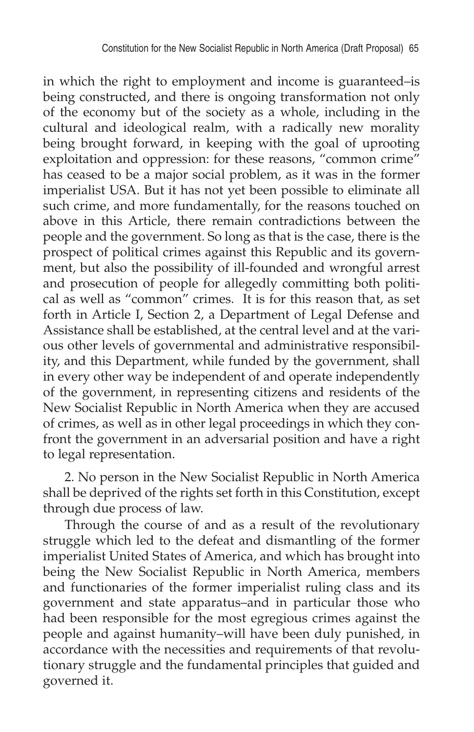in which the right to employment and income is guaranteed–is being constructed, and there is ongoing transformation not only of the economy but of the society as a whole, including in the cultural and ideological realm, with a radically new morality being brought forward, in keeping with the goal of uprooting exploitation and oppression: for these reasons, "common crime" has ceased to be a major social problem, as it was in the former imperialist USA. But it has not yet been possible to eliminate all such crime, and more fundamentally, for the reasons touched on above in this Article, there remain contradictions between the people and the government. So long as that is the case, there is the prospect of political crimes against this Republic and its government, but also the possibility of ill-founded and wrongful arrest and prosecution of people for allegedly committing both political as well as "common" crimes. It is for this reason that, as set forth in Article I, Section 2, a Department of Legal Defense and Assistance shall be established, at the central level and at the various other levels of governmental and administrative responsibility, and this Department, while funded by the government, shall in every other way be independent of and operate independently of the government, in representing citizens and residents of the New Socialist Republic in North America when they are accused of crimes, as well as in other legal proceedings in which they confront the government in an adversarial position and have a right to legal representation.

2. No person in the New Socialist Republic in North America shall be deprived of the rights set forth in this Constitution, except through due process of law.

Through the course of and as a result of the revolutionary struggle which led to the defeat and dismantling of the former imperialist United States of America, and which has brought into being the New Socialist Republic in North America, members and functionaries of the former imperialist ruling class and its government and state apparatus–and in particular those who had been responsible for the most egregious crimes against the people and against humanity–will have been duly punished, in accordance with the necessities and requirements of that revolutionary struggle and the fundamental principles that guided and governed it.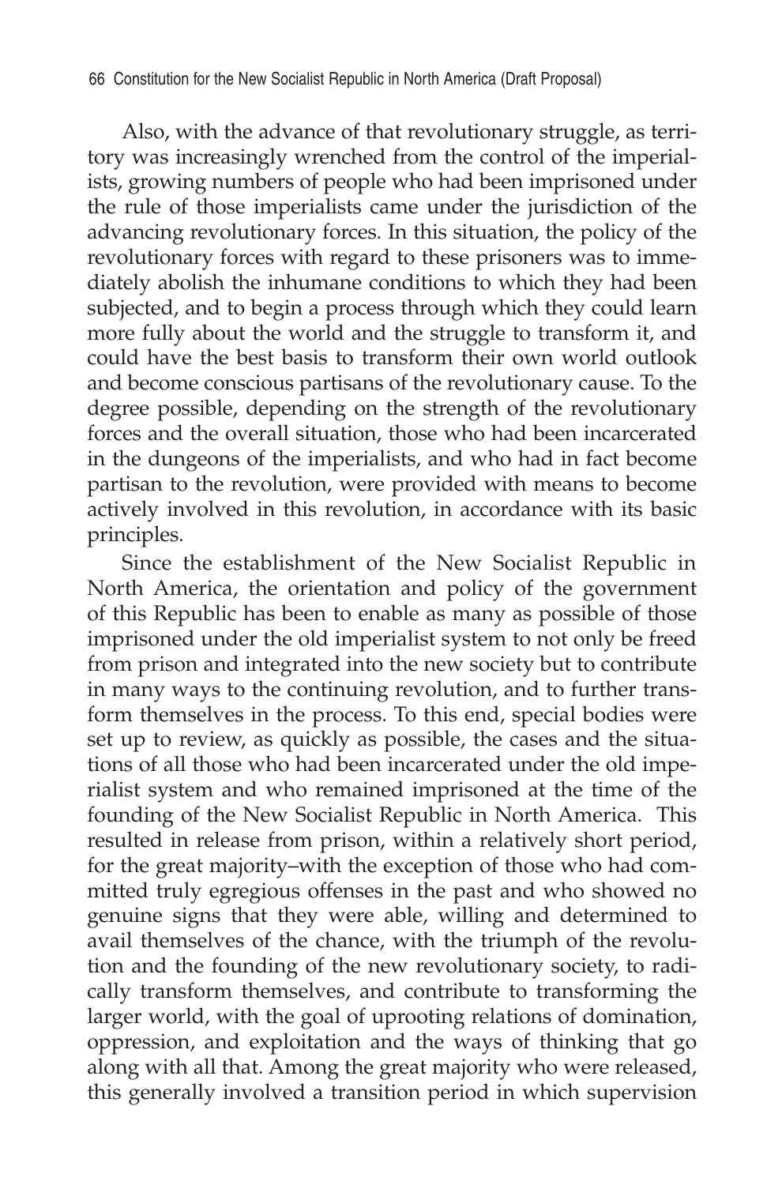Also, with the advance of that revolutionary struggle, as territory was increasingly wrenched from the control of the imperialists, growing numbers of people who had been imprisoned under the rule of those imperialists came under the jurisdiction of the advancing revolutionary forces. In this situation, the policy of the revolutionary forces with regard to these prisoners was to immediately abolish the inhumane conditions to which they had been subjected, and to begin a process through which they could learn more fully about the world and the struggle to transform it, and could have the best basis to transform their own world outlook and become conscious partisans of the revolutionary cause. To the degree possible, depending on the strength of the revolutionary forces and the overall situation, those who had been incarcerated in the dungeons of the imperialists, and who had in fact become partisan to the revolution, were provided with means to become actively involved in this revolution, in accordance with its basic principles.

Since the establishment of the New Socialist Republic in North America, the orientation and policy of the government of this Republic has been to enable as many as possible of those imprisoned under the old imperialist system to not only be freed from prison and integrated into the new society but to contribute in many ways to the continuing revolution, and to further transform themselves in the process. To this end, special bodies were set up to review, as quickly as possible, the cases and the situations of all those who had been incarcerated under the old imperialist system and who remained imprisoned at the time of the founding of the New Socialist Republic in North America. This resulted in release from prison, within a relatively short period, for the great majority–with the exception of those who had committed truly egregious offenses in the past and who showed no genuine signs that they were able, willing and determined to avail themselves of the chance, with the triumph of the revolution and the founding of the new revolutionary society, to radically transform themselves, and contribute to transforming the larger world, with the goal of uprooting relations of domination, oppression, and exploitation and the ways of thinking that go along with all that. Among the great majority who were released, this generally involved a transition period in which supervision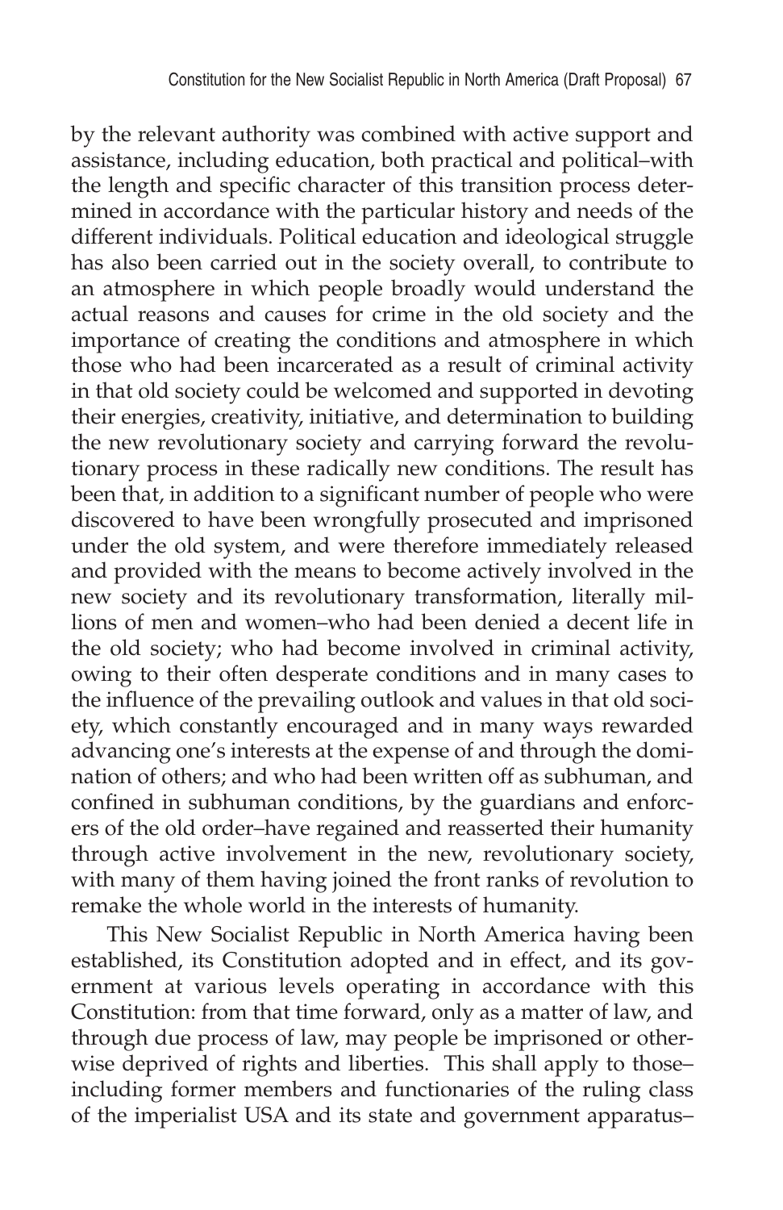by the relevant authority was combined with active support and assistance, including education, both practical and political–with the length and specific character of this transition process determined in accordance with the particular history and needs of the different individuals. Political education and ideological struggle has also been carried out in the society overall, to contribute to an atmosphere in which people broadly would understand the actual reasons and causes for crime in the old society and the importance of creating the conditions and atmosphere in which those who had been incarcerated as a result of criminal activity in that old society could be welcomed and supported in devoting their energies, creativity, initiative, and determination to building the new revolutionary society and carrying forward the revolutionary process in these radically new conditions. The result has been that, in addition to a significant number of people who were discovered to have been wrongfully prosecuted and imprisoned under the old system, and were therefore immediately released and provided with the means to become actively involved in the new society and its revolutionary transformation, literally millions of men and women–who had been denied a decent life in the old society; who had become involved in criminal activity, owing to their often desperate conditions and in many cases to the influence of the prevailing outlook and values in that old society, which constantly encouraged and in many ways rewarded advancing one's interests at the expense of and through the domination of others; and who had been written off as subhuman, and confined in subhuman conditions, by the guardians and enforcers of the old order–have regained and reasserted their humanity through active involvement in the new, revolutionary society, with many of them having joined the front ranks of revolution to remake the whole world in the interests of humanity.

This New Socialist Republic in North America having been established, its Constitution adopted and in effect, and its government at various levels operating in accordance with this Constitution: from that time forward, only as a matter of law, and through due process of law, may people be imprisoned or otherwise deprived of rights and liberties. This shall apply to those–including former members and functionaries of the ruling class of the imperialist USA and its state and government apparatus–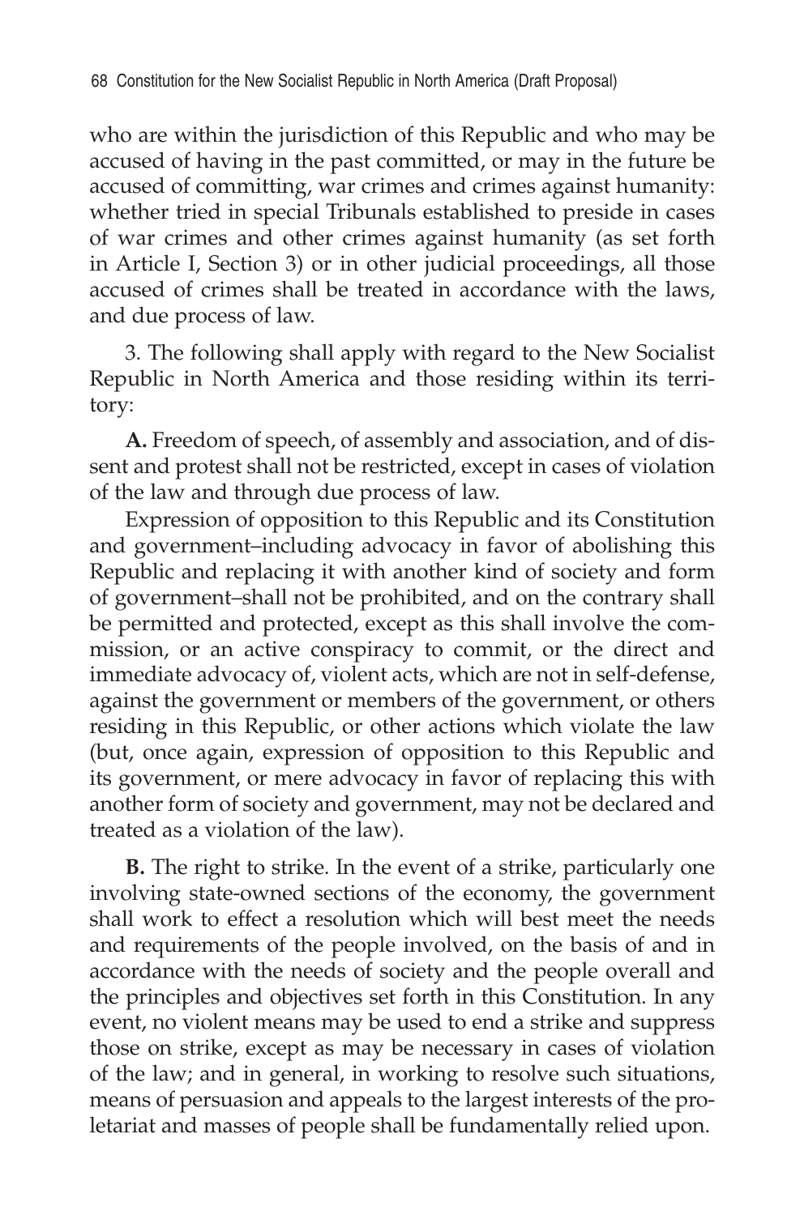who are within the jurisdiction of this Republic and who may be accused of having in the past committed, or may in the future be accused of committing, war crimes and crimes against humanity: whether tried in special Tribunals established to preside in cases of war crimes and other crimes against humanity (as set forth in Article I, Section 3) or in other judicial proceedings, all those accused of crimes shall be treated in accordance with the laws, and due process of law.

3. The following shall apply with regard to the New Socialist Republic in North America and those residing within its territory:

**A.** Freedom of speech, of assembly and association, and of dissent and protest shall not be restricted, except in cases of violation of the law and through due process of law.

Expression of opposition to this Republic and its Constitution and government–including advocacy in favor of abolishing this Republic and replacing it with another kind of society and form of government–shall not be prohibited, and on the contrary shall be permitted and protected, except as this shall involve the commission, or an active conspiracy to commit, or the direct and immediate advocacy of, violent acts, which are not in self-defense, against the government or members of the government, or others residing in this Republic, or other actions which violate the law (but, once again, expression of opposition to this Republic and its government, or mere advocacy in favor of replacing this with another form of society and government, may not be declared and treated as a violation of the law).

**B.** The right to strike. In the event of a strike, particularly one involving state-owned sections of the economy, the government shall work to effect a resolution which will best meet the needs and requirements of the people involved, on the basis of and in accordance with the needs of society and the people overall and the principles and objectives set forth in this Constitution. In any event, no violent means may be used to end a strike and suppress those on strike, except as may be necessary in cases of violation of the law; and in general, in working to resolve such situations, means of persuasion and appeals to the largest interests of the proletariat and masses of people shall be fundamentally relied upon.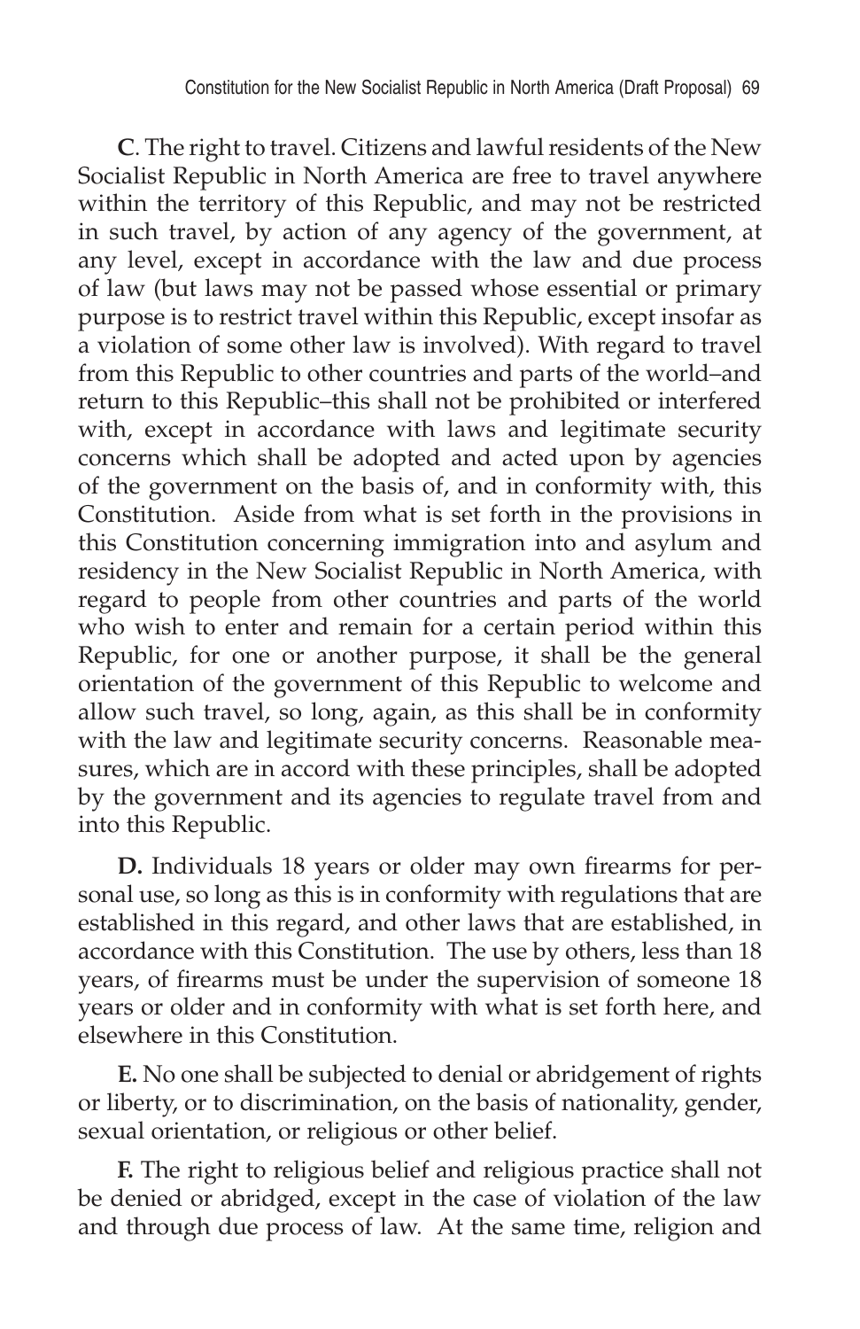**C**. The right to travel. Citizens and lawful residents of the New Socialist Republic in North America are free to travel anywhere within the territory of this Republic, and may not be restricted in such travel, by action of any agency of the government, at any level, except in accordance with the law and due process of law (but laws may not be passed whose essential or primary purpose is to restrict travel within this Republic, except insofar as a violation of some other law is involved). With regard to travel from this Republic to other countries and parts of the world–and return to this Republic–this shall not be prohibited or interfered with, except in accordance with laws and legitimate security concerns which shall be adopted and acted upon by agencies of the government on the basis of, and in conformity with, this Constitution. Aside from what is set forth in the provisions in this Constitution concerning immigration into and asylum and residency in the New Socialist Republic in North America, with regard to people from other countries and parts of the world who wish to enter and remain for a certain period within this Republic, for one or another purpose, it shall be the general orientation of the government of this Republic to welcome and allow such travel, so long, again, as this shall be in conformity with the law and legitimate security concerns. Reasonable measures, which are in accord with these principles, shall be adopted by the government and its agencies to regulate travel from and into this Republic.

**D.** Individuals 18 years or older may own firearms for personal use, so long as this is in conformity with regulations that are established in this regard, and other laws that are established, in accordance with this Constitution. The use by others, less than 18 years, of firearms must be under the supervision of someone 18 years or older and in conformity with what is set forth here, and elsewhere in this Constitution.

**E.** No one shall be subjected to denial or abridgement of rights or liberty, or to discrimination, on the basis of nationality, gender, sexual orientation, or religious or other belief.

**F.** The right to religious belief and religious practice shall not be denied or abridged, except in the case of violation of the law and through due process of law. At the same time, religion and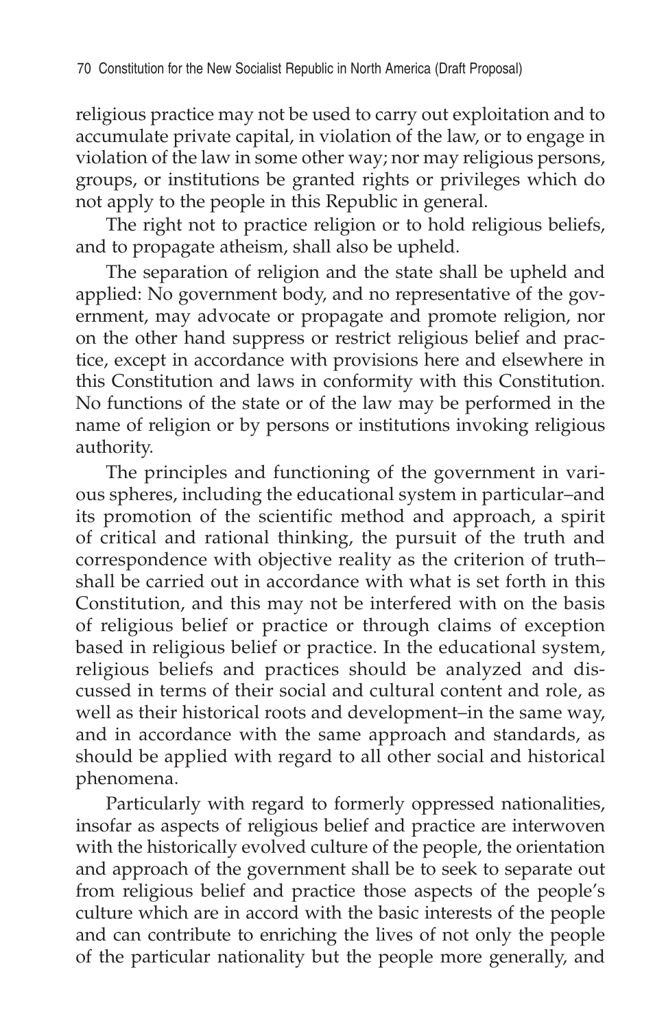religious practice may not be used to carry out exploitation and to accumulate private capital, in violation of the law, or to engage in violation of the law in some other way; nor may religious persons, groups, or institutions be granted rights or privileges which do not apply to the people in this Republic in general.

The right not to practice religion or to hold religious beliefs, and to propagate atheism, shall also be upheld.

The separation of religion and the state shall be upheld and applied: No government body, and no representative of the government, may advocate or propagate and promote religion, nor on the other hand suppress or restrict religious belief and practice, except in accordance with provisions here and elsewhere in this Constitution and laws in conformity with this Constitution. No functions of the state or of the law may be performed in the name of religion or by persons or institutions invoking religious authority.

The principles and functioning of the government in various spheres, including the educational system in particular–and its promotion of the scientific method and approach, a spirit of critical and rational thinking, the pursuit of the truth and correspondence with objective reality as the criterion of truth–shall be carried out in accordance with what is set forth in this Constitution, and this may not be interfered with on the basis of religious belief or practice or through claims of exception based in religious belief or practice. In the educational system, religious beliefs and practices should be analyzed and discussed in terms of their social and cultural content and role, as well as their historical roots and development–in the same way, and in accordance with the same approach and standards, as should be applied with regard to all other social and historical phenomena.

Particularly with regard to formerly oppressed nationalities, insofar as aspects of religious belief and practice are interwoven with the historically evolved culture of the people, the orientation and approach of the government shall be to seek to separate out from religious belief and practice those aspects of the people's culture which are in accord with the basic interests of the people and can contribute to enriching the lives of not only the people of the particular nationality but the people more generally, and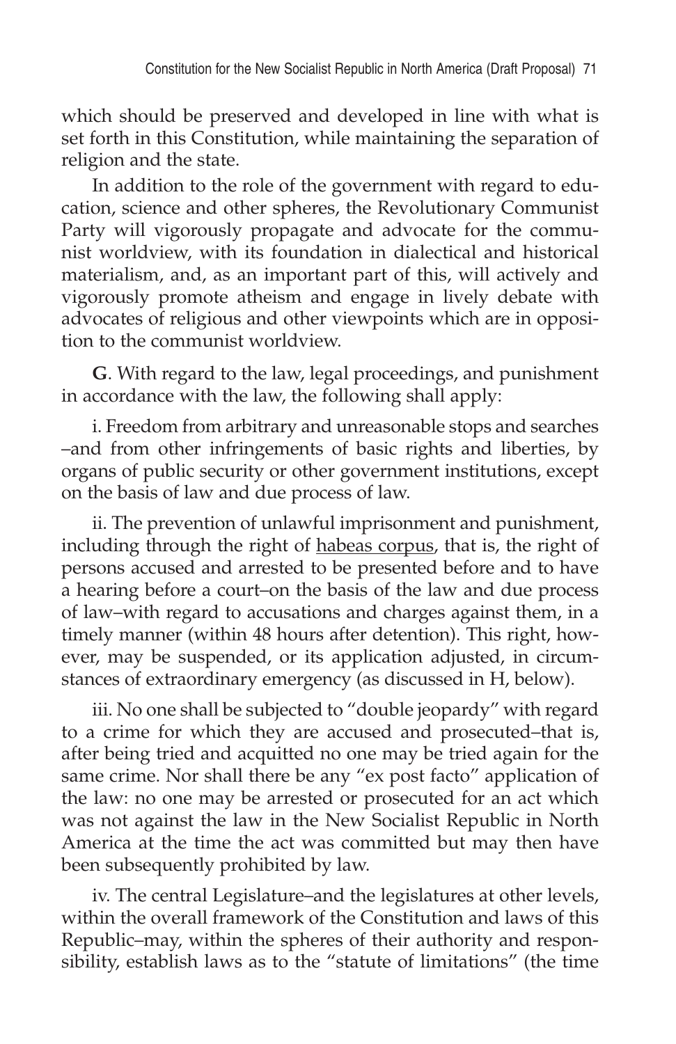which should be preserved and developed in line with what is set forth in this Constitution, while maintaining the separation of religion and the state.

In addition to the role of the government with regard to education, science and other spheres, the Revolutionary Communist Party will vigorously propagate and advocate for the communist worldview, with its foundation in dialectical and historical materialism, and, as an important part of this, will actively and vigorously promote atheism and engage in lively debate with advocates of religious and other viewpoints which are in opposition to the communist worldview.

**G**. With regard to the law, legal proceedings, and punishment in accordance with the law, the following shall apply:

i. Freedom from arbitrary and unreasonable stops and searches –and from other infringements of basic rights and liberties, by organs of public security or other government institutions, except on the basis of law and due process of law.

ii. The prevention of unlawful imprisonment and punishment, including through the right of habeas corpus, that is, the right of persons accused and arrested to be presented before and to have a hearing before a court–on the basis of the law and due process of law–with regard to accusations and charges against them, in a timely manner (within 48 hours after detention). This right, however, may be suspended, or its application adjusted, in circumstances of extraordinary emergency (as discussed in H, below).

iii. No one shall be subjected to "double jeopardy" with regard to a crime for which they are accused and prosecuted–that is, after being tried and acquitted no one may be tried again for the same crime. Nor shall there be any "ex post facto" application of the law: no one may be arrested or prosecuted for an act which was not against the law in the New Socialist Republic in North America at the time the act was committed but may then have been subsequently prohibited by law.

iv. The central Legislature–and the legislatures at other levels, within the overall framework of the Constitution and laws of this Republic–may, within the spheres of their authority and responsibility, establish laws as to the "statute of limitations" (the time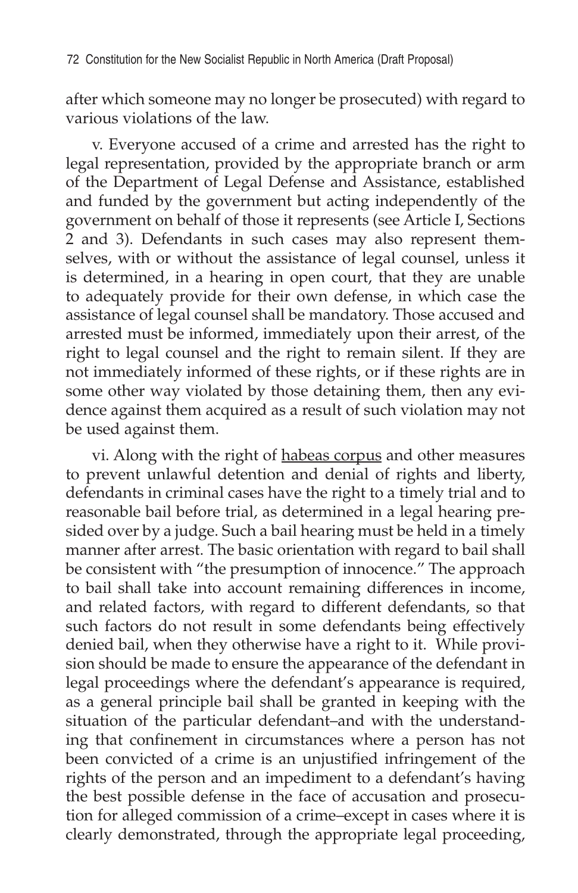after which someone may no longer be prosecuted) with regard to various violations of the law.

v. Everyone accused of a crime and arrested has the right to legal representation, provided by the appropriate branch or arm of the Department of Legal Defense and Assistance, established and funded by the government but acting independently of the government on behalf of those it represents (see Article I, Sections 2 and 3). Defendants in such cases may also represent themselves, with or without the assistance of legal counsel, unless it is determined, in a hearing in open court, that they are unable to adequately provide for their own defense, in which case the assistance of legal counsel shall be mandatory. Those accused and arrested must be informed, immediately upon their arrest, of the right to legal counsel and the right to remain silent. If they are not immediately informed of these rights, or if these rights are in some other way violated by those detaining them, then any evidence against them acquired as a result of such violation may not be used against them.

vi. Along with the right of <u>habeas corpus</u> and other measures to prevent unlawful detention and denial of rights and liberty, defendants in criminal cases have the right to a timely trial and to reasonable bail before trial, as determined in a legal hearing presided over by a judge. Such a bail hearing must be held in a timely manner after arrest. The basic orientation with regard to bail shall be consistent with "the presumption of innocence." The approach to bail shall take into account remaining differences in income, and related factors, with regard to different defendants, so that such factors do not result in some defendants being effectively denied bail, when they otherwise have a right to it. While provision should be made to ensure the appearance of the defendant in legal proceedings where the defendant's appearance is required, as a general principle bail shall be granted in keeping with the situation of the particular defendant–and with the understanding that confinement in circumstances where a person has not been convicted of a crime is an unjustified infringement of the rights of the person and an impediment to a defendant's having the best possible defense in the face of accusation and prosecution for alleged commission of a crime–except in cases where it is clearly demonstrated, through the appropriate legal proceeding,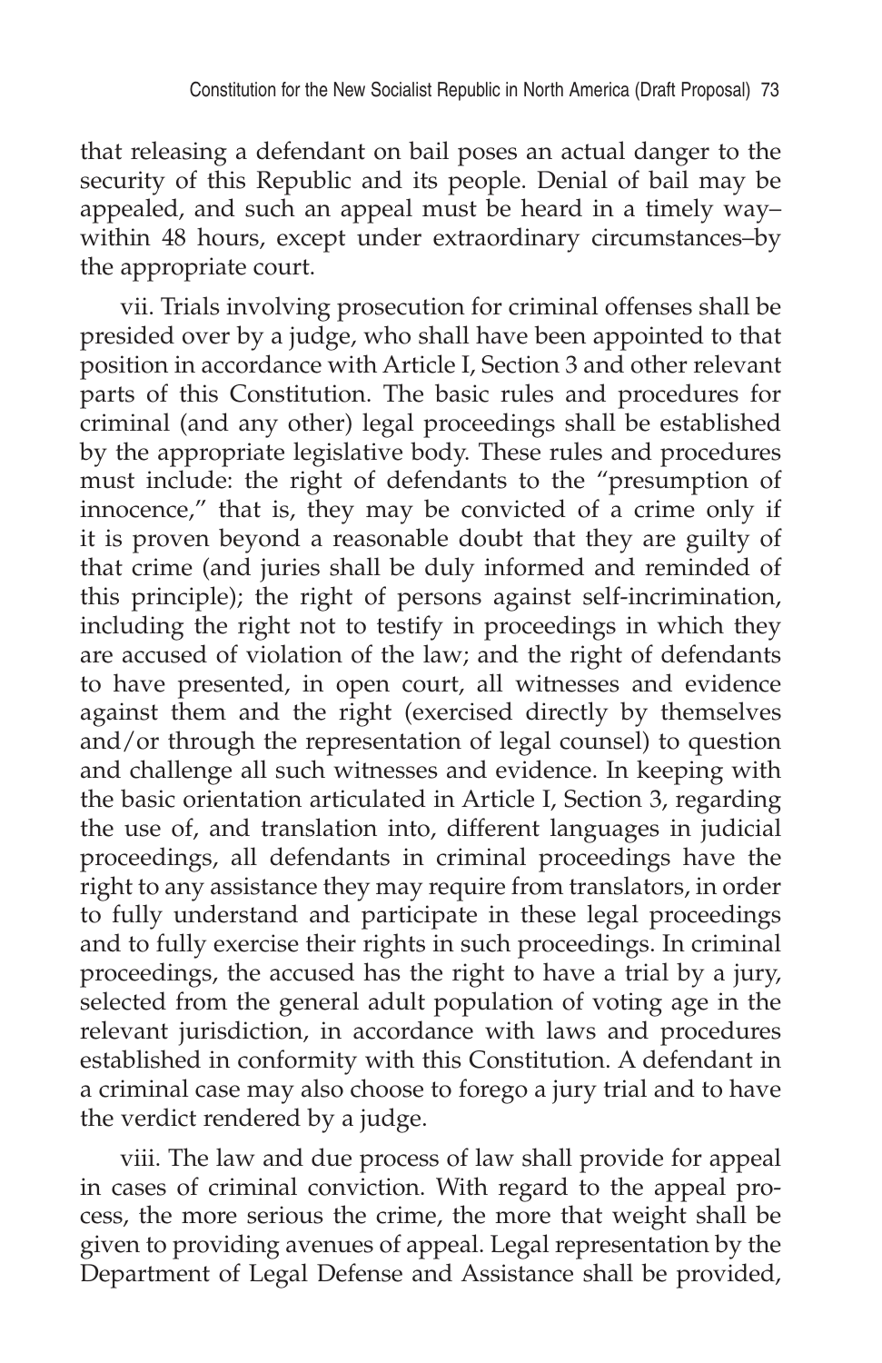that releasing a defendant on bail poses an actual danger to the security of this Republic and its people. Denial of bail may be appealed, and such an appeal must be heard in a timely way–within 48 hours, except under extraordinary circumstances–by the appropriate court.

vii. Trials involving prosecution for criminal offenses shall be presided over by a judge, who shall have been appointed to that position in accordance with Article I, Section 3 and other relevant parts of this Constitution. The basic rules and procedures for criminal (and any other) legal proceedings shall be established by the appropriate legislative body. These rules and procedures must include: the right of defendants to the "presumption of innocence," that is, they may be convicted of a crime only if it is proven beyond a reasonable doubt that they are guilty of that crime (and juries shall be duly informed and reminded of this principle); the right of persons against self-incrimination, including the right not to testify in proceedings in which they are accused of violation of the law; and the right of defendants to have presented, in open court, all witnesses and evidence against them and the right (exercised directly by themselves and/or through the representation of legal counsel) to question and challenge all such witnesses and evidence. In keeping with the basic orientation articulated in Article I, Section 3, regarding the use of, and translation into, different languages in judicial proceedings, all defendants in criminal proceedings have the right to any assistance they may require from translators, in order to fully understand and participate in these legal proceedings and to fully exercise their rights in such proceedings. In criminal proceedings, the accused has the right to have a trial by a jury, selected from the general adult population of voting age in the relevant jurisdiction, in accordance with laws and procedures established in conformity with this Constitution. A defendant in a criminal case may also choose to forego a jury trial and to have the verdict rendered by a judge.

viii. The law and due process of law shall provide for appeal in cases of criminal conviction. With regard to the appeal process, the more serious the crime, the more that weight shall be given to providing avenues of appeal. Legal representation by the Department of Legal Defense and Assistance shall be provided,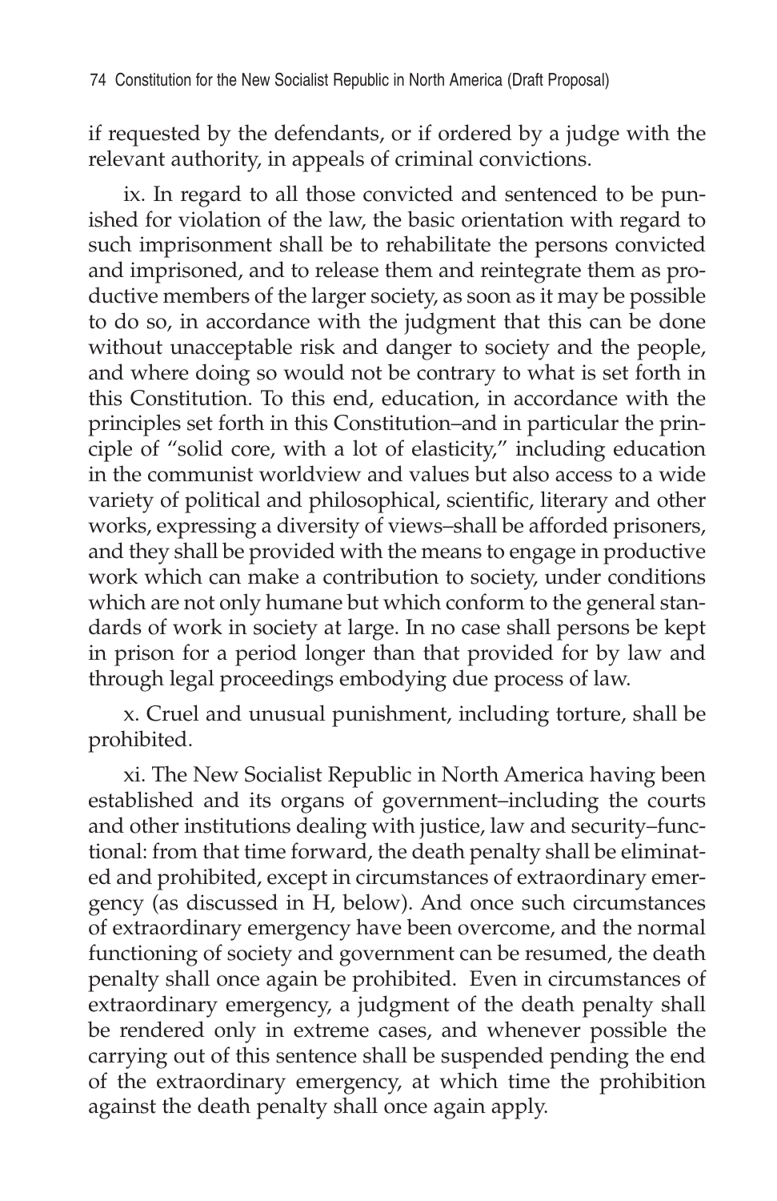if requested by the defendants, or if ordered by a judge with the relevant authority, in appeals of criminal convictions.

ix. In regard to all those convicted and sentenced to be punished for violation of the law, the basic orientation with regard to such imprisonment shall be to rehabilitate the persons convicted and imprisoned, and to release them and reintegrate them as productive members of the larger society, as soon as it may be possible to do so, in accordance with the judgment that this can be done without unacceptable risk and danger to society and the people, and where doing so would not be contrary to what is set forth in this Constitution. To this end, education, in accordance with the principles set forth in this Constitution–and in particular the principle of "solid core, with a lot of elasticity," including education in the communist worldview and values but also access to a wide variety of political and philosophical, scientific, literary and other works, expressing a diversity of views–shall be afforded prisoners, and they shall be provided with the means to engage in productive work which can make a contribution to society, under conditions which are not only humane but which conform to the general standards of work in society at large. In no case shall persons be kept in prison for a period longer than that provided for by law and through legal proceedings embodying due process of law.

x. Cruel and unusual punishment, including torture, shall be prohibited.

xi. The New Socialist Republic in North America having been established and its organs of government–including the courts and other institutions dealing with justice, law and security–functional: from that time forward, the death penalty shall be eliminated and prohibited, except in circumstances of extraordinary emergency (as discussed in H, below). And once such circumstances of extraordinary emergency have been overcome, and the normal functioning of society and government can be resumed, the death penalty shall once again be prohibited. Even in circumstances of extraordinary emergency, a judgment of the death penalty shall be rendered only in extreme cases, and whenever possible the carrying out of this sentence shall be suspended pending the end of the extraordinary emergency, at which time the prohibition against the death penalty shall once again apply.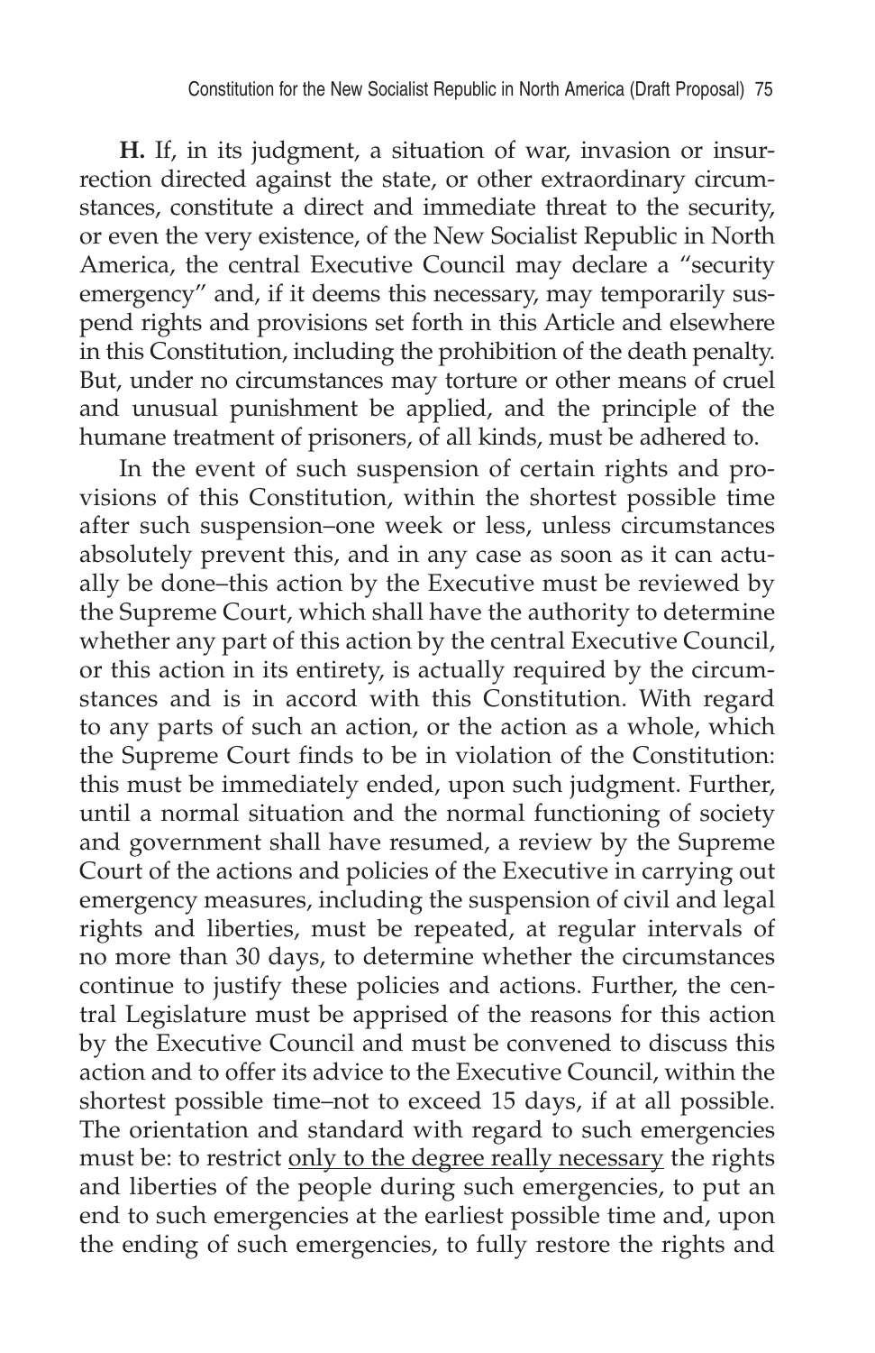**H.** If, in its judgment, a situation of war, invasion or insurrection directed against the state, or other extraordinary circumstances, constitute a direct and immediate threat to the security, or even the very existence, of the New Socialist Republic in North America, the central Executive Council may declare a "security emergency" and, if it deems this necessary, may temporarily suspend rights and provisions set forth in this Article and elsewhere in this Constitution, including the prohibition of the death penalty. But, under no circumstances may torture or other means of cruel and unusual punishment be applied, and the principle of the humane treatment of prisoners, of all kinds, must be adhered to.

In the event of such suspension of certain rights and provisions of this Constitution, within the shortest possible time after such suspension–one week or less, unless circumstances absolutely prevent this, and in any case as soon as it can actually be done–this action by the Executive must be reviewed by the Supreme Court, which shall have the authority to determine whether any part of this action by the central Executive Council, or this action in its entirety, is actually required by the circumstances and is in accord with this Constitution. With regard to any parts of such an action, or the action as a whole, which the Supreme Court finds to be in violation of the Constitution: this must be immediately ended, upon such judgment. Further, until a normal situation and the normal functioning of society and government shall have resumed, a review by the Supreme Court of the actions and policies of the Executive in carrying out emergency measures, including the suspension of civil and legal rights and liberties, must be repeated, at regular intervals of no more than 30 days, to determine whether the circumstances continue to justify these policies and actions. Further, the central Legislature must be apprised of the reasons for this action by the Executive Council and must be convened to discuss this action and to offer its advice to the Executive Council, within the shortest possible time–not to exceed 15 days, if at all possible. The orientation and standard with regard to such emergencies must be: to restrict <u>only to the degree really necessary</u> the rights and liberties of the people during such emergencies, to put an end to such emergencies at the earliest possible time and, upon the ending of such emergencies, to fully restore the rights and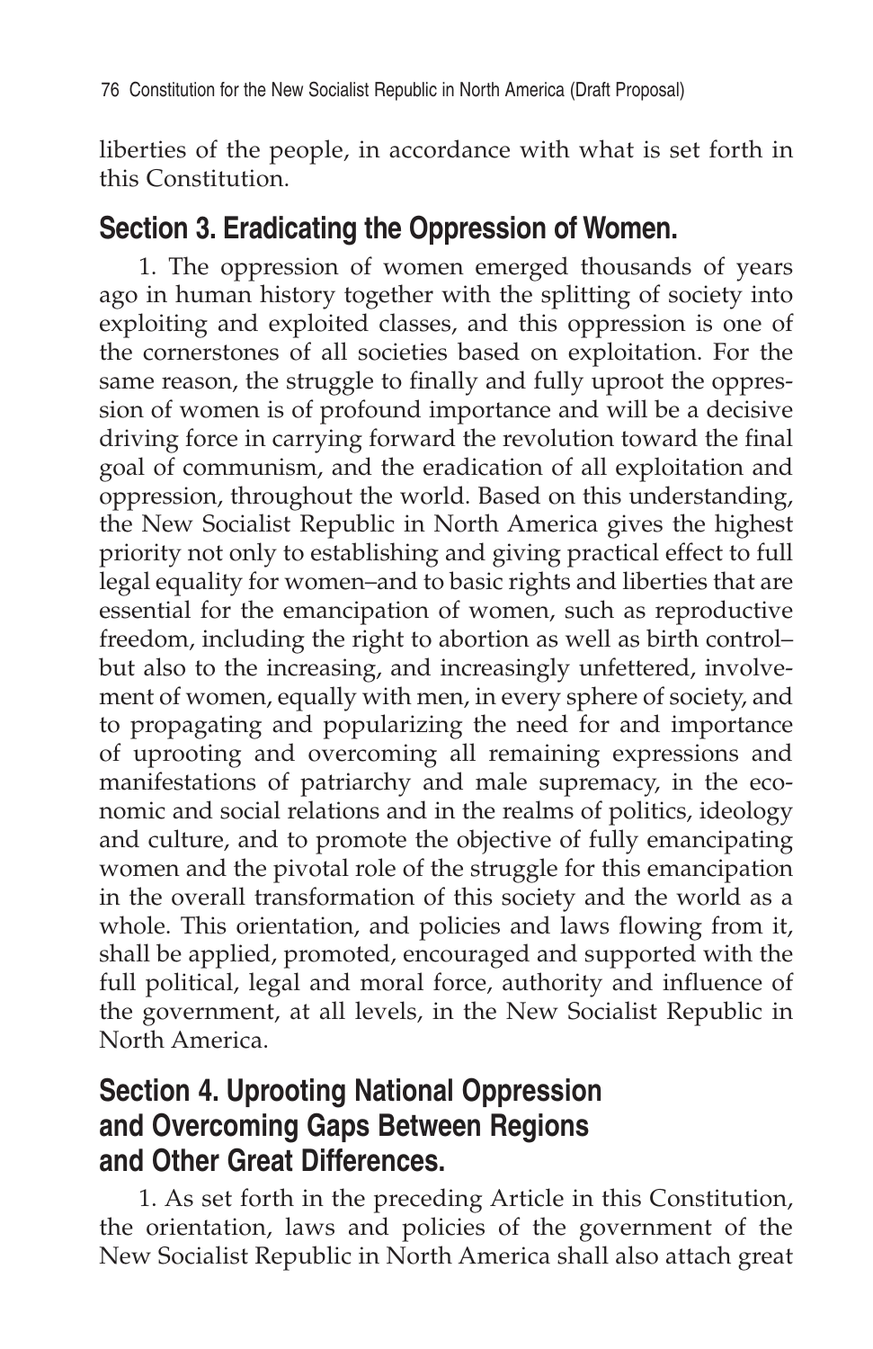liberties of the people, in accordance with what is set forth in this Constitution.

## Section 3. Eradicating the Oppression of Women.

1. The oppression of women emerged thousands of years ago in human history together with the splitting of society into exploiting and exploited classes, and this oppression is one of the cornerstones of all societies based on exploitation. For the same reason, the struggle to finally and fully uproot the oppression of women is of profound importance and will be a decisive driving force in carrying forward the revolution toward the final goal of communism, and the eradication of all exploitation and oppression, throughout the world. Based on this understanding, the New Socialist Republic in North America gives the highest priority not only to establishing and giving practical effect to full legal equality for women–and to basic rights and liberties that are essential for the emancipation of women, such as reproductive freedom, including the right to abortion as well as birth control–but also to the increasing, and increasingly unfettered, involvement of women, equally with men, in every sphere of society, and to propagating and popularizing the need for and importance of uprooting and overcoming all remaining expressions and manifestations of patriarchy and male supremacy, in the economic and social relations and in the realms of politics, ideology and culture, and to promote the objective of fully emancipating women and the pivotal role of the struggle for this emancipation in the overall transformation of this society and the world as a whole. This orientation, and policies and laws flowing from it, shall be applied, promoted, encouraged and supported with the full political, legal and moral force, authority and influence of the government, at all levels, in the New Socialist Republic in North America.

## Section 4. Uprooting National Oppression and Overcoming Gaps Between Regions and Other Great Differences.

1. As set forth in the preceding Article in this Constitution, the orientation, laws and policies of the government of the New Socialist Republic in North America shall also attach great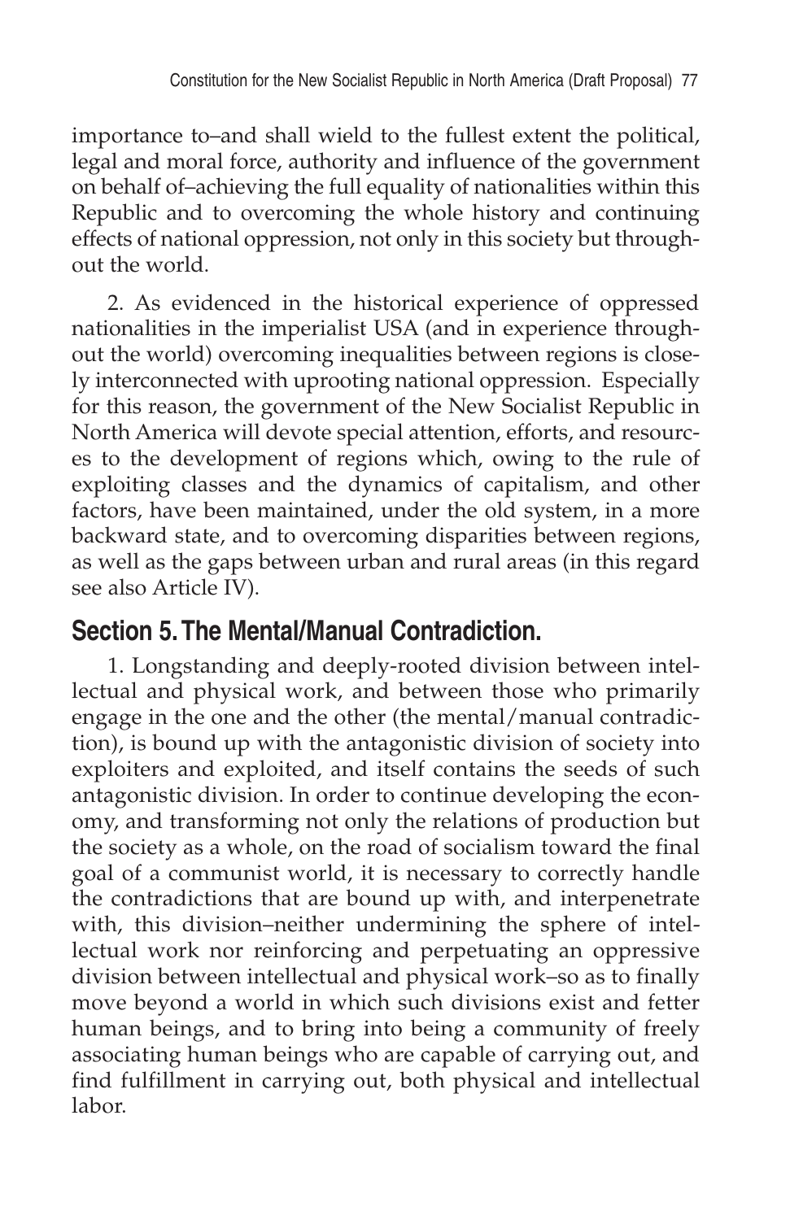importance to–and shall wield to the fullest extent the political, legal and moral force, authority and influence of the government on behalf of–achieving the full equality of nationalities within this Republic and to overcoming the whole history and continuing effects of national oppression, not only in this society but throughout the world.

2. As evidenced in the historical experience of oppressed nationalities in the imperialist USA (and in experience throughout the world) overcoming inequalities between regions is closely interconnected with uprooting national oppression. Especially for this reason, the government of the New Socialist Republic in North America will devote special attention, efforts, and resources to the development of regions which, owing to the rule of exploiting classes and the dynamics of capitalism, and other factors, have been maintained, under the old system, in a more backward state, and to overcoming disparities between regions, as well as the gaps between urban and rural areas (in this regard see also Article IV).

## Section 5. The Mental/Manual Contradiction.

1. Longstanding and deeply-rooted division between intellectual and physical work, and between those who primarily engage in the one and the other (the mental/manual contradiction), is bound up with the antagonistic division of society into exploiters and exploited, and itself contains the seeds of such antagonistic division. In order to continue developing the economy, and transforming not only the relations of production but the society as a whole, on the road of socialism toward the final goal of a communist world, it is necessary to correctly handle the contradictions that are bound up with, and interpenetrate with, this division–neither undermining the sphere of intellectual work nor reinforcing and perpetuating an oppressive division between intellectual and physical work–so as to finally move beyond a world in which such divisions exist and fetter human beings, and to bring into being a community of freely associating human beings who are capable of carrying out, and find fulfillment in carrying out, both physical and intellectual labor.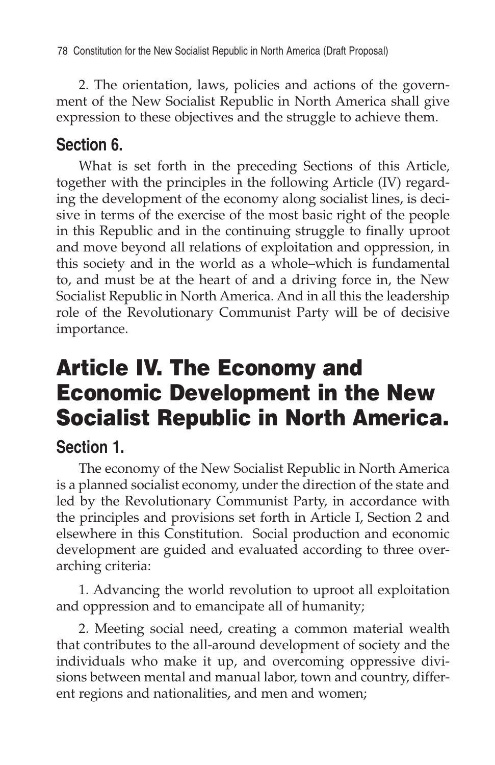2. The orientation, laws, policies and actions of the government of the New Socialist Republic in North America shall give expression to these objectives and the struggle to achieve them.

### Section 6.

What is set forth in the preceding Sections of this Article, together with the principles in the following Article (IV) regarding the development of the economy along socialist lines, is decisive in terms of the exercise of the most basic right of the people in this Republic and in the continuing struggle to finally uproot and move beyond all relations of exploitation and oppression, in this society and in the world as a whole–which is fundamental to, and must be at the heart of and a driving force in, the New Socialist Republic in North America. And in all this the leadership role of the Revolutionary Communist Party will be of decisive importance.

## Article IV. The Economy and Economic Development in the New Socialist Republic in North America.

### Section 1.

The economy of the New Socialist Republic in North America is a planned socialist economy, under the direction of the state and led by the Revolutionary Communist Party, in accordance with the principles and provisions set forth in Article I, Section 2 and elsewhere in this Constitution. Social production and economic development are guided and evaluated according to three overarching criteria:

1. Advancing the world revolution to uproot all exploitation and oppression and to emancipate all of humanity;

2. Meeting social need, creating a common material wealth that contributes to the all-around development of society and the individuals who make it up, and overcoming oppressive divisions between mental and manual labor, town and country, different regions and nationalities, and men and women;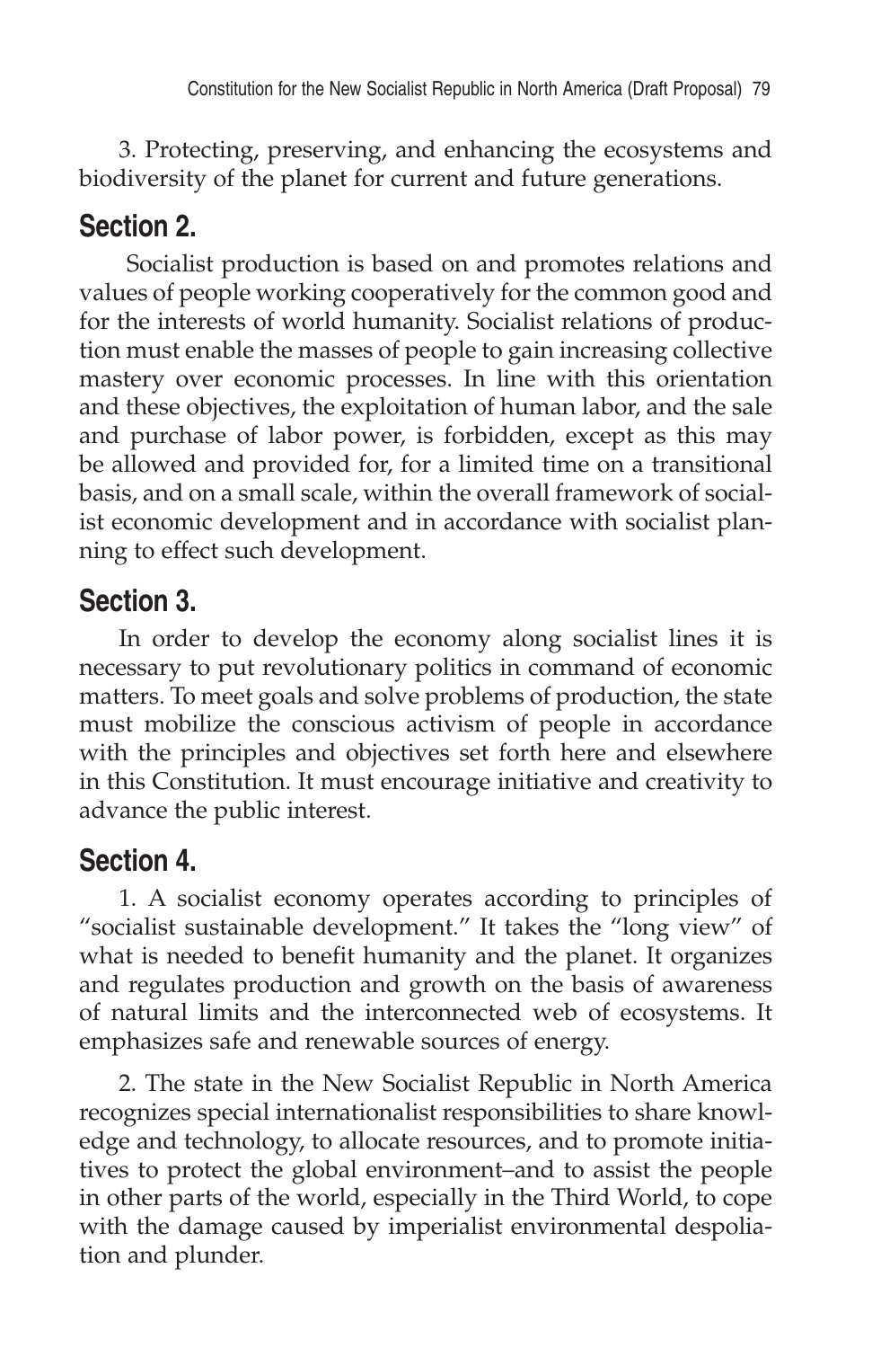3. Protecting, preserving, and enhancing the ecosystems and biodiversity of the planet for current and future generations.

## Section 2.

Socialist production is based on and promotes relations and values of people working cooperatively for the common good and for the interests of world humanity. Socialist relations of production must enable the masses of people to gain increasing collective mastery over economic processes. In line with this orientation and these objectives, the exploitation of human labor, and the sale and purchase of labor power, is forbidden, except as this may be allowed and provided for, for a limited time on a transitional basis, and on a small scale, within the overall framework of socialist economic development and in accordance with socialist planning to effect such development.

## Section 3.

In order to develop the economy along socialist lines it is necessary to put revolutionary politics in command of economic matters. To meet goals and solve problems of production, the state must mobilize the conscious activism of people in accordance with the principles and objectives set forth here and elsewhere in this Constitution. It must encourage initiative and creativity to advance the public interest.

## Section 4.

1. A socialist economy operates according to principles of "socialist sustainable development." It takes the "long view" of what is needed to benefit humanity and the planet. It organizes and regulates production and growth on the basis of awareness of natural limits and the interconnected web of ecosystems. It emphasizes safe and renewable sources of energy.

2. The state in the New Socialist Republic in North America recognizes special internationalist responsibilities to share knowledge and technology, to allocate resources, and to promote initiatives to protect the global environment–and to assist the people in other parts of the world, especially in the Third World, to cope with the damage caused by imperialist environmental despoliation and plunder.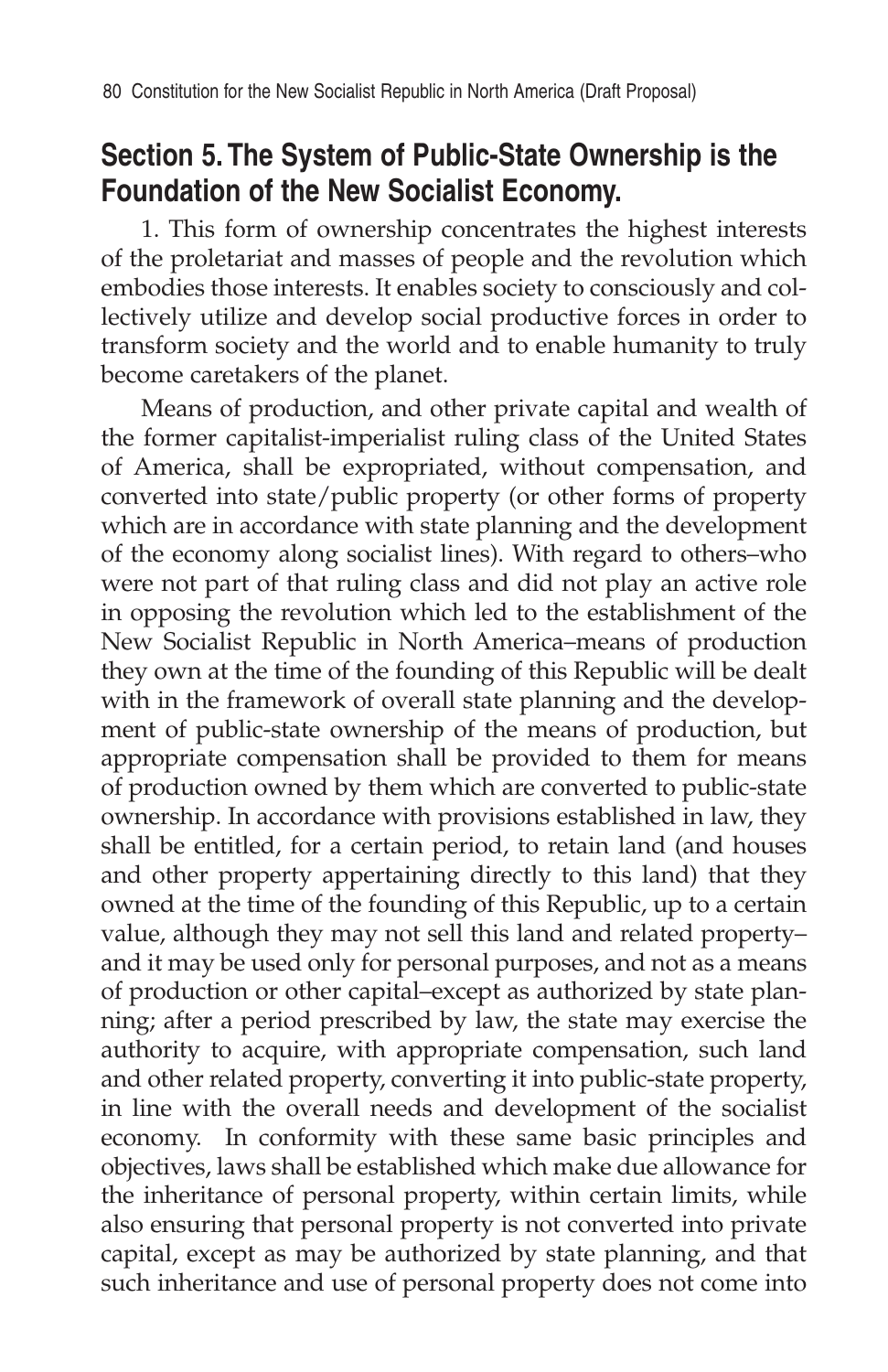## Section 5. The System of Public-State Ownership is the Foundation of the New Socialist Economy.

1. This form of ownership concentrates the highest interests of the proletariat and masses of people and the revolution which embodies those interests. It enables society to consciously and collectively utilize and develop social productive forces in order to transform society and the world and to enable humanity to truly become caretakers of the planet.

Means of production, and other private capital and wealth of the former capitalist-imperialist ruling class of the United States of America, shall be expropriated, without compensation, and converted into state/public property (or other forms of property which are in accordance with state planning and the development of the economy along socialist lines). With regard to others–who were not part of that ruling class and did not play an active role in opposing the revolution which led to the establishment of the New Socialist Republic in North America–means of production they own at the time of the founding of this Republic will be dealt with in the framework of overall state planning and the development of public-state ownership of the means of production, but appropriate compensation shall be provided to them for means of production owned by them which are converted to public-state ownership. In accordance with provisions established in law, they shall be entitled, for a certain period, to retain land (and houses and other property appertaining directly to this land) that they owned at the time of the founding of this Republic, up to a certain value, although they may not sell this land and related property–and it may be used only for personal purposes, and not as a means of production or other capital–except as authorized by state planning; after a period prescribed by law, the state may exercise the authority to acquire, with appropriate compensation, such land and other related property, converting it into public-state property, in line with the overall needs and development of the socialist economy. In conformity with these same basic principles and objectives, laws shall be established which make due allowance for the inheritance of personal property, within certain limits, while also ensuring that personal property is not converted into private capital, except as may be authorized by state planning, and that such inheritance and use of personal property does not come into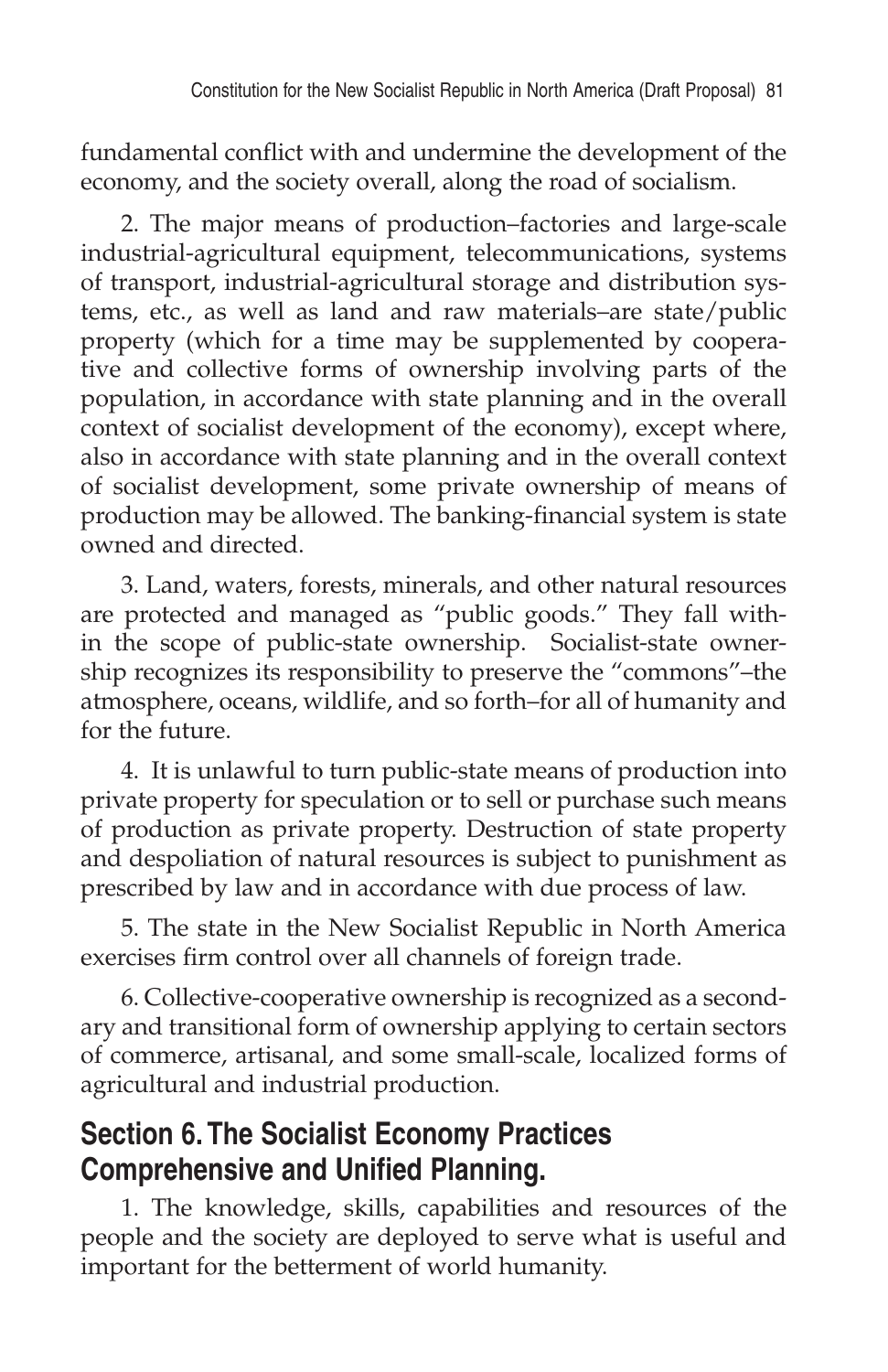fundamental conflict with and undermine the development of the economy, and the society overall, along the road of socialism.

2. The major means of production–factories and large-scale industrial-agricultural equipment, telecommunications, systems of transport, industrial-agricultural storage and distribution systems, etc., as well as land and raw materials–are state/public property (which for a time may be supplemented by cooperative and collective forms of ownership involving parts of the population, in accordance with state planning and in the overall context of socialist development of the economy), except where, also in accordance with state planning and in the overall context of socialist development, some private ownership of means of production may be allowed. The banking-financial system is state owned and directed.

3. Land, waters, forests, minerals, and other natural resources are protected and managed as "public goods." They fall within the scope of public-state ownership. Socialist-state ownership recognizes its responsibility to preserve the "commons"–the atmosphere, oceans, wildlife, and so forth–for all of humanity and for the future.

4. It is unlawful to turn public-state means of production into private property for speculation or to sell or purchase such means of production as private property. Destruction of state property and despoliation of natural resources is subject to punishment as prescribed by law and in accordance with due process of law.

5. The state in the New Socialist Republic in North America exercises firm control over all channels of foreign trade.

6. Collective-cooperative ownership is recognized as a secondary and transitional form of ownership applying to certain sectors of commerce, artisanal, and some small-scale, localized forms of agricultural and industrial production.

## Section 6. The Socialist Economy Practices Comprehensive and Unified Planning.

1. The knowledge, skills, capabilities and resources of the people and the society are deployed to serve what is useful and important for the betterment of world humanity.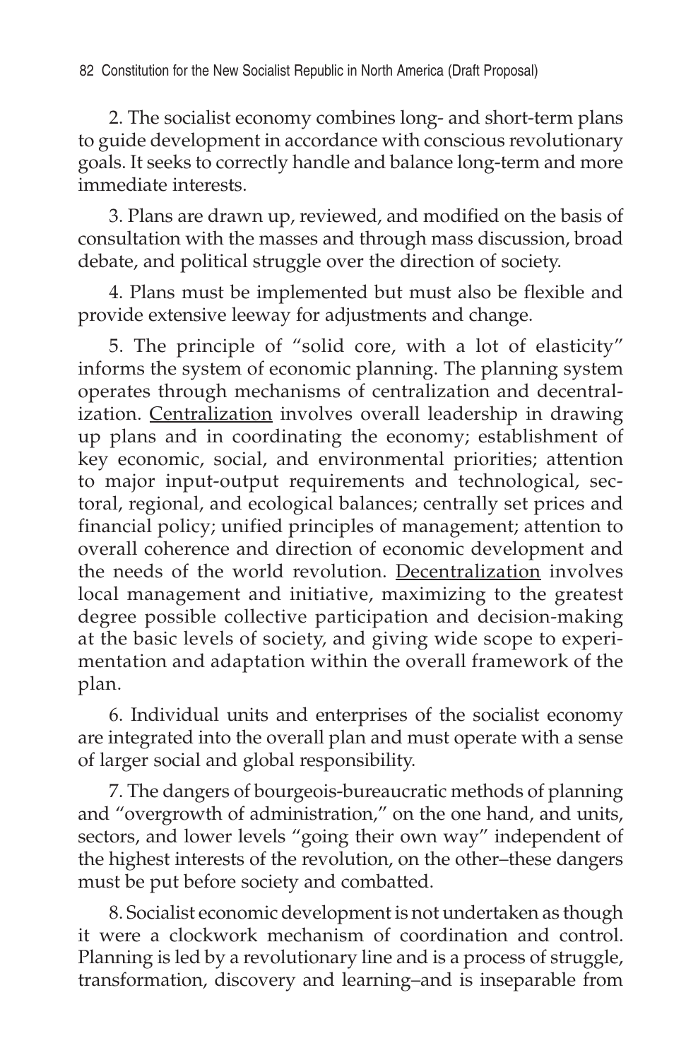2. The socialist economy combines long- and short-term plans to guide development in accordance with conscious revolutionary goals. It seeks to correctly handle and balance long-term and more immediate interests.

3. Plans are drawn up, reviewed, and modified on the basis of consultation with the masses and through mass discussion, broad debate, and political struggle over the direction of society.

4. Plans must be implemented but must also be flexible and provide extensive leeway for adjustments and change.

5. The principle of "solid core, with a lot of elasticity" informs the system of economic planning. The planning system operates through mechanisms of centralization and decentralization. <u>Centralization</u> involves overall leadership in drawing up plans and in coordinating the economy; establishment of key economic, social, and environmental priorities; attention to major input-output requirements and technological, sectoral, regional, and ecological balances; centrally set prices and financial policy; unified principles of management; attention to overall coherence and direction of economic development and the needs of the world revolution. <u>Decentralization</u> involves local management and initiative, maximizing to the greatest degree possible collective participation and decision-making at the basic levels of society, and giving wide scope to experimentation and adaptation within the overall framework of the plan.

6. Individual units and enterprises of the socialist economy are integrated into the overall plan and must operate with a sense of larger social and global responsibility.

7. The dangers of bourgeois-bureaucratic methods of planning and "overgrowth of administration," on the one hand, and units, sectors, and lower levels "going their own way" independent of the highest interests of the revolution, on the other–these dangers must be put before society and combatted.

8. Socialist economic development is not undertaken as though it were a clockwork mechanism of coordination and control. Planning is led by a revolutionary line and is a process of struggle, transformation, discovery and learning–and is inseparable from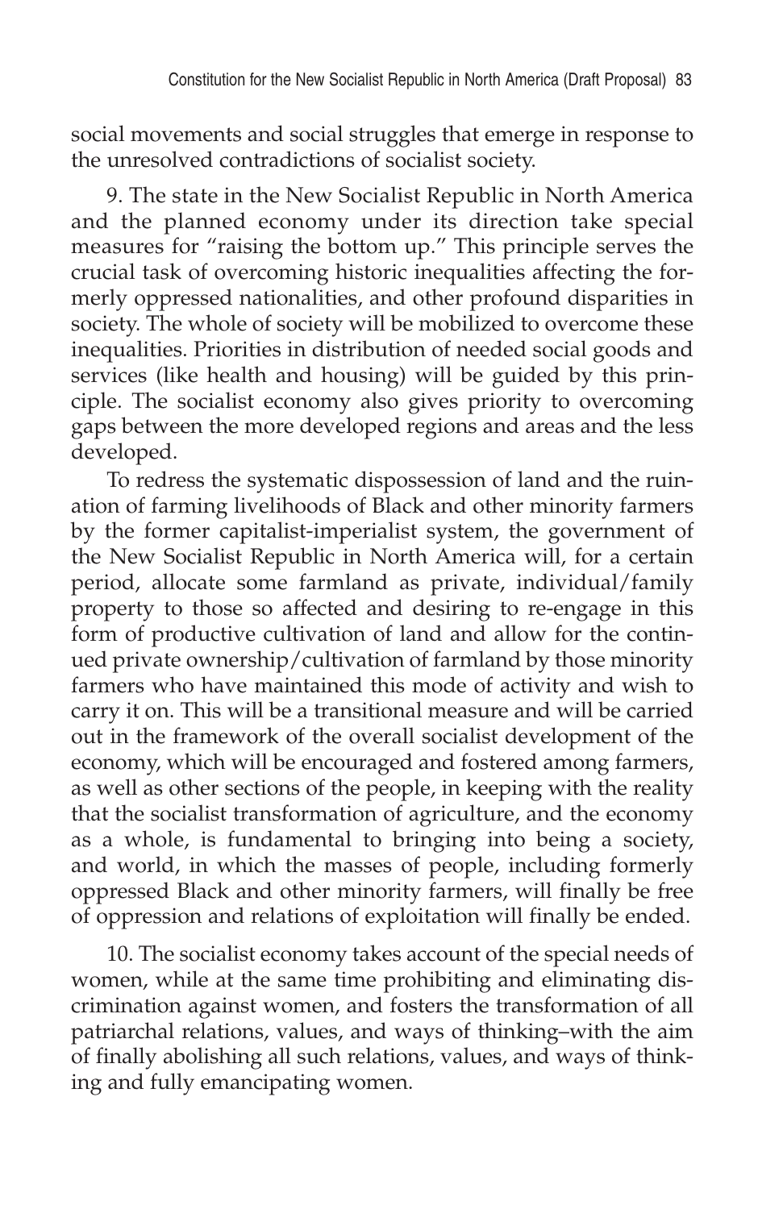social movements and social struggles that emerge in response to the unresolved contradictions of socialist society.

9. The state in the New Socialist Republic in North America and the planned economy under its direction take special measures for "raising the bottom up." This principle serves the crucial task of overcoming historic inequalities affecting the formerly oppressed nationalities, and other profound disparities in society. The whole of society will be mobilized to overcome these inequalities. Priorities in distribution of needed social goods and services (like health and housing) will be guided by this principle. The socialist economy also gives priority to overcoming gaps between the more developed regions and areas and the less developed.

To redress the systematic dispossession of land and the ruination of farming livelihoods of Black and other minority farmers by the former capitalist-imperialist system, the government of the New Socialist Republic in North America will, for a certain period, allocate some farmland as private, individual/family property to those so affected and desiring to re-engage in this form of productive cultivation of land and allow for the continued private ownership/cultivation of farmland by those minority farmers who have maintained this mode of activity and wish to carry it on. This will be a transitional measure and will be carried out in the framework of the overall socialist development of the economy, which will be encouraged and fostered among farmers, as well as other sections of the people, in keeping with the reality that the socialist transformation of agriculture, and the economy as a whole, is fundamental to bringing into being a society, and world, in which the masses of people, including formerly oppressed Black and other minority farmers, will finally be free of oppression and relations of exploitation will finally be ended.

10. The socialist economy takes account of the special needs of women, while at the same time prohibiting and eliminating discrimination against women, and fosters the transformation of all patriarchal relations, values, and ways of thinking–with the aim of finally abolishing all such relations, values, and ways of thinking and fully emancipating women.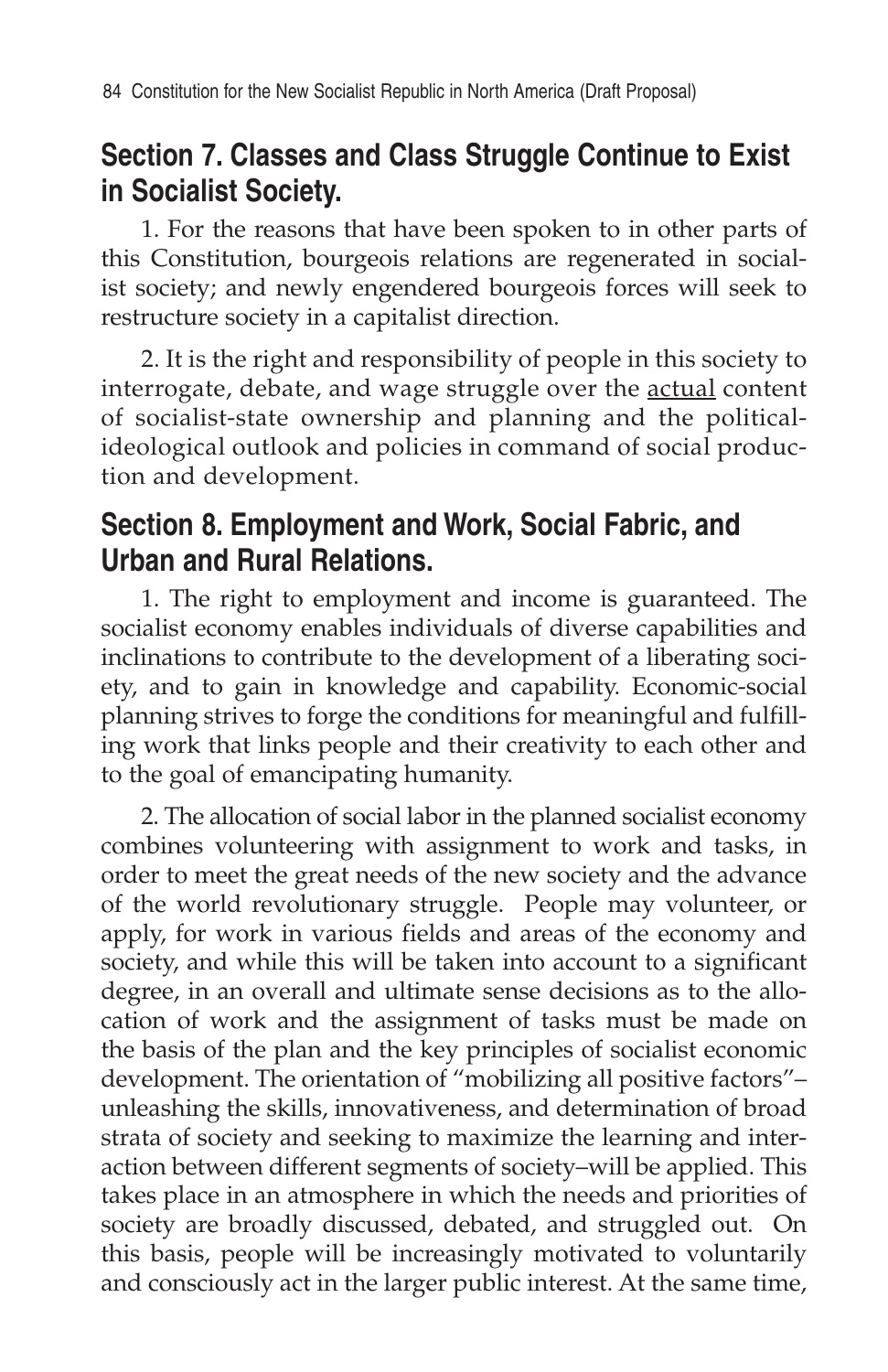## Section 7. Classes and Class Struggle Continue to Exist in Socialist Society.

1. For the reasons that have been spoken to in other parts of this Constitution, bourgeois relations are regenerated in socialist society; and newly engendered bourgeois forces will seek to restructure society in a capitalist direction.

2. It is the right and responsibility of people in this society to interrogate, debate, and wage struggle over the <u>actual</u> content of socialist-state ownership and planning and the political-ideological outlook and policies in command of social production and development.

## Section 8. Employment and Work, Social Fabric, and Urban and Rural Relations.

1. The right to employment and income is guaranteed. The socialist economy enables individuals of diverse capabilities and inclinations to contribute to the development of a liberating society, and to gain in knowledge and capability. Economic-social planning strives to forge the conditions for meaningful and fulfilling work that links people and their creativity to each other and to the goal of emancipating humanity.

2. The allocation of social labor in the planned socialist economy combines volunteering with assignment to work and tasks, in order to meet the great needs of the new society and the advance of the world revolutionary struggle. People may volunteer, or apply, for work in various fields and areas of the economy and society, and while this will be taken into account to a significant degree, in an overall and ultimate sense decisions as to the allocation of work and the assignment of tasks must be made on the basis of the plan and the key principles of socialist economic development. The orientation of "mobilizing all positive factors"–unleashing the skills, innovativeness, and determination of broad strata of society and seeking to maximize the learning and interaction between different segments of society–will be applied. This takes place in an atmosphere in which the needs and priorities of society are broadly discussed, debated, and struggled out. On this basis, people will be increasingly motivated to voluntarily and consciously act in the larger public interest. At the same time,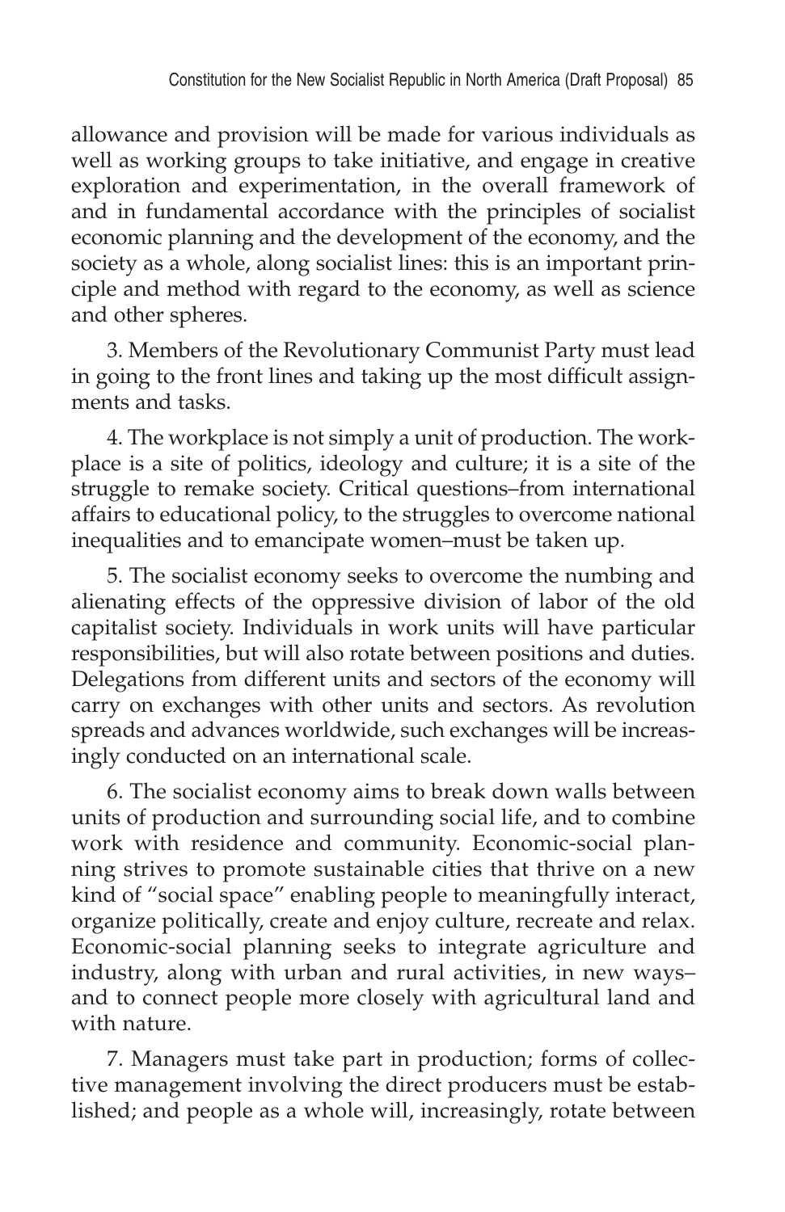allowance and provision will be made for various individuals as well as working groups to take initiative, and engage in creative exploration and experimentation, in the overall framework of and in fundamental accordance with the principles of socialist economic planning and the development of the economy, and the society as a whole, along socialist lines: this is an important principle and method with regard to the economy, as well as science and other spheres.

3. Members of the Revolutionary Communist Party must lead in going to the front lines and taking up the most difficult assignments and tasks.

4. The workplace is not simply a unit of production. The workplace is a site of politics, ideology and culture; it is a site of the struggle to remake society. Critical questions–from international affairs to educational policy, to the struggles to overcome national inequalities and to emancipate women–must be taken up.

5. The socialist economy seeks to overcome the numbing and alienating effects of the oppressive division of labor of the old capitalist society. Individuals in work units will have particular responsibilities, but will also rotate between positions and duties. Delegations from different units and sectors of the economy will carry on exchanges with other units and sectors. As revolution spreads and advances worldwide, such exchanges will be increasingly conducted on an international scale.

6. The socialist economy aims to break down walls between units of production and surrounding social life, and to combine work with residence and community. Economic-social planning strives to promote sustainable cities that thrive on a new kind of "social space" enabling people to meaningfully interact, organize politically, create and enjoy culture, recreate and relax. Economic-social planning seeks to integrate agriculture and industry, along with urban and rural activities, in new ways–and to connect people more closely with agricultural land and with nature.

7. Managers must take part in production; forms of collective management involving the direct producers must be established; and people as a whole will, increasingly, rotate between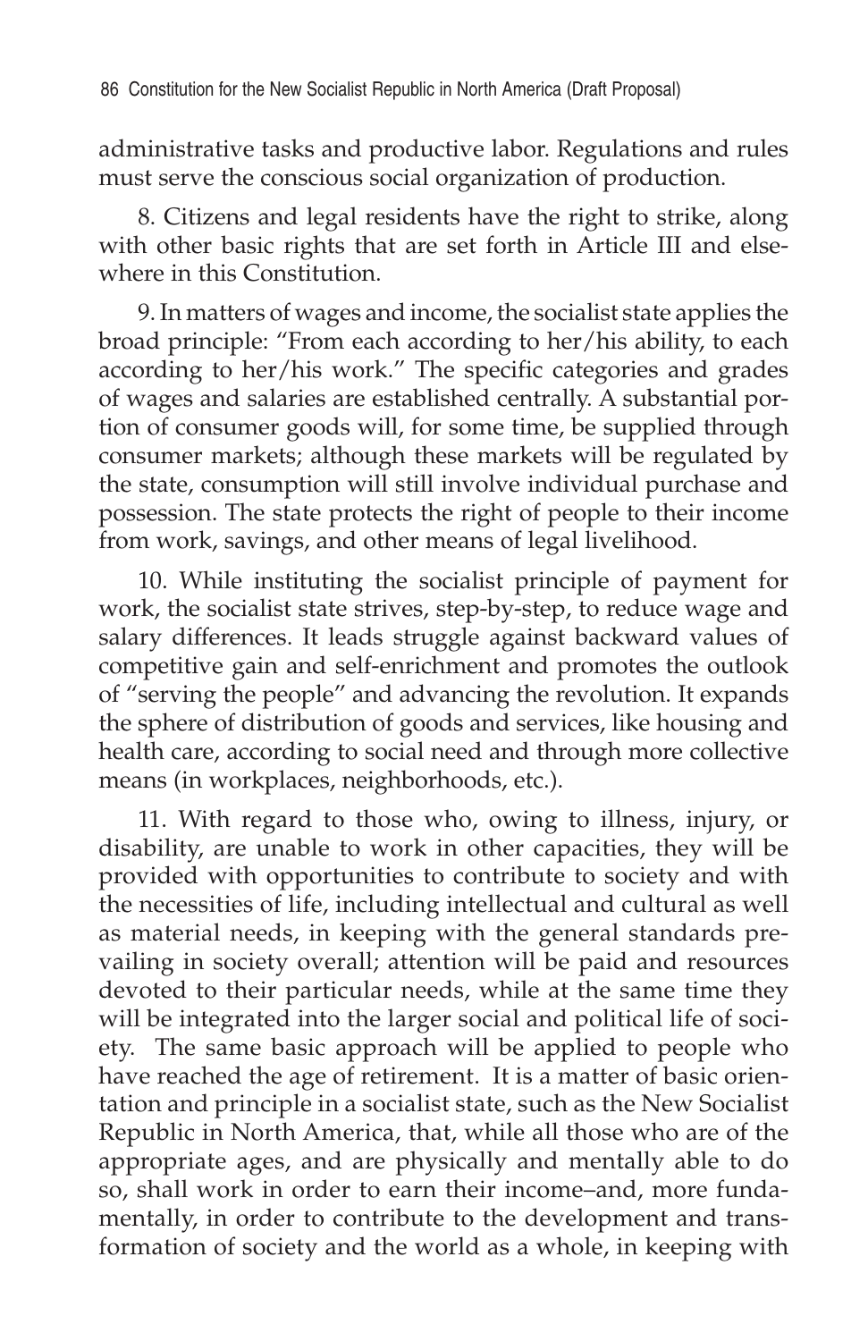administrative tasks and productive labor. Regulations and rules must serve the conscious social organization of production.

8. Citizens and legal residents have the right to strike, along with other basic rights that are set forth in Article III and elsewhere in this Constitution.

9. In matters of wages and income, the socialist state applies the broad principle: "From each according to her/his ability, to each according to her/his work." The specific categories and grades of wages and salaries are established centrally. A substantial portion of consumer goods will, for some time, be supplied through consumer markets; although these markets will be regulated by the state, consumption will still involve individual purchase and possession. The state protects the right of people to their income from work, savings, and other means of legal livelihood.

10. While instituting the socialist principle of payment for work, the socialist state strives, step-by-step, to reduce wage and salary differences. It leads struggle against backward values of competitive gain and self-enrichment and promotes the outlook of "serving the people" and advancing the revolution. It expands the sphere of distribution of goods and services, like housing and health care, according to social need and through more collective means (in workplaces, neighborhoods, etc.).

11. With regard to those who, owing to illness, injury, or disability, are unable to work in other capacities, they will be provided with opportunities to contribute to society and with the necessities of life, including intellectual and cultural as well as material needs, in keeping with the general standards prevailing in society overall; attention will be paid and resources devoted to their particular needs, while at the same time they will be integrated into the larger social and political life of society. The same basic approach will be applied to people who have reached the age of retirement. It is a matter of basic orientation and principle in a socialist state, such as the New Socialist Republic in North America, that, while all those who are of the appropriate ages, and are physically and mentally able to do so, shall work in order to earn their income–and, more fundamentally, in order to contribute to the development and transformation of society and the world as a whole, in keeping with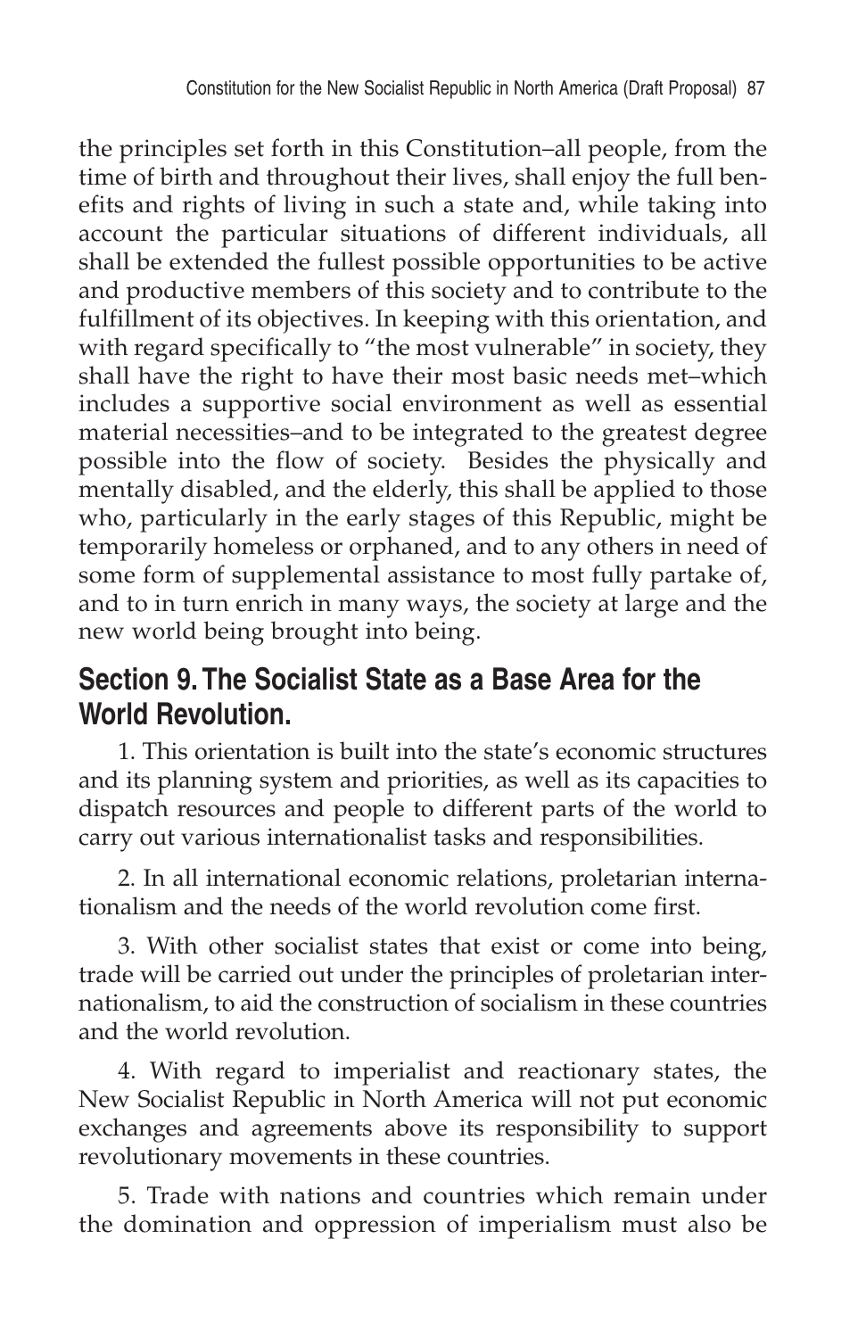the principles set forth in this Constitution–all people, from the time of birth and throughout their lives, shall enjoy the full benefits and rights of living in such a state and, while taking into account the particular situations of different individuals, all shall be extended the fullest possible opportunities to be active and productive members of this society and to contribute to the fulfillment of its objectives. In keeping with this orientation, and with regard specifically to "the most vulnerable" in society, they shall have the right to have their most basic needs met–which includes a supportive social environment as well as essential material necessities–and to be integrated to the greatest degree possible into the flow of society. Besides the physically and mentally disabled, and the elderly, this shall be applied to those who, particularly in the early stages of this Republic, might be temporarily homeless or orphaned, and to any others in need of some form of supplemental assistance to most fully partake of, and to in turn enrich in many ways, the society at large and the new world being brought into being.

## Section 9. The Socialist State as a Base Area for the World Revolution.

1. This orientation is built into the state's economic structures and its planning system and priorities, as well as its capacities to dispatch resources and people to different parts of the world to carry out various internationalist tasks and responsibilities.

2. In all international economic relations, proletarian internationalism and the needs of the world revolution come first.

3. With other socialist states that exist or come into being, trade will be carried out under the principles of proletarian internationalism, to aid the construction of socialism in these countries and the world revolution.

4. With regard to imperialist and reactionary states, the New Socialist Republic in North America will not put economic exchanges and agreements above its responsibility to support revolutionary movements in these countries.

5. Trade with nations and countries which remain under the domination and oppression of imperialism must also be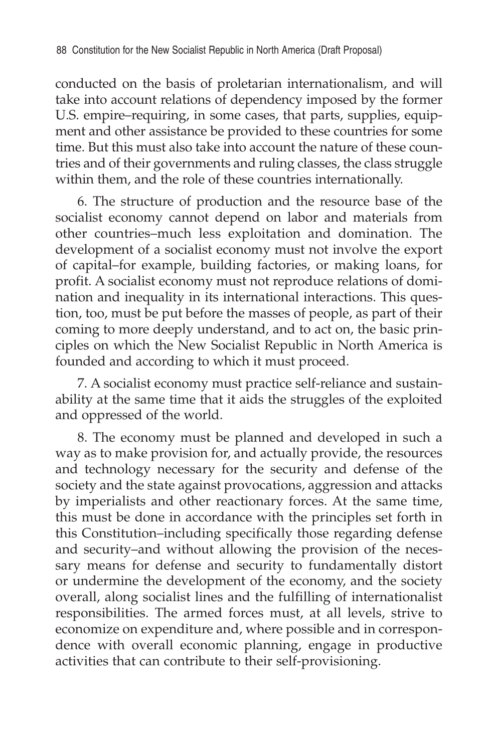conducted on the basis of proletarian internationalism, and will take into account relations of dependency imposed by the former U.S. empire–requiring, in some cases, that parts, supplies, equipment and other assistance be provided to these countries for some time. But this must also take into account the nature of these countries and of their governments and ruling classes, the class struggle within them, and the role of these countries internationally.

6. The structure of production and the resource base of the socialist economy cannot depend on labor and materials from other countries–much less exploitation and domination. The development of a socialist economy must not involve the export of capital–for example, building factories, or making loans, for profit. A socialist economy must not reproduce relations of domination and inequality in its international interactions. This question, too, must be put before the masses of people, as part of their coming to more deeply understand, and to act on, the basic principles on which the New Socialist Republic in North America is founded and according to which it must proceed.

7. A socialist economy must practice self-reliance and sustainability at the same time that it aids the struggles of the exploited and oppressed of the world.

8. The economy must be planned and developed in such a way as to make provision for, and actually provide, the resources and technology necessary for the security and defense of the society and the state against provocations, aggression and attacks by imperialists and other reactionary forces. At the same time, this must be done in accordance with the principles set forth in this Constitution–including specifically those regarding defense and security–and without allowing the provision of the necessary means for defense and security to fundamentally distort or undermine the development of the economy, and the society overall, along socialist lines and the fulfilling of internationalist responsibilities. The armed forces must, at all levels, strive to economize on expenditure and, where possible and in correspondence with overall economic planning, engage in productive activities that can contribute to their self-provisioning.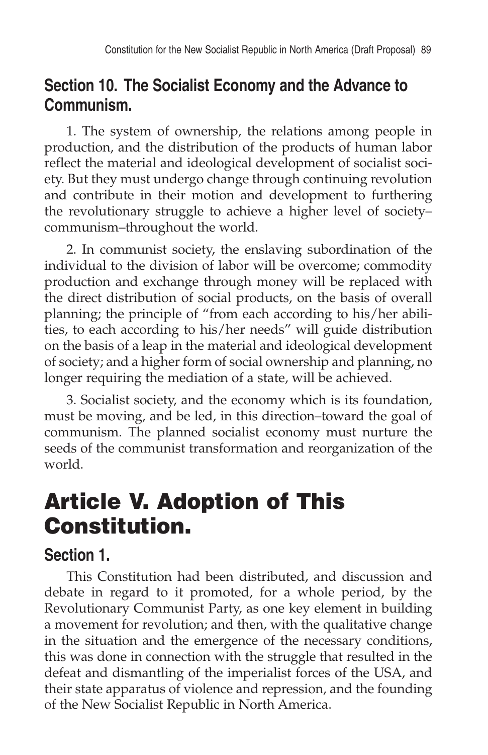### Section 10. The Socialist Economy and the Advance to Communism.

1. The system of ownership, the relations among people in production, and the distribution of the products of human labor reflect the material and ideological development of socialist society. But they must undergo change through continuing revolution and contribute in their motion and development to furthering the revolutionary struggle to achieve a higher level of society–communism–throughout the world.

2. In communist society, the enslaving subordination of the individual to the division of labor will be overcome; commodity production and exchange through money will be replaced with the direct distribution of social products, on the basis of overall planning; the principle of "from each according to his/her abilities, to each according to his/her needs" will guide distribution on the basis of a leap in the material and ideological development of society; and a higher form of social ownership and planning, no longer requiring the mediation of a state, will be achieved.

3. Socialist society, and the economy which is its foundation, must be moving, and be led, in this direction–toward the goal of communism. The planned socialist economy must nurture the seeds of the communist transformation and reorganization of the world.

## Article V. Adoption of This Constitution.

### Section 1.

This Constitution had been distributed, and discussion and debate in regard to it promoted, for a whole period, by the Revolutionary Communist Party, as one key element in building a movement for revolution; and then, with the qualitative change in the situation and the emergence of the necessary conditions, this was done in connection with the struggle that resulted in the defeat and dismantling of the imperialist forces of the USA, and their state apparatus of violence and repression, and the founding of the New Socialist Republic in North America.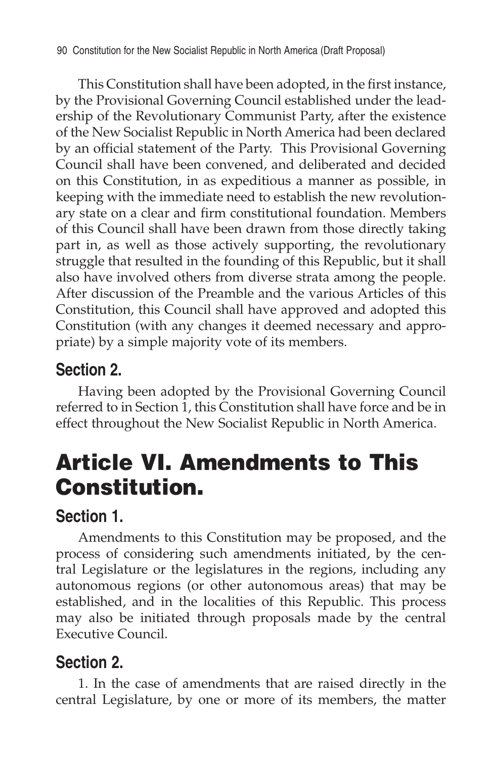This Constitution shall have been adopted, in the first instance, by the Provisional Governing Council established under the leadership of the Revolutionary Communist Party, after the existence of the New Socialist Republic in North America had been declared by an official statement of the Party. This Provisional Governing Council shall have been convened, and deliberated and decided on this Constitution, in as expeditious a manner as possible, in keeping with the immediate need to establish the new revolutionary state on a clear and firm constitutional foundation. Members of this Council shall have been drawn from those directly taking part in, as well as those actively supporting, the revolutionary struggle that resulted in the founding of this Republic, but it shall also have involved others from diverse strata among the people. After discussion of the Preamble and the various Articles of this Constitution, this Council shall have approved and adopted this Constitution (with any changes it deemed necessary and appropriate) by a simple majority vote of its members.

### Section 2.

Having been adopted by the Provisional Governing Council referred to in Section 1, this Constitution shall have force and be in effect throughout the New Socialist Republic in North America.

## Article VI. Amendments to This Constitution.

### Section 1.

Amendments to this Constitution may be proposed, and the process of considering such amendments initiated, by the central Legislature or the legislatures in the regions, including any autonomous regions (or other autonomous areas) that may be established, and in the localities of this Republic. This process may also be initiated through proposals made by the central Executive Council.

### Section 2.

1. In the case of amendments that are raised directly in the central Legislature, by one or more of its members, the matter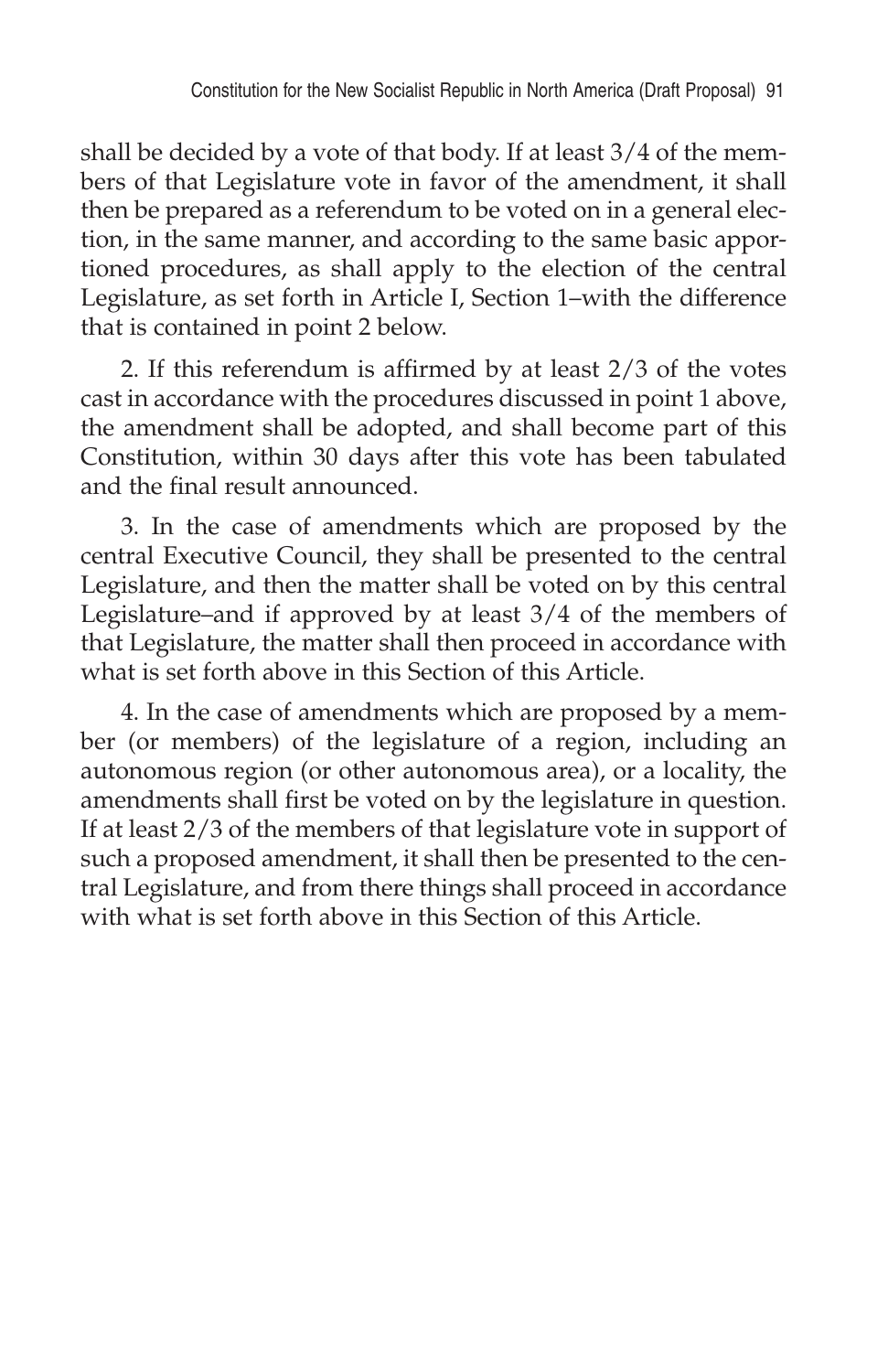shall be decided by a vote of that body. If at least 3/4 of the members of that Legislature vote in favor of the amendment, it shall then be prepared as a referendum to be voted on in a general election, in the same manner, and according to the same basic apportioned procedures, as shall apply to the election of the central Legislature, as set forth in Article I, Section 1–with the difference that is contained in point 2 below.

2. If this referendum is affirmed by at least 2/3 of the votes cast in accordance with the procedures discussed in point 1 above, the amendment shall be adopted, and shall become part of this Constitution, within 30 days after this vote has been tabulated and the final result announced.

3. In the case of amendments which are proposed by the central Executive Council, they shall be presented to the central Legislature, and then the matter shall be voted on by this central Legislature–and if approved by at least 3/4 of the members of that Legislature, the matter shall then proceed in accordance with what is set forth above in this Section of this Article.

4. In the case of amendments which are proposed by a member (or members) of the legislature of a region, including an autonomous region (or other autonomous area), or a locality, the amendments shall first be voted on by the legislature in question. If at least 2/3 of the members of that legislature vote in support of such a proposed amendment, it shall then be presented to the central Legislature, and from there things shall proceed in accordance with what is set forth above in this Section of this Article.